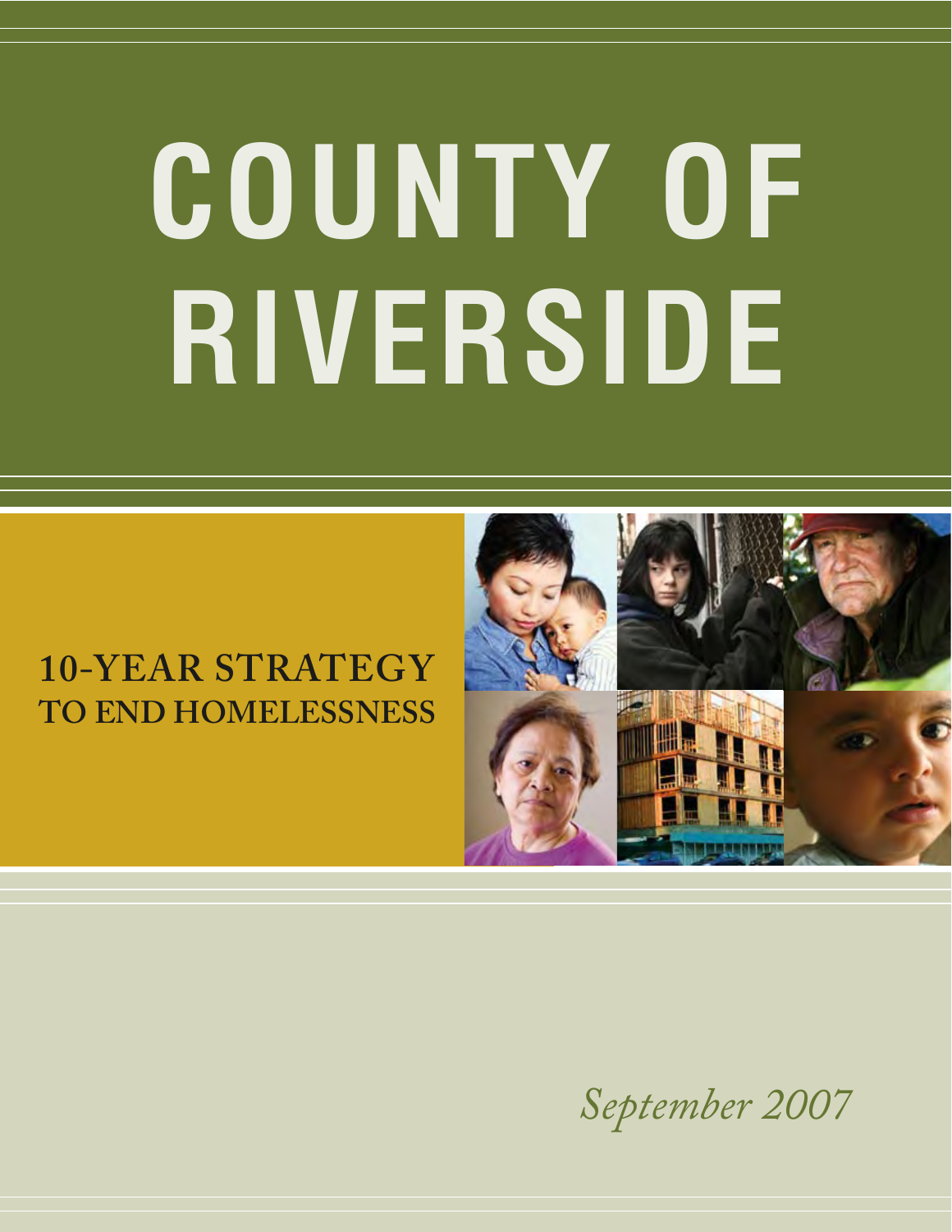# COUNTY OF RIVERSIDE

## 10-YEAR STRATEGY TO END HOMELESSNESS

*September 2007*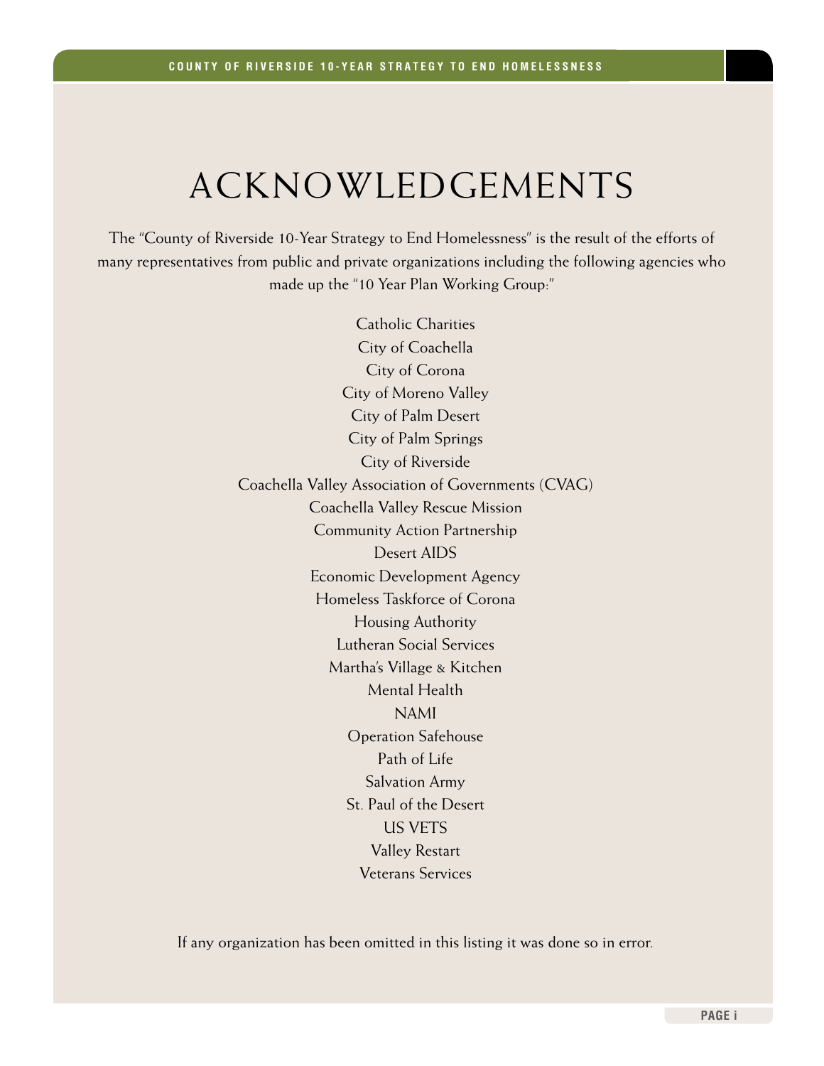# ACKNOWLEDGEMENTS

The "County of Riverside 10-Year Strategy to End Homelessness" is the result of the efforts of many representatives from public and private organizations including the following agencies who made up the "10 Year Plan Working Group:"

Catholic Charities
City of Coachella
City of Corona
City of Moreno Valley
City of Palm Desert
City of Palm Springs
City of Riverside
Coachella Valley Association of Governments (CVAG)
Coachella Valley Rescue Mission
Community Action Partnership
Desert AIDS
Economic Development Agency
Homeless Taskforce of Corona
Housing Authority
Lutheran Social Services
Martha's Village & Kitchen
Mental Health
NAMI
Operation Safehouse
Path of Life
Salvation Army
St. Paul of the Desert
US VETS
Valley Restart
Veterans Services

If any organization has been omitted in this listing it was done so in error.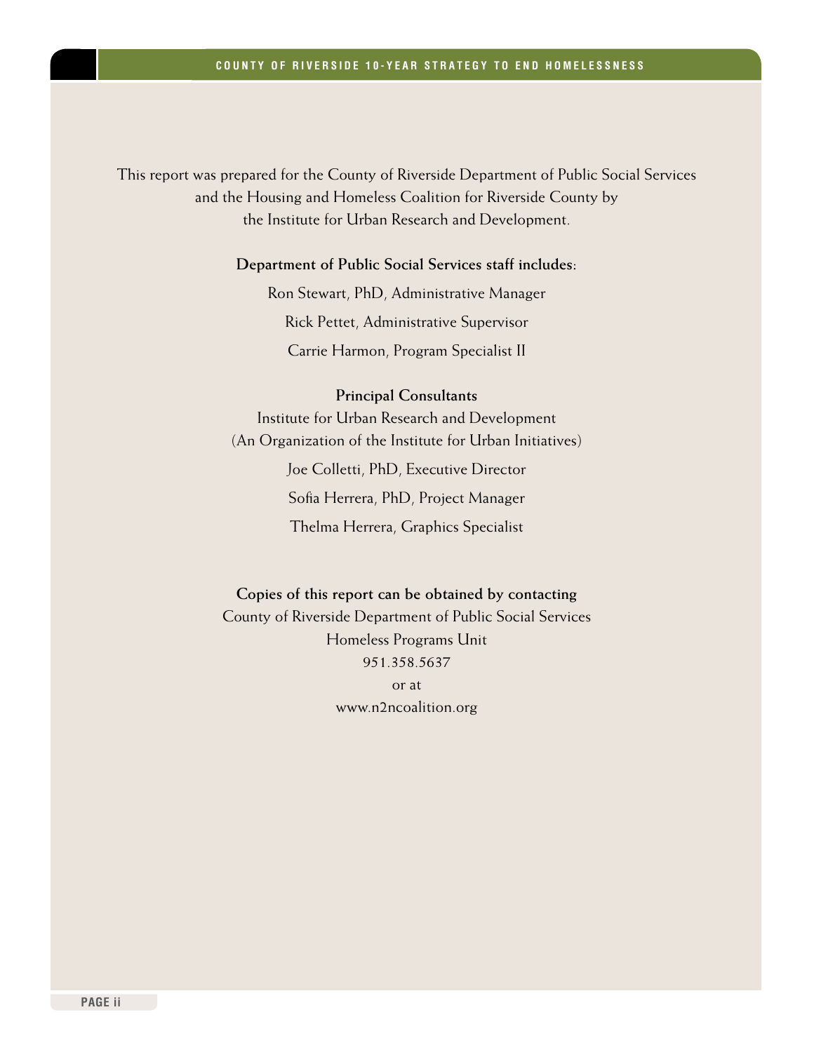This report was prepared for the County of Riverside Department of Public Social Services and the Housing and Homeless Coalition for Riverside County by the Institute for Urban Research and Development.

**Department of Public Social Services staff includes:**

Ron Stewart, PhD, Administrative Manager

Rick Pettet, Administrative Supervisor

Carrie Harmon, Program Specialist II

**Principal Consultants**

Institute for Urban Research and Development
(An Organization of the Institute for Urban Initiatives)

Joe Colletti, PhD, Executive Director

Sofia Herrera, PhD, Project Manager

Thelma Herrera, Graphics Specialist

**Copies of this report can be obtained by contacting**

County of Riverside Department of Public Social Services
Homeless Programs Unit
951.358.5637
or at
www.n2ncoalition.org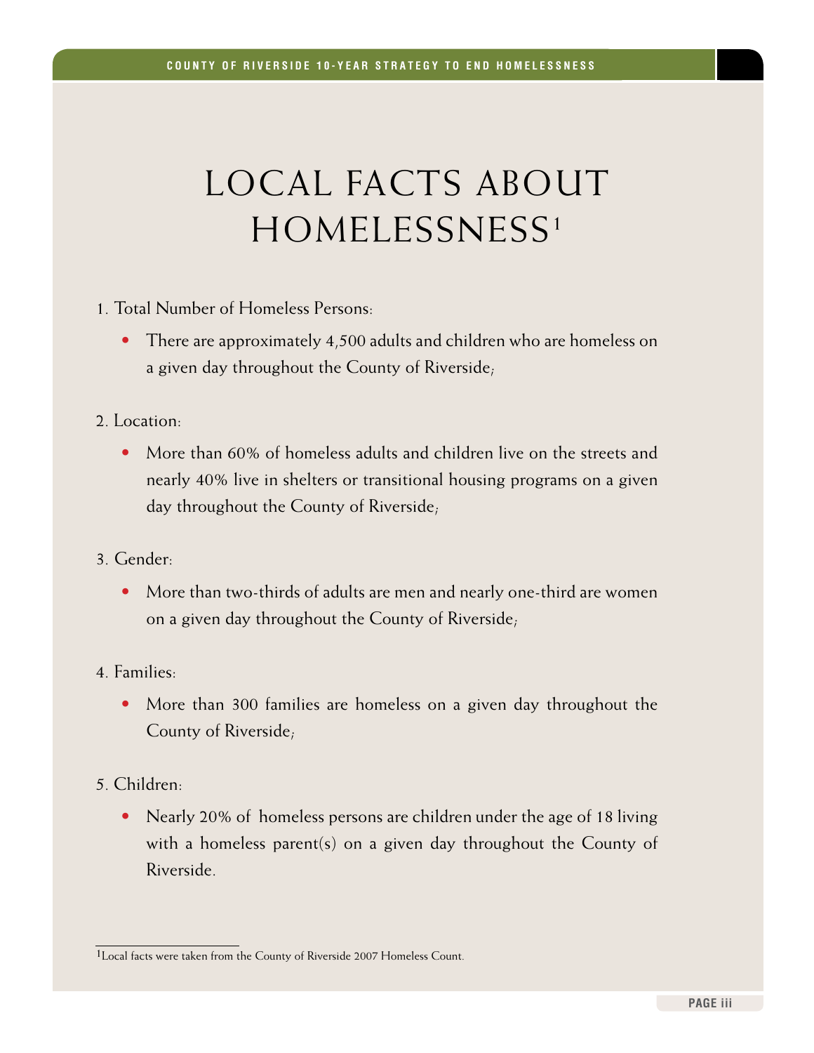# LOCAL FACTS ABOUT HOMELESSNESS[1]

1. Total Number of Homeless Persons:

   - There are approximately 4,500 adults and children who are homeless on a given day throughout the County of Riverside;

2. Location:

   - More than 60% of homeless adults and children live on the streets and nearly 40% live in shelters or transitional housing programs on a given day throughout the County of Riverside;

3. Gender:

   - More than two-thirds of adults are men and nearly one-third are women on a given day throughout the County of Riverside;

4. Families:

   - More than 300 families are homeless on a given day throughout the County of Riverside;

5. Children:

   - Nearly 20% of homeless persons are children under the age of 18 living with a homeless parent(s) on a given day throughout the County of Riverside.

---

[1] Local facts were taken from the County of Riverside 2007 Homeless Count.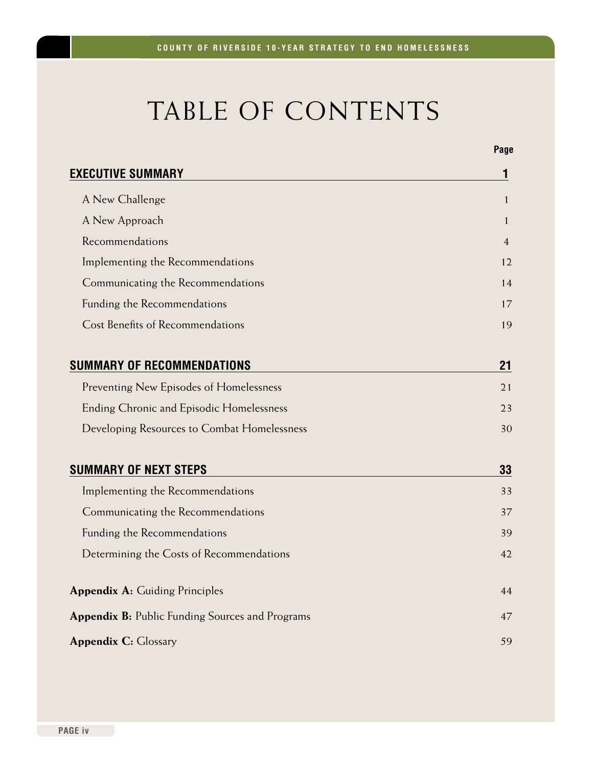# TABLE OF CONTENTS

| | Page |
|---|---|
| **EXECUTIVE SUMMARY** | **1** |
| A New Challenge | 1 |
| A New Approach | 1 |
| Recommendations | 4 |
| Implementing the Recommendations | 12 |
| Communicating the Recommendations | 14 |
| Funding the Recommendations | 17 |
| Cost Benefits of Recommendations | 19 |
| **SUMMARY OF RECOMMENDATIONS** | **21** |
| Preventing New Episodes of Homelessness | 21 |
| Ending Chronic and Episodic Homelessness | 23 |
| Developing Resources to Combat Homelessness | 30 |
| **SUMMARY OF NEXT STEPS** | **33** |
| Implementing the Recommendations | 33 |
| Communicating the Recommendations | 37 |
| Funding the Recommendations | 39 |
| Determining the Costs of Recommendations | 42 |
| **Appendix A:** Guiding Principles | 44 |
| **Appendix B:** Public Funding Sources and Programs | 47 |
| **Appendix C:** Glossary | 59 |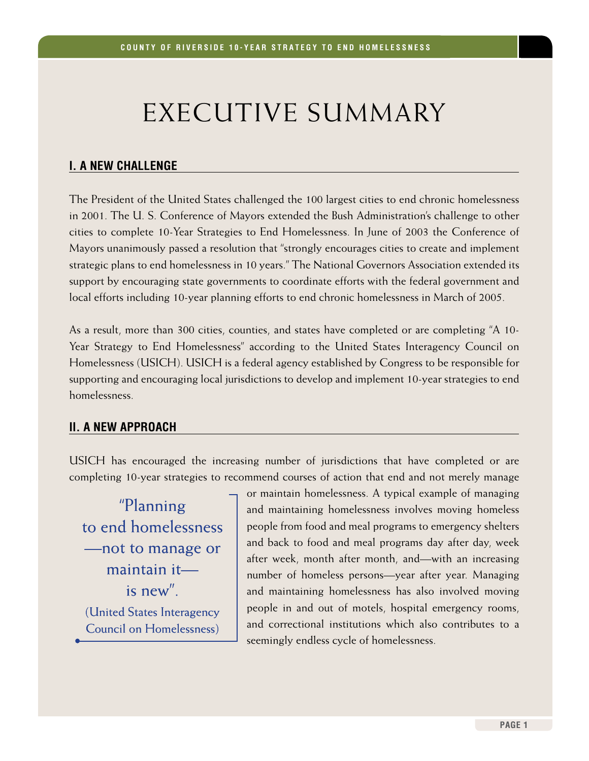# EXECUTIVE SUMMARY

## I. A NEW CHALLENGE

The President of the United States challenged the 100 largest cities to end chronic homelessness in 2001. The U. S. Conference of Mayors extended the Bush Administration's challenge to other cities to complete 10-Year Strategies to End Homelessness. In June of 2003 the Conference of Mayors unanimously passed a resolution that "strongly encourages cities to create and implement strategic plans to end homelessness in 10 years." The National Governors Association extended its support by encouraging state governments to coordinate efforts with the federal government and local efforts including 10-year planning efforts to end chronic homelessness in March of 2005.

As a result, more than 300 cities, counties, and states have completed or are completing "A 10-Year Strategy to End Homelessness" according to the United States Interagency Council on Homelessness (USICH). USICH is a federal agency established by Congress to be responsible for supporting and encouraging local jurisdictions to develop and implement 10-year strategies to end homelessness.

## II. A NEW APPROACH

USICH has encouraged the increasing number of jurisdictions that have completed or are completing 10-year strategies to recommend courses of action that end and not merely manage or maintain homelessness. A typical example of managing and maintaining homelessness involves moving homeless people from food and meal programs to emergency shelters and back to food and meal programs day after day, week after week, month after month, and—with an increasing number of homeless persons—year after year. Managing and maintaining homelessness has also involved moving people in and out of motels, hospital emergency rooms, and correctional institutions which also contributes to a seemingly endless cycle of homelessness.

> "Planning to end homelessness—not to manage or maintain it—is new".
> (United States Interagency Council on Homelessness)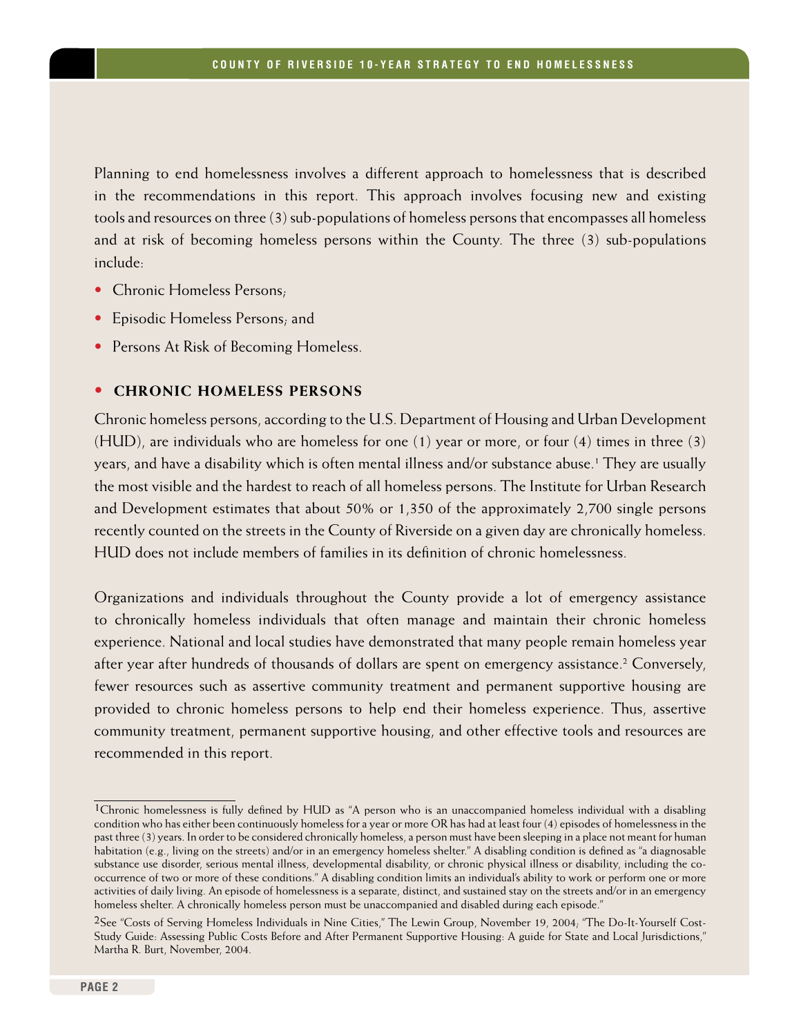Planning to end homelessness involves a different approach to homelessness that is described in the recommendations in this report. This approach involves focusing new and existing tools and resources on three (3) sub-populations of homeless persons that encompasses all homeless and at risk of becoming homeless persons within the County. The three (3) sub-populations include:

- Chronic Homeless Persons;
- Episodic Homeless Persons; and
- Persons At Risk of Becoming Homeless.

## CHRONIC HOMELESS PERSONS

Chronic homeless persons, according to the U.S. Department of Housing and Urban Development (HUD), are individuals who are homeless for one (1) year or more, or four (4) times in three (3) years, and have a disability which is often mental illness and/or substance abuse.[1] They are usually the most visible and the hardest to reach of all homeless persons. The Institute for Urban Research and Development estimates that about 50% or 1,350 of the approximately 2,700 single persons recently counted on the streets in the County of Riverside on a given day are chronically homeless. HUD does not include members of families in its definition of chronic homelessness.

Organizations and individuals throughout the County provide a lot of emergency assistance to chronically homeless individuals that often manage and maintain their chronic homeless experience. National and local studies have demonstrated that many people remain homeless year after year after hundreds of thousands of dollars are spent on emergency assistance.[2] Conversely, fewer resources such as assertive community treatment and permanent supportive housing are provided to chronic homeless persons to help end their homeless experience. Thus, assertive community treatment, permanent supportive housing, and other effective tools and resources are recommended in this report.

---

[1] Chronic homelessness is fully defined by HUD as "A person who is an unaccompanied homeless individual with a disabling condition who has either been continuously homeless for a year or more OR has had at least four (4) episodes of homelessness in the past three (3) years. In order to be considered chronically homeless, a person must have been sleeping in a place not meant for human habitation (e.g., living on the streets) and/or in an emergency homeless shelter." A disabling condition is defined as "a diagnosable substance use disorder, serious mental illness, developmental disability, or chronic physical illness or disability, including the co-occurrence of two or more of these conditions." A disabling condition limits an individual's ability to work or perform one or more activities of daily living. An episode of homelessness is a separate, distinct, and sustained stay on the streets and/or in an emergency homeless shelter. A chronically homeless person must be unaccompanied and disabled during each episode."

[2] See "Costs of Serving Homeless Individuals in Nine Cities," The Lewin Group, November 19, 2004; "The Do-It-Yourself Cost-Study Guide: Assessing Public Costs Before and After Permanent Supportive Housing: A guide for State and Local Jurisdictions," Martha R. Burt, November, 2004.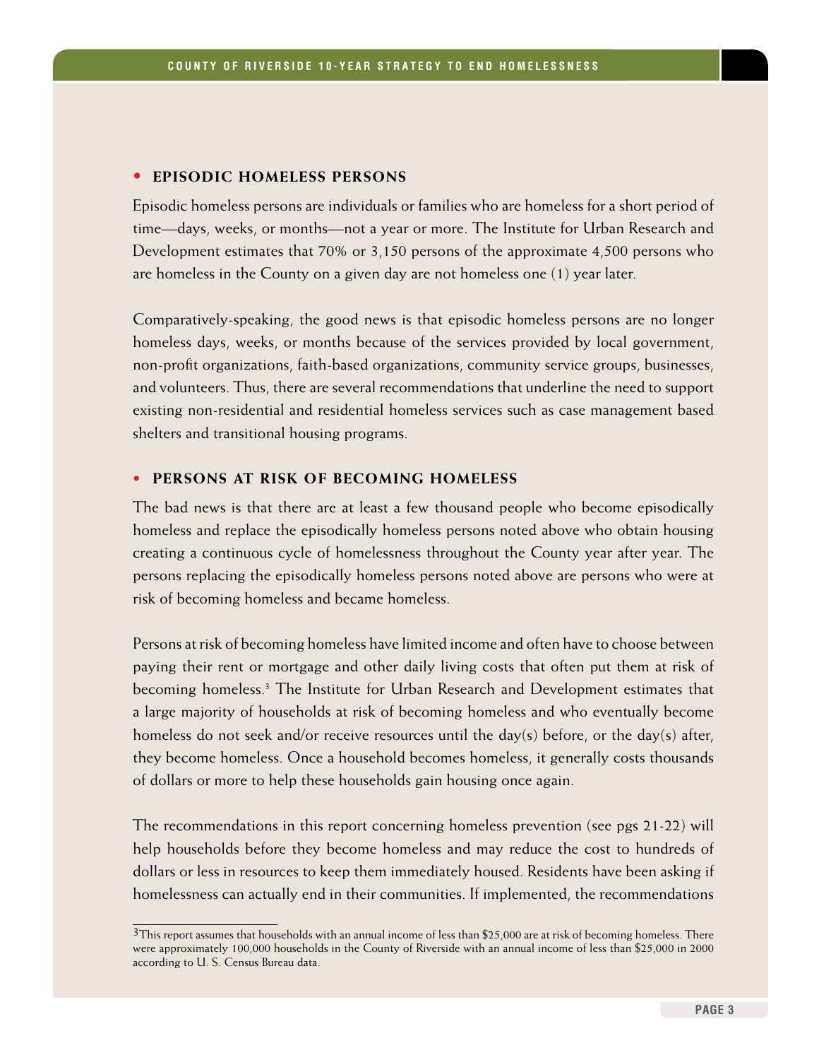- **EPISODIC HOMELESS PERSONS**

Episodic homeless persons are individuals or families who are homeless for a short period of time—days, weeks, or months—not a year or more. The Institute for Urban Research and Development estimates that 70% or 3,150 persons of the approximate 4,500 persons who are homeless in the County on a given day are not homeless one (1) year later.

Comparatively-speaking, the good news is that episodic homeless persons are no longer homeless days, weeks, or months because of the services provided by local government, non-profit organizations, faith-based organizations, community service groups, businesses, and volunteers. Thus, there are several recommendations that underline the need to support existing non-residential and residential homeless services such as case management based shelters and transitional housing programs.

- **PERSONS AT RISK OF BECOMING HOMELESS**

The bad news is that there are at least a few thousand people who become episodically homeless and replace the episodically homeless persons noted above who obtain housing creating a continuous cycle of homelessness throughout the County year after year. The persons replacing the episodically homeless persons noted above are persons who were at risk of becoming homeless and became homeless.

Persons at risk of becoming homeless have limited income and often have to choose between paying their rent or mortgage and other daily living costs that often put them at risk of becoming homeless.[3] The Institute for Urban Research and Development estimates that a large majority of households at risk of becoming homeless and who eventually become homeless do not seek and/or receive resources until the day(s) before, or the day(s) after, they become homeless. Once a household becomes homeless, it generally costs thousands of dollars or more to help these households gain housing once again.

The recommendations in this report concerning homeless prevention (see pgs 21-22) will help households before they become homeless and may reduce the cost to hundreds of dollars or less in resources to keep them immediately housed. Residents have been asking if homelessness can actually end in their communities. If implemented, the recommendations

[3] This report assumes that households with an annual income of less than $25,000 are at risk of becoming homeless. There were approximately 100,000 households in the County of Riverside with an annual income of less than $25,000 in 2000 according to U. S. Census Bureau data.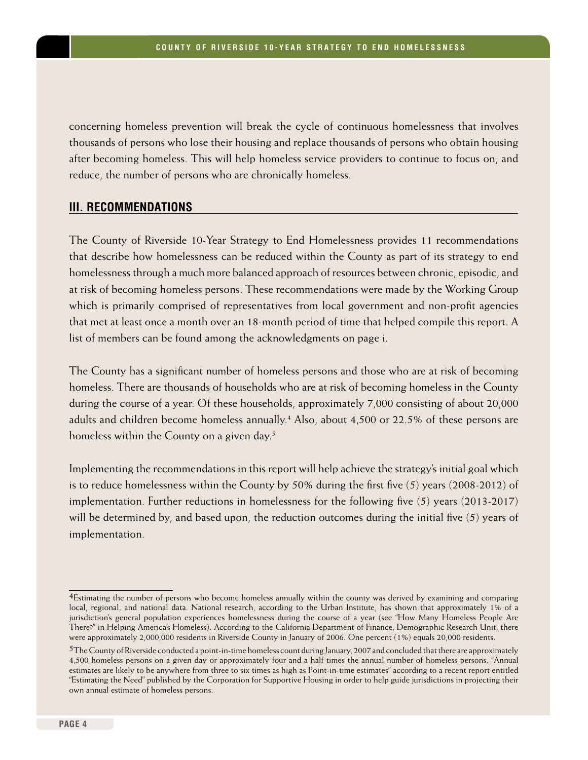concerning homeless prevention will break the cycle of continuous homelessness that involves thousands of persons who lose their housing and replace thousands of persons who obtain housing after becoming homeless. This will help homeless service providers to continue to focus on, and reduce, the number of persons who are chronically homeless.

## III. RECOMMENDATIONS

The County of Riverside 10-Year Strategy to End Homelessness provides 11 recommendations that describe how homelessness can be reduced within the County as part of its strategy to end homelessness through a much more balanced approach of resources between chronic, episodic, and at risk of becoming homeless persons. These recommendations were made by the Working Group which is primarily comprised of representatives from local government and non-profit agencies that met at least once a month over an 18-month period of time that helped compile this report. A list of members can be found among the acknowledgments on page i.

The County has a significant number of homeless persons and those who are at risk of becoming homeless. There are thousands of households who are at risk of becoming homeless in the County during the course of a year. Of these households, approximately 7,000 consisting of about 20,000 adults and children become homeless annually.[4] Also, about 4,500 or 22.5% of these persons are homeless within the County on a given day.[5]

Implementing the recommendations in this report will help achieve the strategy's initial goal which is to reduce homelessness within the County by 50% during the first five (5) years (2008-2012) of implementation. Further reductions in homelessness for the following five (5) years (2013-2017) will be determined by, and based upon, the reduction outcomes during the initial five (5) years of implementation.

---

[4] Estimating the number of persons who become homeless annually within the county was derived by examining and comparing local, regional, and national data. National research, according to the Urban Institute, has shown that approximately 1% of a jurisdiction's general population experiences homelessness during the course of a year (see "How Many Homeless People Are There?" in Helping America's Homeless). According to the California Department of Finance, Demographic Research Unit, there were approximately 2,000,000 residents in Riverside County in January of 2006. One percent (1%) equals 20,000 residents.

[5] The County of Riverside conducted a point-in-time homeless count during January, 2007 and concluded that there are approximately 4,500 homeless persons on a given day or approximately four and a half times the annual number of homeless persons. "Annual estimates are likely to be anywhere from three to six times as high as Point-in-time estimates" according to a recent report entitled "Estimating the Need" published by the Corporation for Supportive Housing in order to help guide jurisdictions in projecting their own annual estimate of homeless persons.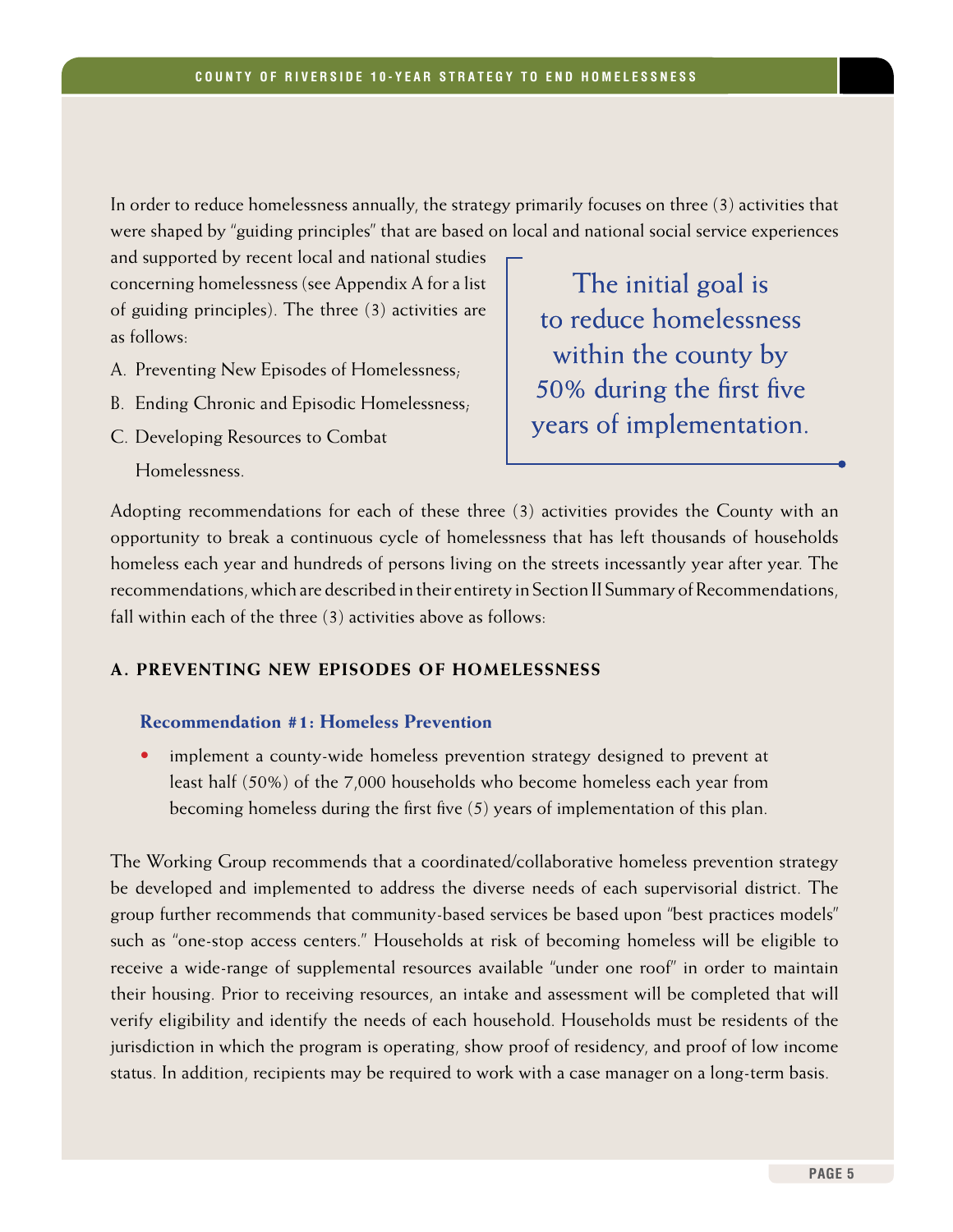In order to reduce homelessness annually, the strategy primarily focuses on three (3) activities that were shaped by "guiding principles" that are based on local and national social service experiences and supported by recent local and national studies concerning homelessness (see Appendix A for a list of guiding principles). The three (3) activities are as follows:

A. Preventing New Episodes of Homelessness;

B. Ending Chronic and Episodic Homelessness;

C. Developing Resources to Combat Homelessness.

> The initial goal is to reduce homelessness within the county by 50% during the first five years of implementation.

Adopting recommendations for each of these three (3) activities provides the County with an opportunity to break a continuous cycle of homelessness that has left thousands of households homeless each year and hundreds of persons living on the streets incessantly year after year. The recommendations, which are described in their entirety in Section II Summary of Recommendations, fall within each of the three (3) activities above as follows:

## A. PREVENTING NEW EPISODES OF HOMELESSNESS

### Recommendation #1: Homeless Prevention

- implement a county-wide homeless prevention strategy designed to prevent at least half (50%) of the 7,000 households who become homeless each year from becoming homeless during the first five (5) years of implementation of this plan.

The Working Group recommends that a coordinated/collaborative homeless prevention strategy be developed and implemented to address the diverse needs of each supervisorial district. The group further recommends that community-based services be based upon "best practices models" such as "one-stop access centers." Households at risk of becoming homeless will be eligible to receive a wide-range of supplemental resources available "under one roof" in order to maintain their housing. Prior to receiving resources, an intake and assessment will be completed that will verify eligibility and identify the needs of each household. Households must be residents of the jurisdiction in which the program is operating, show proof of residency, and proof of low income status. In addition, recipients may be required to work with a case manager on a long-term basis.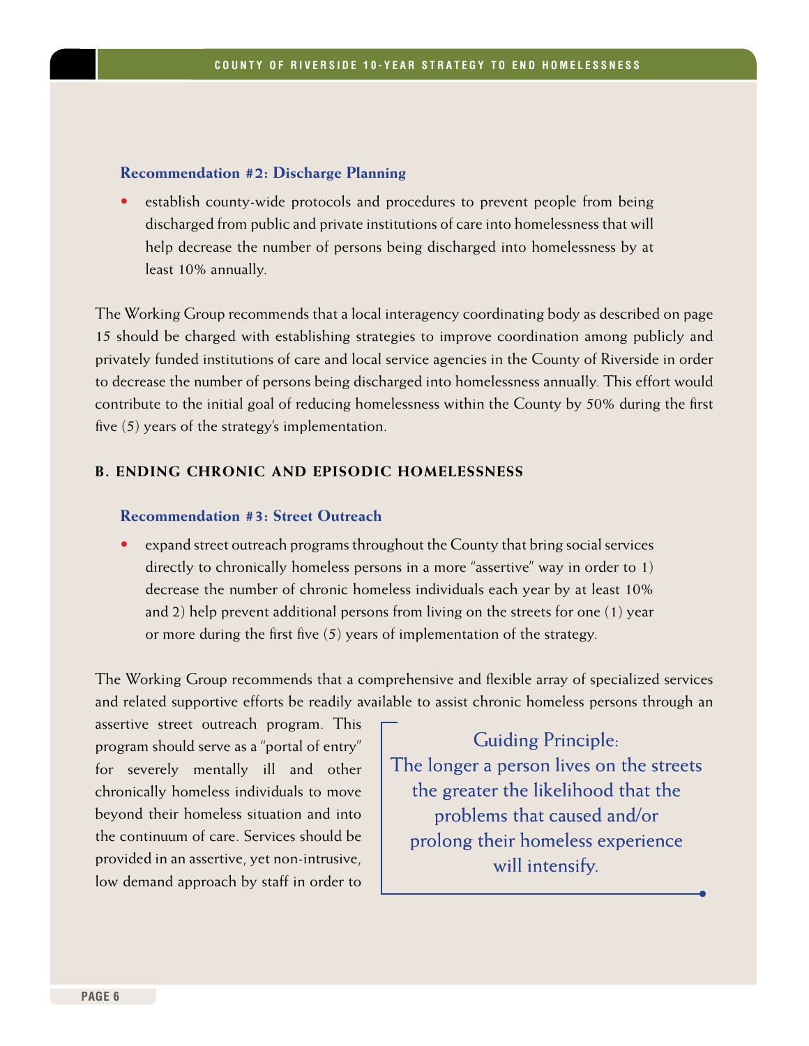**Recommendation #2: Discharge Planning**

- establish county-wide protocols and procedures to prevent people from being discharged from public and private institutions of care into homelessness that will help decrease the number of persons being discharged into homelessness by at least 10% annually.

The Working Group recommends that a local interagency coordinating body as described on page 15 should be charged with establishing strategies to improve coordination among publicly and privately funded institutions of care and local service agencies in the County of Riverside in order to decrease the number of persons being discharged into homelessness annually. This effort would contribute to the initial goal of reducing homelessness within the County by 50% during the first five (5) years of the strategy's implementation.

## B. ENDING CHRONIC AND EPISODIC HOMELESSNESS

**Recommendation #3: Street Outreach**

- expand street outreach programs throughout the County that bring social services directly to chronically homeless persons in a more "assertive" way in order to 1) decrease the number of chronic homeless individuals each year by at least 10% and 2) help prevent additional persons from living on the streets for one (1) year or more during the first five (5) years of implementation of the strategy.

The Working Group recommends that a comprehensive and flexible array of specialized services and related supportive efforts be readily available to assist chronic homeless persons through an assertive street outreach program. This program should serve as a "portal of entry" for severely mentally ill and other chronically homeless individuals to move beyond their homeless situation and into the continuum of care. Services should be provided in an assertive, yet non-intrusive, low demand approach by staff in order to

> Guiding Principle:
> The longer a person lives on the streets the greater the likelihood that the problems that caused and/or prolong their homeless experience will intensify.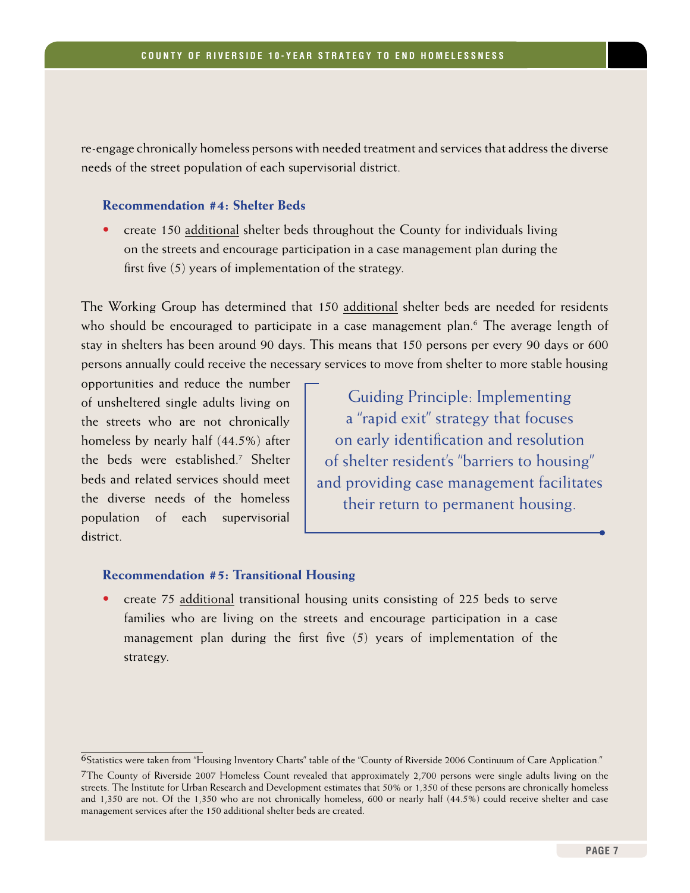re-engage chronically homeless persons with needed treatment and services that address the diverse needs of the street population of each supervisorial district.

### Recommendation #4: Shelter Beds

- create 150 additional shelter beds throughout the County for individuals living on the streets and encourage participation in a case management plan during the first five (5) years of implementation of the strategy.

The Working Group has determined that 150 additional shelter beds are needed for residents who should be encouraged to participate in a case management plan.[6] The average length of stay in shelters has been around 90 days. This means that 150 persons per every 90 days or 600 persons annually could receive the necessary services to move from shelter to more stable housing opportunities and reduce the number of unsheltered single adults living on the streets who are not chronically homeless by nearly half (44.5%) after the beds were established.[7] Shelter beds and related services should meet the diverse needs of the homeless population of each supervisorial district.

> Guiding Principle: Implementing a "rapid exit" strategy that focuses on early identification and resolution of shelter resident's "barriers to housing" and providing case management facilitates their return to permanent housing.

### Recommendation #5: Transitional Housing

- create 75 additional transitional housing units consisting of 225 beds to serve families who are living on the streets and encourage participation in a case management plan during the first five (5) years of implementation of the strategy.

---

[6] Statistics were taken from "Housing Inventory Charts" table of the "County of Riverside 2006 Continuum of Care Application."

[7] The County of Riverside 2007 Homeless Count revealed that approximately 2,700 persons were single adults living on the streets. The Institute for Urban Research and Development estimates that 50% or 1,350 of these persons are chronically homeless and 1,350 are not. Of the 1,350 who are not chronically homeless, 600 or nearly half (44.5%) could receive shelter and case management services after the 150 additional shelter beds are created.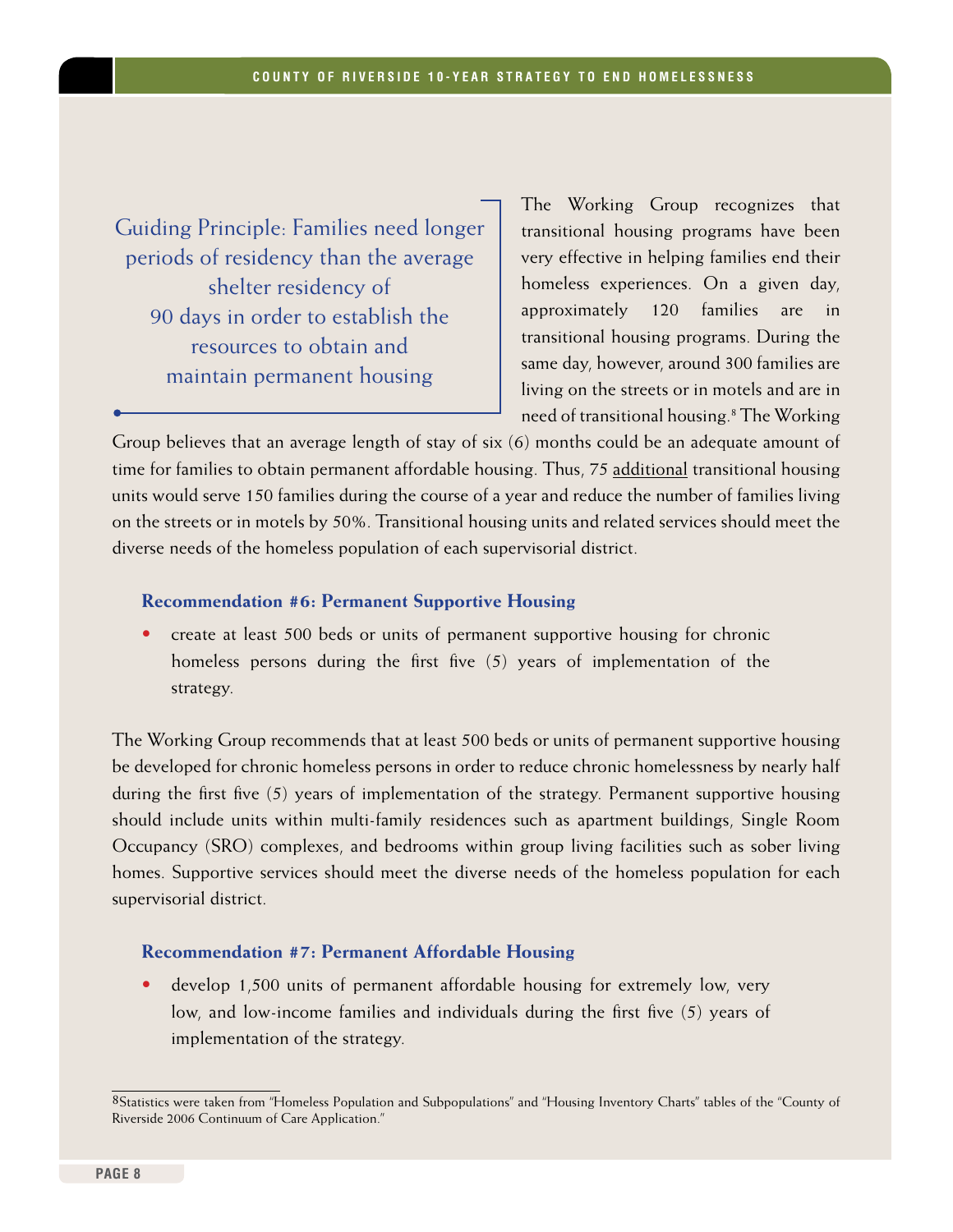Guiding Principle: Families need longer periods of residency than the average shelter residency of 90 days in order to establish the resources to obtain and maintain permanent housing

The Working Group recognizes that transitional housing programs have been very effective in helping families end their homeless experiences. On a given day, approximately 120 families are in transitional housing programs. During the same day, however, around 300 families are living on the streets or in motels and are in need of transitional housing.[8] The Working Group believes that an average length of stay of six (6) months could be an adequate amount of time for families to obtain permanent affordable housing. Thus, 75 additional transitional housing units would serve 150 families during the course of a year and reduce the number of families living on the streets or in motels by 50%. Transitional housing units and related services should meet the diverse needs of the homeless population of each supervisorial district.

**Recommendation #6: Permanent Supportive Housing**

- create at least 500 beds or units of permanent supportive housing for chronic homeless persons during the first five (5) years of implementation of the strategy.

The Working Group recommends that at least 500 beds or units of permanent supportive housing be developed for chronic homeless persons in order to reduce chronic homelessness by nearly half during the first five (5) years of implementation of the strategy. Permanent supportive housing should include units within multi-family residences such as apartment buildings, Single Room Occupancy (SRO) complexes, and bedrooms within group living facilities such as sober living homes. Supportive services should meet the diverse needs of the homeless population for each supervisorial district.

**Recommendation #7: Permanent Affordable Housing**

- develop 1,500 units of permanent affordable housing for extremely low, very low, and low-income families and individuals during the first five (5) years of implementation of the strategy.

---

[8] Statistics were taken from "Homeless Population and Subpopulations" and "Housing Inventory Charts" tables of the "County of Riverside 2006 Continuum of Care Application."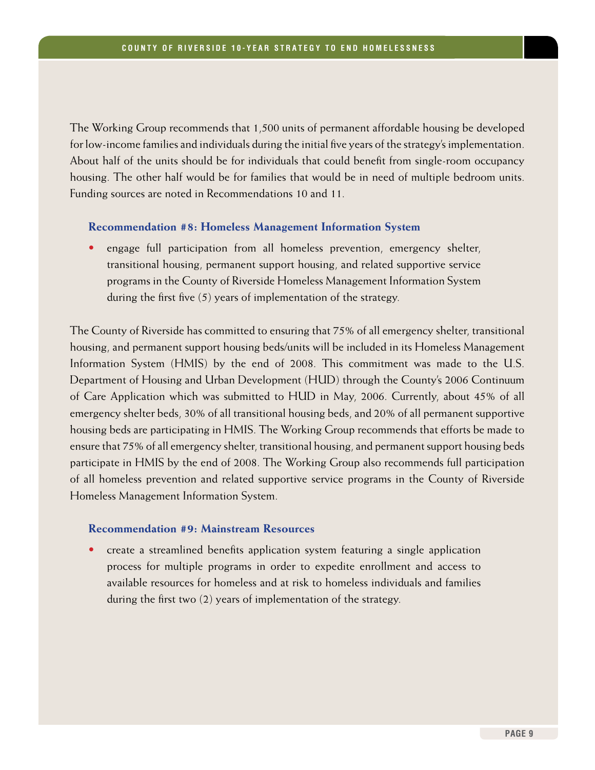The Working Group recommends that 1,500 units of permanent affordable housing be developed for low-income families and individuals during the initial five years of the strategy's implementation. About half of the units should be for individuals that could benefit from single-room occupancy housing. The other half would be for families that would be in need of multiple bedroom units. Funding sources are noted in Recommendations 10 and 11.

### Recommendation #8: Homeless Management Information System

- engage full participation from all homeless prevention, emergency shelter, transitional housing, permanent support housing, and related supportive service programs in the County of Riverside Homeless Management Information System during the first five (5) years of implementation of the strategy.

The County of Riverside has committed to ensuring that 75% of all emergency shelter, transitional housing, and permanent support housing beds/units will be included in its Homeless Management Information System (HMIS) by the end of 2008. This commitment was made to the U.S. Department of Housing and Urban Development (HUD) through the County's 2006 Continuum of Care Application which was submitted to HUD in May, 2006. Currently, about 45% of all emergency shelter beds, 30% of all transitional housing beds, and 20% of all permanent supportive housing beds are participating in HMIS. The Working Group recommends that efforts be made to ensure that 75% of all emergency shelter, transitional housing, and permanent support housing beds participate in HMIS by the end of 2008. The Working Group also recommends full participation of all homeless prevention and related supportive service programs in the County of Riverside Homeless Management Information System.

### Recommendation #9: Mainstream Resources

- create a streamlined benefits application system featuring a single application process for multiple programs in order to expedite enrollment and access to available resources for homeless and at risk to homeless individuals and families during the first two (2) years of implementation of the strategy.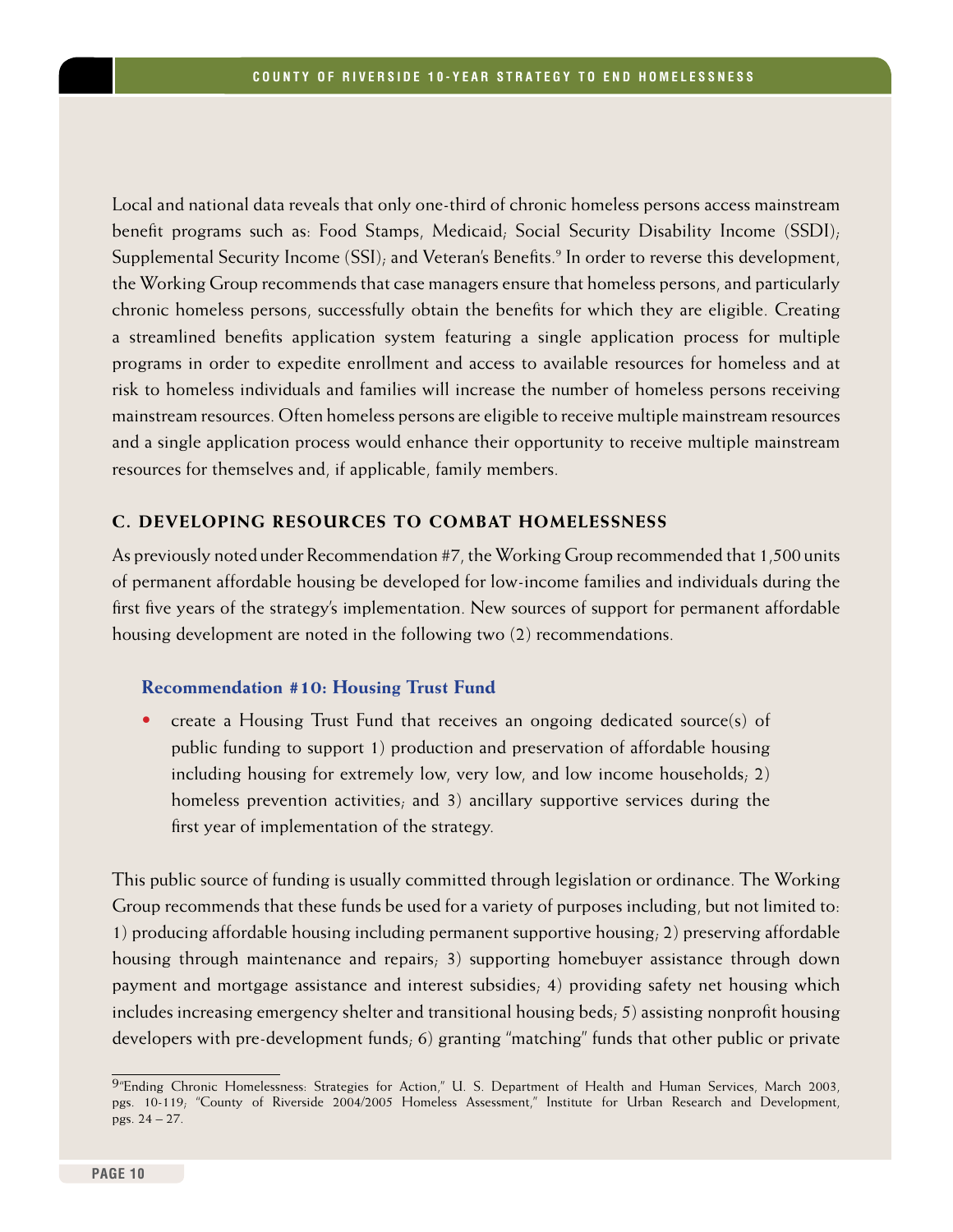Local and national data reveals that only one-third of chronic homeless persons access mainstream benefit programs such as: Food Stamps, Medicaid; Social Security Disability Income (SSDI); Supplemental Security Income (SSI); and Veteran's Benefits.[9] In order to reverse this development, the Working Group recommends that case managers ensure that homeless persons, and particularly chronic homeless persons, successfully obtain the benefits for which they are eligible. Creating a streamlined benefits application system featuring a single application process for multiple programs in order to expedite enrollment and access to available resources for homeless and at risk to homeless individuals and families will increase the number of homeless persons receiving mainstream resources. Often homeless persons are eligible to receive multiple mainstream resources and a single application process would enhance their opportunity to receive multiple mainstream resources for themselves and, if applicable, family members.

## C. DEVELOPING RESOURCES TO COMBAT HOMELESSNESS

As previously noted under Recommendation #7, the Working Group recommended that 1,500 units of permanent affordable housing be developed for low-income families and individuals during the first five years of the strategy's implementation. New sources of support for permanent affordable housing development are noted in the following two (2) recommendations.

### Recommendation #10: Housing Trust Fund

- create a Housing Trust Fund that receives an ongoing dedicated source(s) of public funding to support 1) production and preservation of affordable housing including housing for extremely low, very low, and low income households; 2) homeless prevention activities; and 3) ancillary supportive services during the first year of implementation of the strategy.

This public source of funding is usually committed through legislation or ordinance. The Working Group recommends that these funds be used for a variety of purposes including, but not limited to: 1) producing affordable housing including permanent supportive housing; 2) preserving affordable housing through maintenance and repairs; 3) supporting homebuyer assistance through down payment and mortgage assistance and interest subsidies; 4) providing safety net housing which includes increasing emergency shelter and transitional housing beds; 5) assisting nonprofit housing developers with pre-development funds; 6) granting "matching" funds that other public or private

---

[9]"Ending Chronic Homelessness: Strategies for Action," U. S. Department of Health and Human Services, March 2003, pgs. 10-119; "County of Riverside 2004/2005 Homeless Assessment," Institute for Urban Research and Development, pgs. 24 – 27.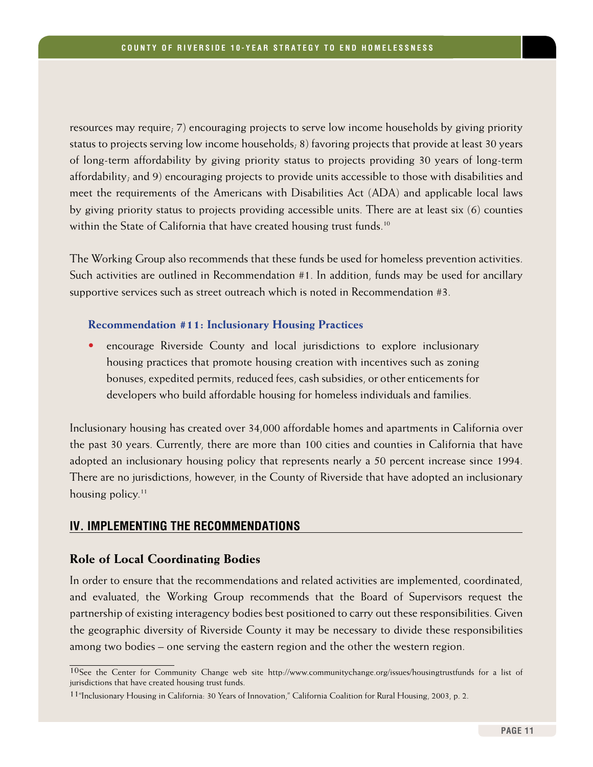resources may require; 7) encouraging projects to serve low income households by giving priority status to projects serving low income households; 8) favoring projects that provide at least 30 years of long-term affordability by giving priority status to projects providing 30 years of long-term affordability; and 9) encouraging projects to provide units accessible to those with disabilities and meet the requirements of the Americans with Disabilities Act (ADA) and applicable local laws by giving priority status to projects providing accessible units. There are at least six (6) counties within the State of California that have created housing trust funds.[10]

The Working Group also recommends that these funds be used for homeless prevention activities. Such activities are outlined in Recommendation #1. In addition, funds may be used for ancillary supportive services such as street outreach which is noted in Recommendation #3.

### Recommendation #11: Inclusionary Housing Practices

- encourage Riverside County and local jurisdictions to explore inclusionary housing practices that promote housing creation with incentives such as zoning bonuses, expedited permits, reduced fees, cash subsidies, or other enticements for developers who build affordable housing for homeless individuals and families.

Inclusionary housing has created over 34,000 affordable homes and apartments in California over the past 30 years. Currently, there are more than 100 cities and counties in California that have adopted an inclusionary housing policy that represents nearly a 50 percent increase since 1994. There are no jurisdictions, however, in the County of Riverside that have adopted an inclusionary housing policy.[11]

## IV. IMPLEMENTING THE RECOMMENDATIONS

### Role of Local Coordinating Bodies

In order to ensure that the recommendations and related activities are implemented, coordinated, and evaluated, the Working Group recommends that the Board of Supervisors request the partnership of existing interagency bodies best positioned to carry out these responsibilities. Given the geographic diversity of Riverside County it may be necessary to divide these responsibilities among two bodies – one serving the eastern region and the other the western region.

---

[10] See the Center for Community Change web site http://www.communitychange.org/issues/housingtrustfunds for a list of jurisdictions that have created housing trust funds.

[11] "Inclusionary Housing in California: 30 Years of Innovation," California Coalition for Rural Housing, 2003, p. 2.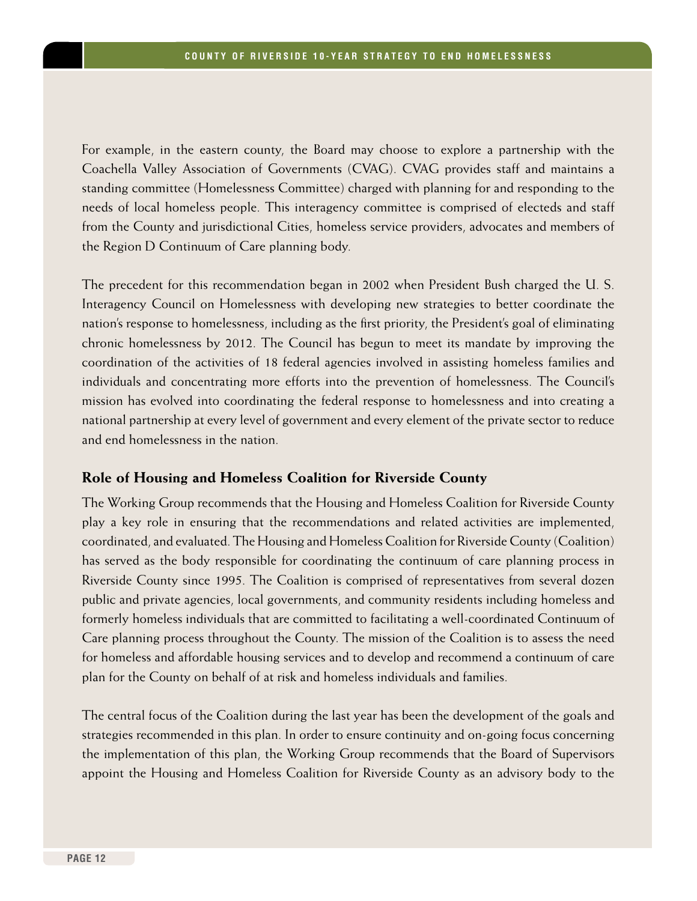For example, in the eastern county, the Board may choose to explore a partnership with the Coachella Valley Association of Governments (CVAG). CVAG provides staff and maintains a standing committee (Homelessness Committee) charged with planning for and responding to the needs of local homeless people. This interagency committee is comprised of electeds and staff from the County and jurisdictional Cities, homeless service providers, advocates and members of the Region D Continuum of Care planning body.

The precedent for this recommendation began in 2002 when President Bush charged the U. S. Interagency Council on Homelessness with developing new strategies to better coordinate the nation's response to homelessness, including as the first priority, the President's goal of eliminating chronic homelessness by 2012. The Council has begun to meet its mandate by improving the coordination of the activities of 18 federal agencies involved in assisting homeless families and individuals and concentrating more efforts into the prevention of homelessness. The Council's mission has evolved into coordinating the federal response to homelessness and into creating a national partnership at every level of government and every element of the private sector to reduce and end homelessness in the nation.

### Role of Housing and Homeless Coalition for Riverside County

The Working Group recommends that the Housing and Homeless Coalition for Riverside County play a key role in ensuring that the recommendations and related activities are implemented, coordinated, and evaluated. The Housing and Homeless Coalition for Riverside County (Coalition) has served as the body responsible for coordinating the continuum of care planning process in Riverside County since 1995. The Coalition is comprised of representatives from several dozen public and private agencies, local governments, and community residents including homeless and formerly homeless individuals that are committed to facilitating a well-coordinated Continuum of Care planning process throughout the County. The mission of the Coalition is to assess the need for homeless and affordable housing services and to develop and recommend a continuum of care plan for the County on behalf of at risk and homeless individuals and families.

The central focus of the Coalition during the last year has been the development of the goals and strategies recommended in this plan. In order to ensure continuity and on-going focus concerning the implementation of this plan, the Working Group recommends that the Board of Supervisors appoint the Housing and Homeless Coalition for Riverside County as an advisory body to the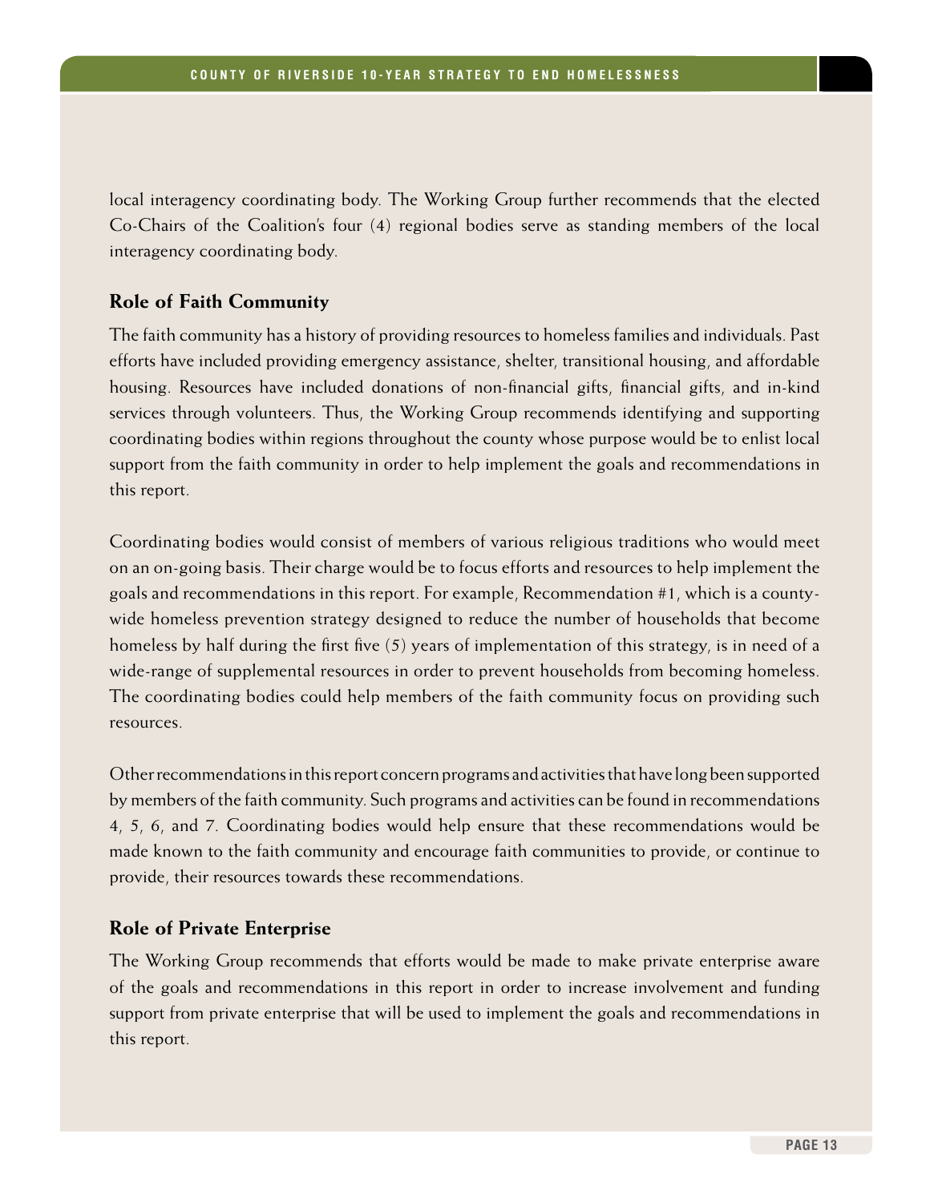local interagency coordinating body. The Working Group further recommends that the elected Co-Chairs of the Coalition's four (4) regional bodies serve as standing members of the local interagency coordinating body.

### Role of Faith Community

The faith community has a history of providing resources to homeless families and individuals. Past efforts have included providing emergency assistance, shelter, transitional housing, and affordable housing. Resources have included donations of non-financial gifts, financial gifts, and in-kind services through volunteers. Thus, the Working Group recommends identifying and supporting coordinating bodies within regions throughout the county whose purpose would be to enlist local support from the faith community in order to help implement the goals and recommendations in this report.

Coordinating bodies would consist of members of various religious traditions who would meet on an on-going basis. Their charge would be to focus efforts and resources to help implement the goals and recommendations in this report. For example, Recommendation #1, which is a county-wide homeless prevention strategy designed to reduce the number of households that become homeless by half during the first five (5) years of implementation of this strategy, is in need of a wide-range of supplemental resources in order to prevent households from becoming homeless. The coordinating bodies could help members of the faith community focus on providing such resources.

Other recommendations in this report concern programs and activities that have long been supported by members of the faith community. Such programs and activities can be found in recommendations 4, 5, 6, and 7. Coordinating bodies would help ensure that these recommendations would be made known to the faith community and encourage faith communities to provide, or continue to provide, their resources towards these recommendations.

### Role of Private Enterprise

The Working Group recommends that efforts would be made to make private enterprise aware of the goals and recommendations in this report in order to increase involvement and funding support from private enterprise that will be used to implement the goals and recommendations in this report.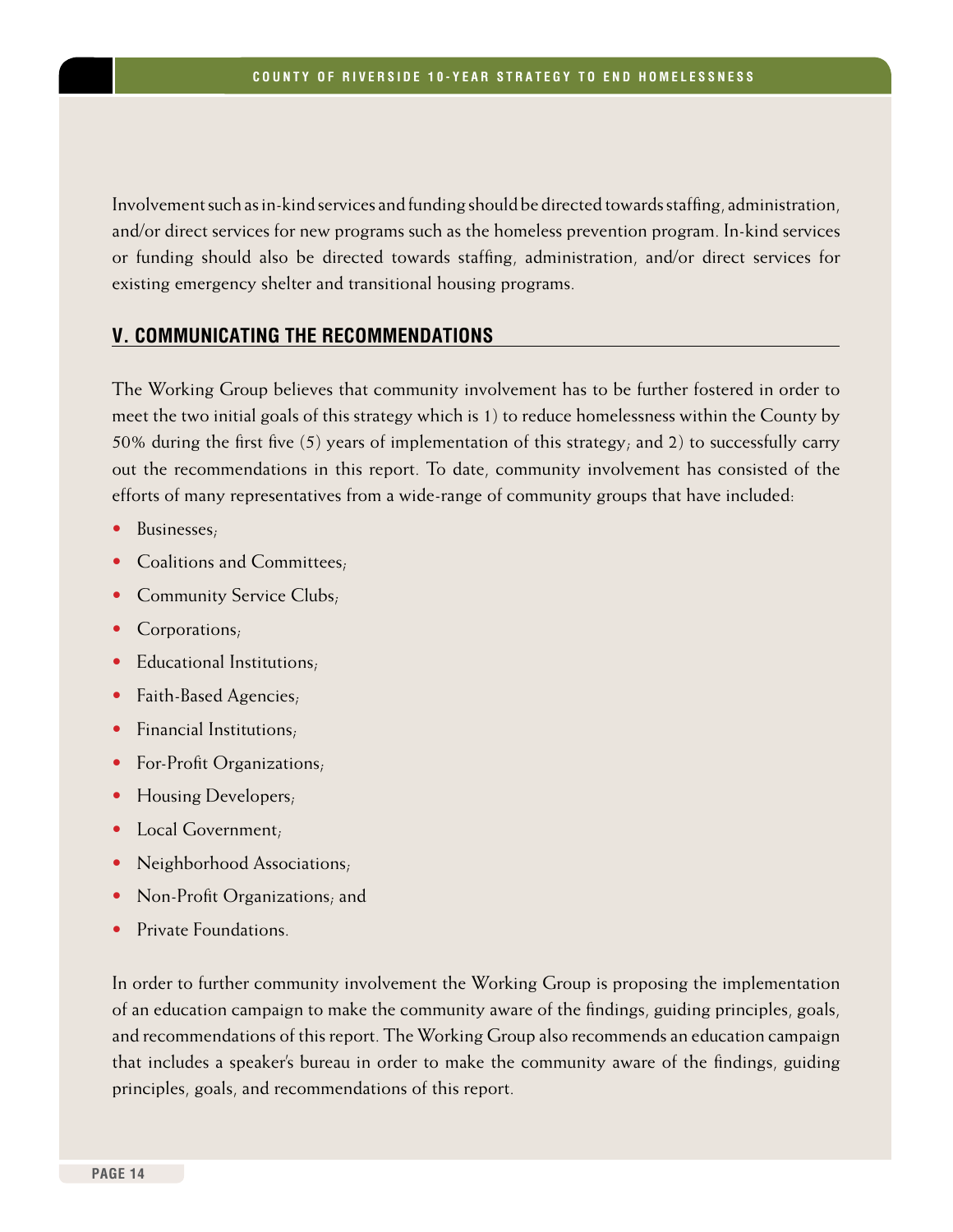Involvement such as in-kind services and funding should be directed towards staffing, administration, and/or direct services for new programs such as the homeless prevention program. In-kind services or funding should also be directed towards staffing, administration, and/or direct services for existing emergency shelter and transitional housing programs.

## V. COMMUNICATING THE RECOMMENDATIONS

The Working Group believes that community involvement has to be further fostered in order to meet the two initial goals of this strategy which is 1) to reduce homelessness within the County by 50% during the first five (5) years of implementation of this strategy; and 2) to successfully carry out the recommendations in this report. To date, community involvement has consisted of the efforts of many representatives from a wide-range of community groups that have included:

- Businesses;
- Coalitions and Committees;
- Community Service Clubs;
- Corporations;
- Educational Institutions;
- Faith-Based Agencies;
- Financial Institutions;
- For-Profit Organizations;
- Housing Developers;
- Local Government;
- Neighborhood Associations;
- Non-Profit Organizations; and
- Private Foundations.

In order to further community involvement the Working Group is proposing the implementation of an education campaign to make the community aware of the findings, guiding principles, goals, and recommendations of this report. The Working Group also recommends an education campaign that includes a speaker's bureau in order to make the community aware of the findings, guiding principles, goals, and recommendations of this report.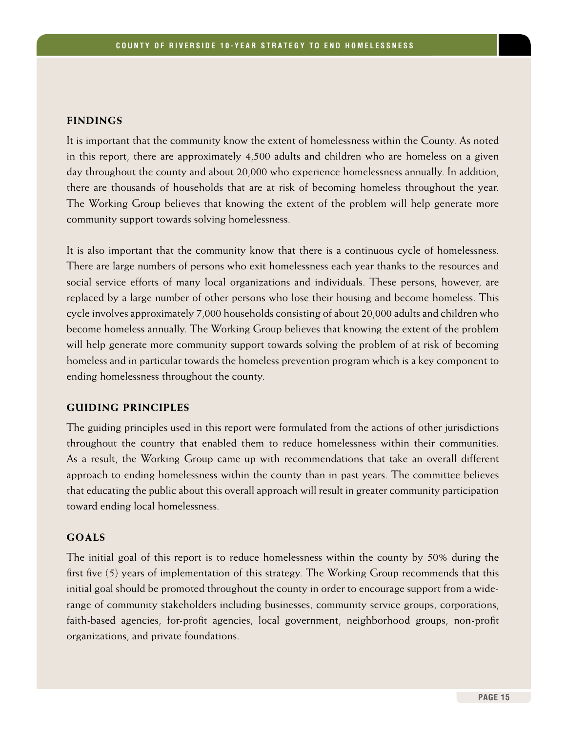### FINDINGS

It is important that the community know the extent of homelessness within the County. As noted in this report, there are approximately 4,500 adults and children who are homeless on a given day throughout the county and about 20,000 who experience homelessness annually. In addition, there are thousands of households that are at risk of becoming homeless throughout the year. The Working Group believes that knowing the extent of the problem will help generate more community support towards solving homelessness.

It is also important that the community know that there is a continuous cycle of homelessness. There are large numbers of persons who exit homelessness each year thanks to the resources and social service efforts of many local organizations and individuals. These persons, however, are replaced by a large number of other persons who lose their housing and become homeless. This cycle involves approximately 7,000 households consisting of about 20,000 adults and children who become homeless annually. The Working Group believes that knowing the extent of the problem will help generate more community support towards solving the problem of at risk of becoming homeless and in particular towards the homeless prevention program which is a key component to ending homelessness throughout the county.

### GUIDING PRINCIPLES

The guiding principles used in this report were formulated from the actions of other jurisdictions throughout the country that enabled them to reduce homelessness within their communities. As a result, the Working Group came up with recommendations that take an overall different approach to ending homelessness within the county than in past years. The committee believes that educating the public about this overall approach will result in greater community participation toward ending local homelessness.

### GOALS

The initial goal of this report is to reduce homelessness within the county by 50% during the first five (5) years of implementation of this strategy. The Working Group recommends that this initial goal should be promoted throughout the county in order to encourage support from a wide-range of community stakeholders including businesses, community service groups, corporations, faith-based agencies, for-profit agencies, local government, neighborhood groups, non-profit organizations, and private foundations.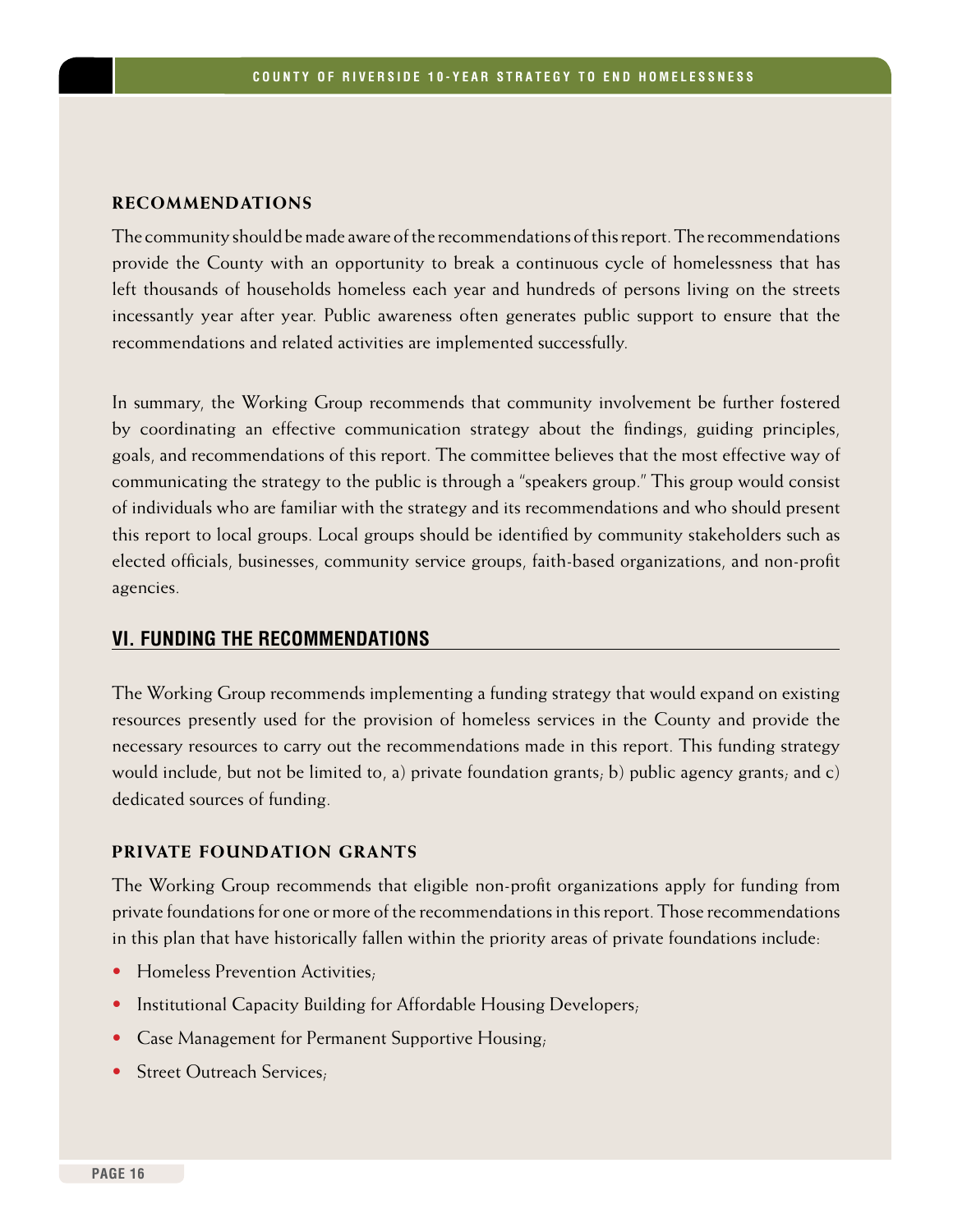### RECOMMENDATIONS

The community should be made aware of the recommendations of this report. The recommendations provide the County with an opportunity to break a continuous cycle of homelessness that has left thousands of households homeless each year and hundreds of persons living on the streets incessantly year after year. Public awareness often generates public support to ensure that the recommendations and related activities are implemented successfully.

In summary, the Working Group recommends that community involvement be further fostered by coordinating an effective communication strategy about the findings, guiding principles, goals, and recommendations of this report. The committee believes that the most effective way of communicating the strategy to the public is through a "speakers group." This group would consist of individuals who are familiar with the strategy and its recommendations and who should present this report to local groups. Local groups should be identified by community stakeholders such as elected officials, businesses, community service groups, faith-based organizations, and non-profit agencies.

## VI. FUNDING THE RECOMMENDATIONS

The Working Group recommends implementing a funding strategy that would expand on existing resources presently used for the provision of homeless services in the County and provide the necessary resources to carry out the recommendations made in this report. This funding strategy would include, but not be limited to, a) private foundation grants; b) public agency grants; and c) dedicated sources of funding.

### PRIVATE FOUNDATION GRANTS

The Working Group recommends that eligible non-profit organizations apply for funding from private foundations for one or more of the recommendations in this report. Those recommendations in this plan that have historically fallen within the priority areas of private foundations include:

- Homeless Prevention Activities;
- Institutional Capacity Building for Affordable Housing Developers;
- Case Management for Permanent Supportive Housing;
- Street Outreach Services;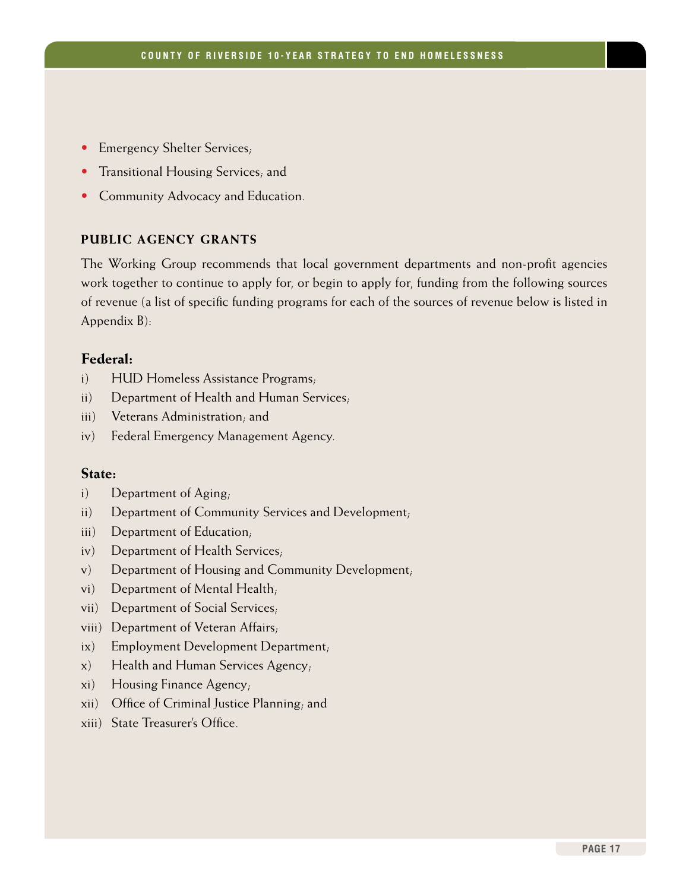- Emergency Shelter Services;
- Transitional Housing Services; and
- Community Advocacy and Education.

### PUBLIC AGENCY GRANTS

The Working Group recommends that local government departments and non-profit agencies work together to continue to apply for, or begin to apply for, funding from the following sources of revenue (a list of specific funding programs for each of the sources of revenue below is listed in Appendix B):

**Federal:**

i) HUD Homeless Assistance Programs;
ii) Department of Health and Human Services;
iii) Veterans Administration; and
iv) Federal Emergency Management Agency.

**State:**

i) Department of Aging;
ii) Department of Community Services and Development;
iii) Department of Education;
iv) Department of Health Services;
v) Department of Housing and Community Development;
vi) Department of Mental Health;
vii) Department of Social Services;
viii) Department of Veteran Affairs;
ix) Employment Development Department;
x) Health and Human Services Agency;
xi) Housing Finance Agency;
xii) Office of Criminal Justice Planning; and
xiii) State Treasurer's Office.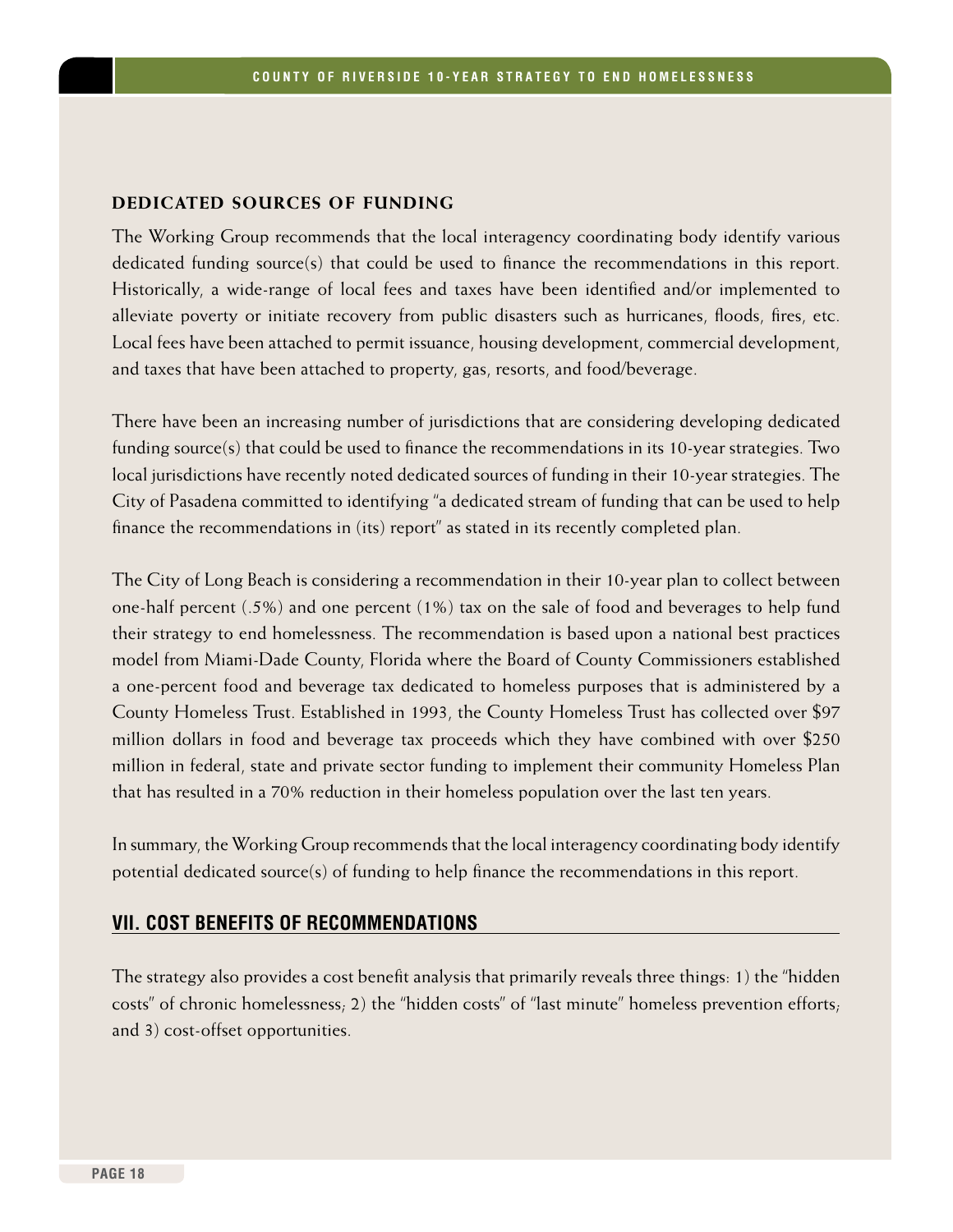### DEDICATED SOURCES OF FUNDING

The Working Group recommends that the local interagency coordinating body identify various dedicated funding source(s) that could be used to finance the recommendations in this report. Historically, a wide-range of local fees and taxes have been identified and/or implemented to alleviate poverty or initiate recovery from public disasters such as hurricanes, floods, fires, etc. Local fees have been attached to permit issuance, housing development, commercial development, and taxes that have been attached to property, gas, resorts, and food/beverage.

There have been an increasing number of jurisdictions that are considering developing dedicated funding source(s) that could be used to finance the recommendations in its 10-year strategies. Two local jurisdictions have recently noted dedicated sources of funding in their 10-year strategies. The City of Pasadena committed to identifying "a dedicated stream of funding that can be used to help finance the recommendations in (its) report" as stated in its recently completed plan.

The City of Long Beach is considering a recommendation in their 10-year plan to collect between one-half percent (.5%) and one percent (1%) tax on the sale of food and beverages to help fund their strategy to end homelessness. The recommendation is based upon a national best practices model from Miami-Dade County, Florida where the Board of County Commissioners established a one-percent food and beverage tax dedicated to homeless purposes that is administered by a County Homeless Trust. Established in 1993, the County Homeless Trust has collected over $97 million dollars in food and beverage tax proceeds which they have combined with over $250 million in federal, state and private sector funding to implement their community Homeless Plan that has resulted in a 70% reduction in their homeless population over the last ten years.

In summary, the Working Group recommends that the local interagency coordinating body identify potential dedicated source(s) of funding to help finance the recommendations in this report.

## VII. COST BENEFITS OF RECOMMENDATIONS

The strategy also provides a cost benefit analysis that primarily reveals three things: 1) the "hidden costs" of chronic homelessness; 2) the "hidden costs" of "last minute" homeless prevention efforts; and 3) cost-offset opportunities.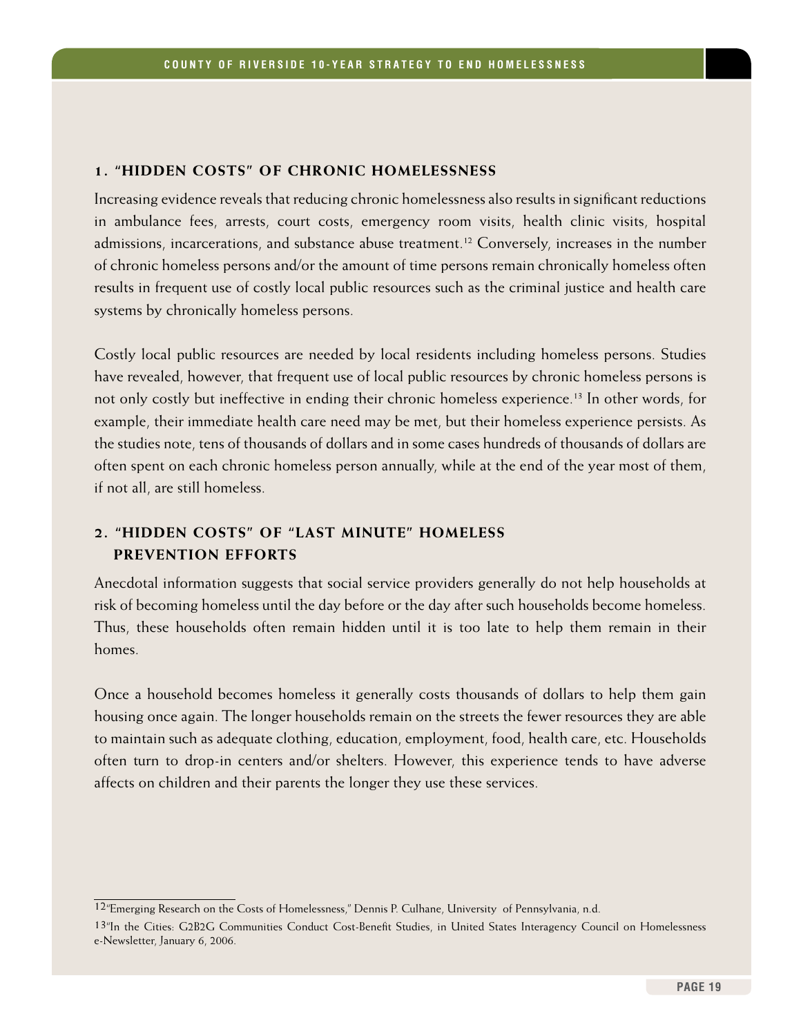### 1. "HIDDEN COSTS" OF CHRONIC HOMELESSNESS

Increasing evidence reveals that reducing chronic homelessness also results in significant reductions in ambulance fees, arrests, court costs, emergency room visits, health clinic visits, hospital admissions, incarcerations, and substance abuse treatment.[12] Conversely, increases in the number of chronic homeless persons and/or the amount of time persons remain chronically homeless often results in frequent use of costly local public resources such as the criminal justice and health care systems by chronically homeless persons.

Costly local public resources are needed by local residents including homeless persons. Studies have revealed, however, that frequent use of local public resources by chronic homeless persons is not only costly but ineffective in ending their chronic homeless experience.[13] In other words, for example, their immediate health care need may be met, but their homeless experience persists. As the studies note, tens of thousands of dollars and in some cases hundreds of thousands of dollars are often spent on each chronic homeless person annually, while at the end of the year most of them, if not all, are still homeless.

### 2. "HIDDEN COSTS" OF "LAST MINUTE" HOMELESS PREVENTION EFFORTS

Anecdotal information suggests that social service providers generally do not help households at risk of becoming homeless until the day before or the day after such households become homeless. Thus, these households often remain hidden until it is too late to help them remain in their homes.

Once a household becomes homeless it generally costs thousands of dollars to help them gain housing once again. The longer households remain on the streets the fewer resources they are able to maintain such as adequate clothing, education, employment, food, health care, etc. Households often turn to drop-in centers and/or shelters. However, this experience tends to have adverse affects on children and their parents the longer they use these services.

---

[12] "Emerging Research on the Costs of Homelessness," Dennis P. Culhane, University of Pennsylvania, n.d.

[13] "In the Cities: G2B2G Communities Conduct Cost-Benefit Studies, in United States Interagency Council on Homelessness e-Newsletter, January 6, 2006.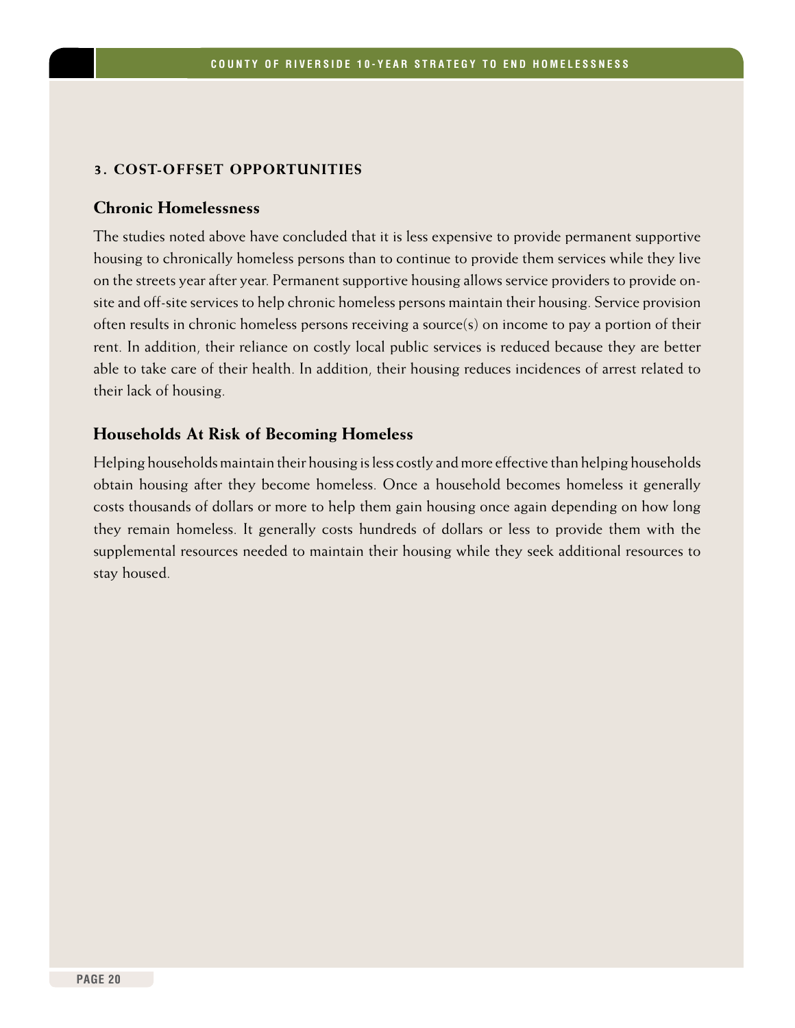### 3. COST-OFFSET OPPORTUNITIES

#### Chronic Homelessness

The studies noted above have concluded that it is less expensive to provide permanent supportive housing to chronically homeless persons than to continue to provide them services while they live on the streets year after year. Permanent supportive housing allows service providers to provide on-site and off-site services to help chronic homeless persons maintain their housing. Service provision often results in chronic homeless persons receiving a source(s) on income to pay a portion of their rent. In addition, their reliance on costly local public services is reduced because they are better able to take care of their health. In addition, their housing reduces incidences of arrest related to their lack of housing.

#### Households At Risk of Becoming Homeless

Helping households maintain their housing is less costly and more effective than helping households obtain housing after they become homeless. Once a household becomes homeless it generally costs thousands of dollars or more to help them gain housing once again depending on how long they remain homeless. It generally costs hundreds of dollars or less to provide them with the supplemental resources needed to maintain their housing while they seek additional resources to stay housed.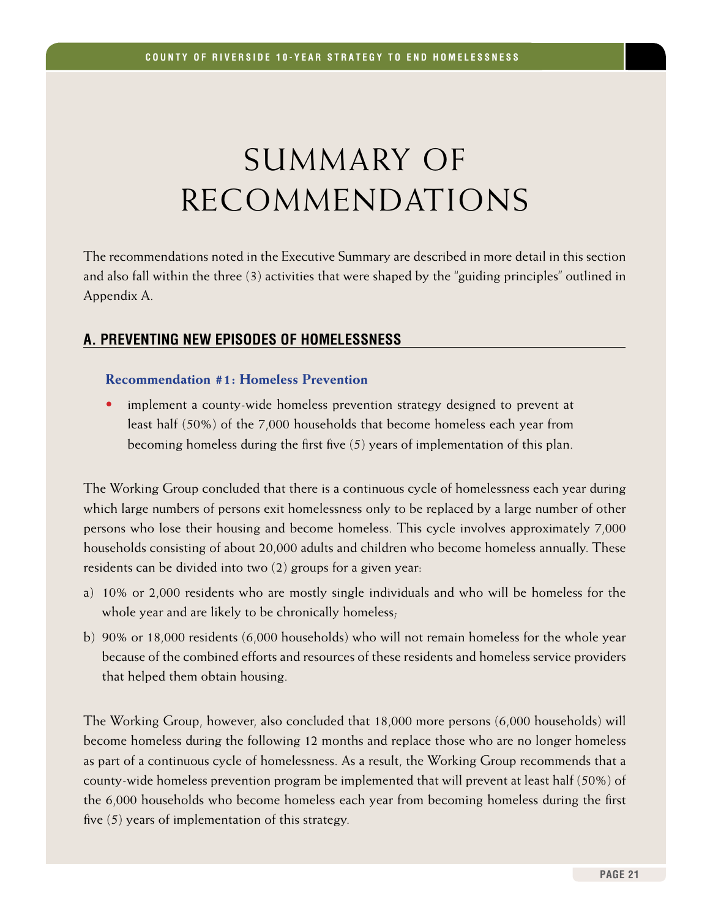# SUMMARY OF RECOMMENDATIONS

The recommendations noted in the Executive Summary are described in more detail in this section and also fall within the three (3) activities that were shaped by the "guiding principles" outlined in Appendix A.

## A. PREVENTING NEW EPISODES OF HOMELESSNESS

### Recommendation #1: Homeless Prevention

- implement a county-wide homeless prevention strategy designed to prevent at least half (50%) of the 7,000 households that become homeless each year from becoming homeless during the first five (5) years of implementation of this plan.

The Working Group concluded that there is a continuous cycle of homelessness each year during which large numbers of persons exit homelessness only to be replaced by a large number of other persons who lose their housing and become homeless. This cycle involves approximately 7,000 households consisting of about 20,000 adults and children who become homeless annually. These residents can be divided into two (2) groups for a given year:

a) 10% or 2,000 residents who are mostly single individuals and who will be homeless for the whole year and are likely to be chronically homeless;

b) 90% or 18,000 residents (6,000 households) who will not remain homeless for the whole year because of the combined efforts and resources of these residents and homeless service providers that helped them obtain housing.

The Working Group, however, also concluded that 18,000 more persons (6,000 households) will become homeless during the following 12 months and replace those who are no longer homeless as part of a continuous cycle of homelessness. As a result, the Working Group recommends that a county-wide homeless prevention program be implemented that will prevent at least half (50%) of the 6,000 households who become homeless each year from becoming homeless during the first five (5) years of implementation of this strategy.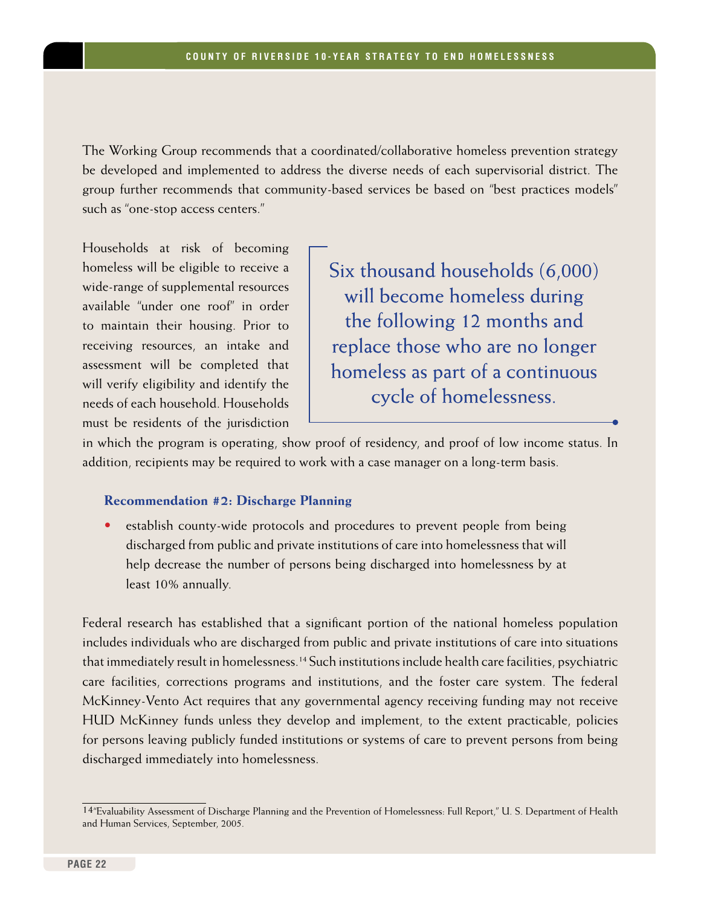The Working Group recommends that a coordinated/collaborative homeless prevention strategy be developed and implemented to address the diverse needs of each supervisorial district. The group further recommends that community-based services be based on "best practices models" such as "one-stop access centers."

Households at risk of becoming homeless will be eligible to receive a wide-range of supplemental resources available "under one roof" in order to maintain their housing. Prior to receiving resources, an intake and assessment will be completed that will verify eligibility and identify the needs of each household. Households must be residents of the jurisdiction in which the program is operating, show proof of residency, and proof of low income status. In addition, recipients may be required to work with a case manager on a long-term basis.

> Six thousand households (6,000) will become homeless during the following 12 months and replace those who are no longer homeless as part of a continuous cycle of homelessness.

### Recommendation #2: Discharge Planning

- establish county-wide protocols and procedures to prevent people from being discharged from public and private institutions of care into homelessness that will help decrease the number of persons being discharged into homelessness by at least 10% annually.

Federal research has established that a significant portion of the national homeless population includes individuals who are discharged from public and private institutions of care into situations that immediately result in homelessness.[14] Such institutions include health care facilities, psychiatric care facilities, corrections programs and institutions, and the foster care system. The federal McKinney-Vento Act requires that any governmental agency receiving funding may not receive HUD McKinney funds unless they develop and implement, to the extent practicable, policies for persons leaving publicly funded institutions or systems of care to prevent persons from being discharged immediately into homelessness.

[14] "Evaluability Assessment of Discharge Planning and the Prevention of Homelessness: Full Report," U. S. Department of Health and Human Services, September, 2005.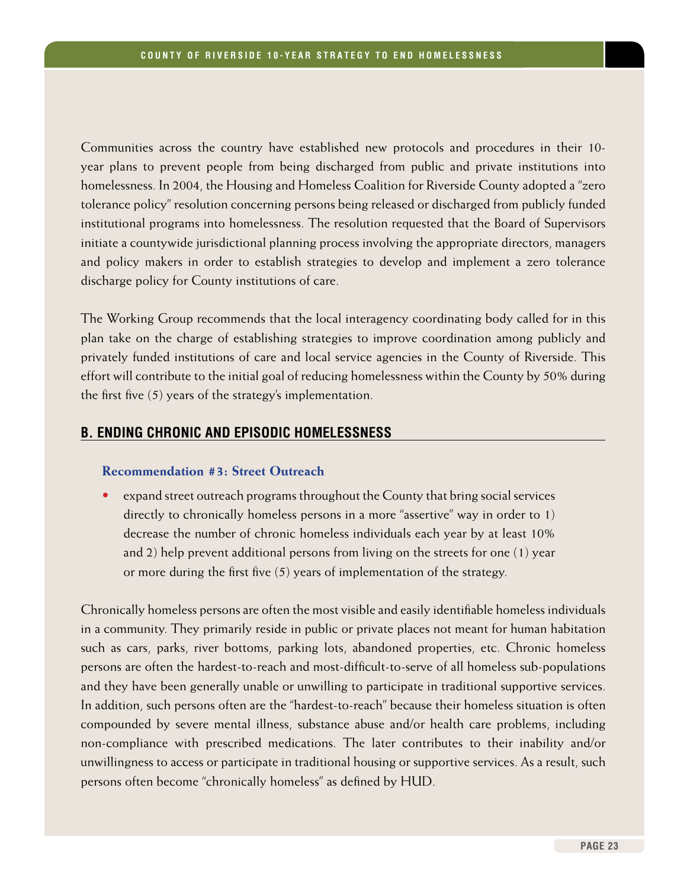Communities across the country have established new protocols and procedures in their 10-year plans to prevent people from being discharged from public and private institutions into homelessness. In 2004, the Housing and Homeless Coalition for Riverside County adopted a "zero tolerance policy" resolution concerning persons being released or discharged from publicly funded institutional programs into homelessness. The resolution requested that the Board of Supervisors initiate a countywide jurisdictional planning process involving the appropriate directors, managers and policy makers in order to establish strategies to develop and implement a zero tolerance discharge policy for County institutions of care.

The Working Group recommends that the local interagency coordinating body called for in this plan take on the charge of establishing strategies to improve coordination among publicly and privately funded institutions of care and local service agencies in the County of Riverside. This effort will contribute to the initial goal of reducing homelessness within the County by 50% during the first five (5) years of the strategy's implementation.

## B. ENDING CHRONIC AND EPISODIC HOMELESSNESS

### Recommendation #3: Street Outreach

- expand street outreach programs throughout the County that bring social services directly to chronically homeless persons in a more "assertive" way in order to 1) decrease the number of chronic homeless individuals each year by at least 10% and 2) help prevent additional persons from living on the streets for one (1) year or more during the first five (5) years of implementation of the strategy.

Chronically homeless persons are often the most visible and easily identifiable homeless individuals in a community. They primarily reside in public or private places not meant for human habitation such as cars, parks, river bottoms, parking lots, abandoned properties, etc. Chronic homeless persons are often the hardest-to-reach and most-difficult-to-serve of all homeless sub-populations and they have been generally unable or unwilling to participate in traditional supportive services. In addition, such persons often are the "hardest-to-reach" because their homeless situation is often compounded by severe mental illness, substance abuse and/or health care problems, including non-compliance with prescribed medications. The later contributes to their inability and/or unwillingness to access or participate in traditional housing or supportive services. As a result, such persons often become "chronically homeless" as defined by HUD.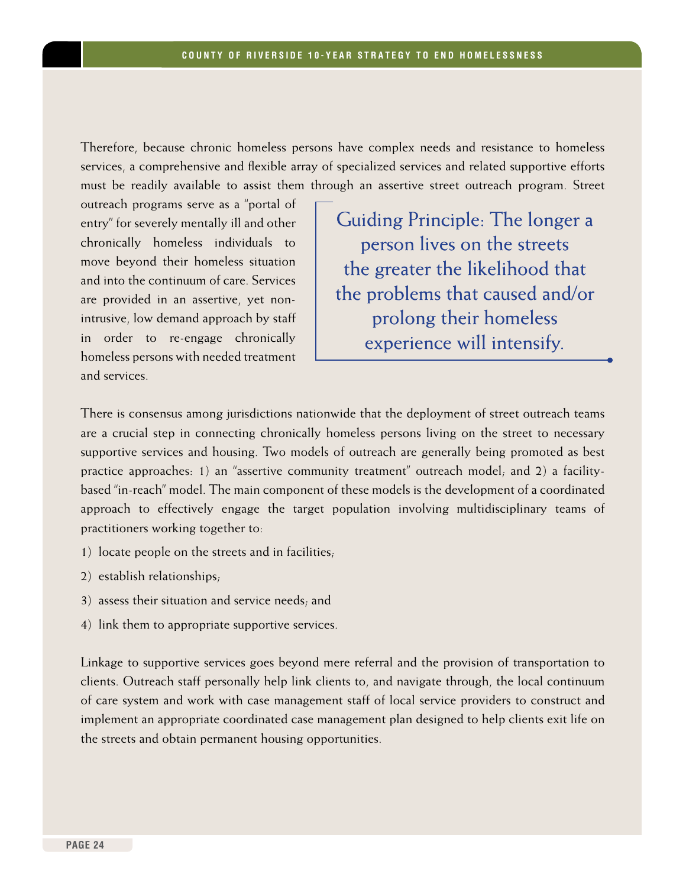Therefore, because chronic homeless persons have complex needs and resistance to homeless services, a comprehensive and flexible array of specialized services and related supportive efforts must be readily available to assist them through an assertive street outreach program. Street outreach programs serve as a "portal of entry" for severely mentally ill and other chronically homeless individuals to move beyond their homeless situation and into the continuum of care. Services are provided in an assertive, yet non-intrusive, low demand approach by staff in order to re-engage chronically homeless persons with needed treatment and services.

> Guiding Principle: The longer a person lives on the streets the greater the likelihood that the problems that caused and/or prolong their homeless experience will intensify.

There is consensus among jurisdictions nationwide that the deployment of street outreach teams are a crucial step in connecting chronically homeless persons living on the street to necessary supportive services and housing. Two models of outreach are generally being promoted as best practice approaches: 1) an "assertive community treatment" outreach model; and 2) a facility-based "in-reach" model. The main component of these models is the development of a coordinated approach to effectively engage the target population involving multidisciplinary teams of practitioners working together to:

1) locate people on the streets and in facilities;
2) establish relationships;
3) assess their situation and service needs; and
4) link them to appropriate supportive services.

Linkage to supportive services goes beyond mere referral and the provision of transportation to clients. Outreach staff personally help link clients to, and navigate through, the local continuum of care system and work with case management staff of local service providers to construct and implement an appropriate coordinated case management plan designed to help clients exit life on the streets and obtain permanent housing opportunities.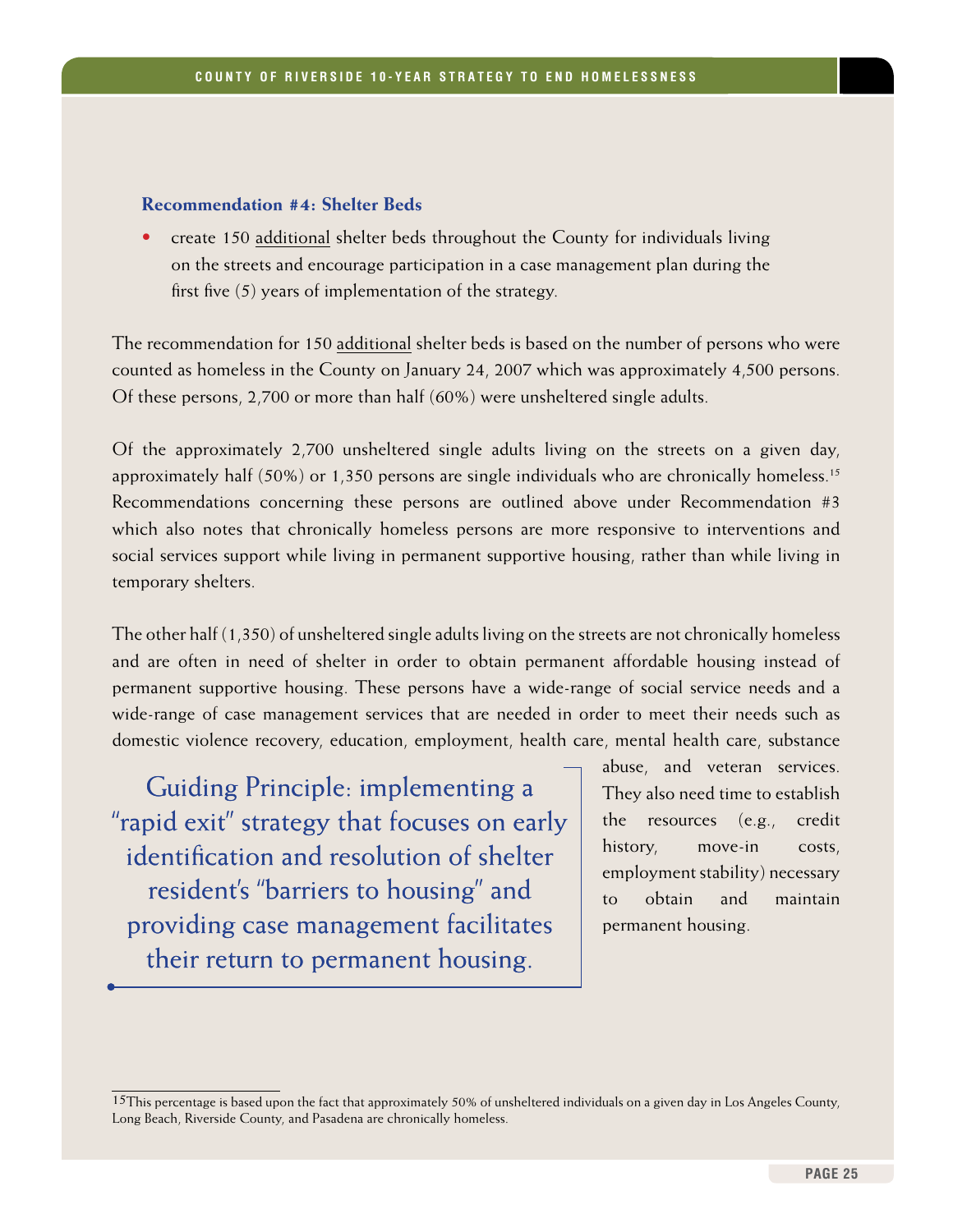### Recommendation #4: Shelter Beds

- create 150 additional shelter beds throughout the County for individuals living on the streets and encourage participation in a case management plan during the first five (5) years of implementation of the strategy.

The recommendation for 150 additional shelter beds is based on the number of persons who were counted as homeless in the County on January 24, 2007 which was approximately 4,500 persons. Of these persons, 2,700 or more than half (60%) were unsheltered single adults.

Of the approximately 2,700 unsheltered single adults living on the streets on a given day, approximately half (50%) or 1,350 persons are single individuals who are chronically homeless.[15] Recommendations concerning these persons are outlined above under Recommendation #3 which also notes that chronically homeless persons are more responsive to interventions and social services support while living in permanent supportive housing, rather than while living in temporary shelters.

The other half (1,350) of unsheltered single adults living on the streets are not chronically homeless and are often in need of shelter in order to obtain permanent affordable housing instead of permanent supportive housing. These persons have a wide-range of social service needs and a wide-range of case management services that are needed in order to meet their needs such as domestic violence recovery, education, employment, health care, mental health care, substance abuse, and veteran services. They also need time to establish the resources (e.g., credit history, move-in costs, employment stability) necessary to obtain and maintain permanent housing.

> Guiding Principle: implementing a "rapid exit" strategy that focuses on early identification and resolution of shelter resident's "barriers to housing" and providing case management facilitates their return to permanent housing.

---

[15] This percentage is based upon the fact that approximately 50% of unsheltered individuals on a given day in Los Angeles County, Long Beach, Riverside County, and Pasadena are chronically homeless.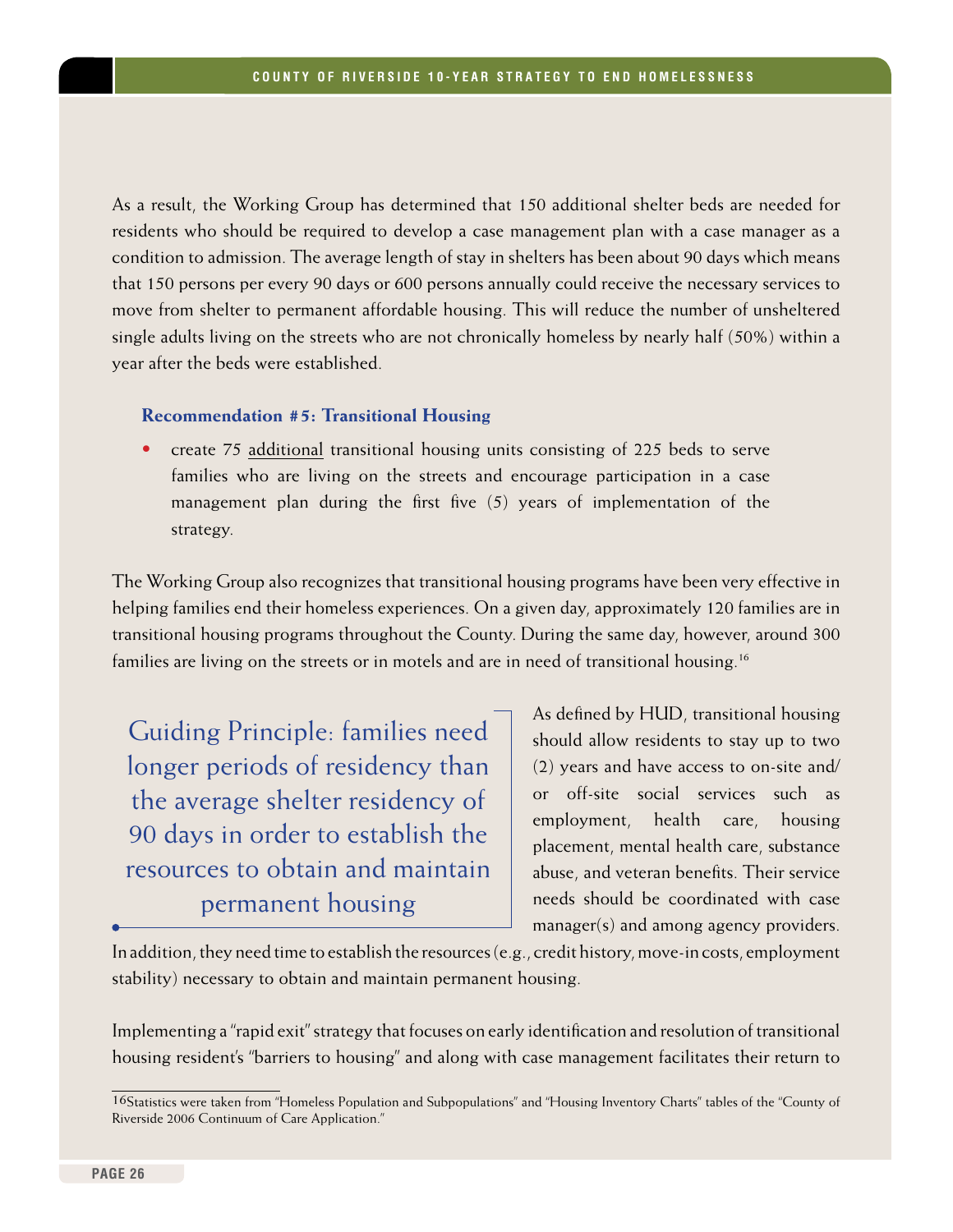As a result, the Working Group has determined that 150 additional shelter beds are needed for residents who should be required to develop a case management plan with a case manager as a condition to admission. The average length of stay in shelters has been about 90 days which means that 150 persons per every 90 days or 600 persons annually could receive the necessary services to move from shelter to permanent affordable housing. This will reduce the number of unsheltered single adults living on the streets who are not chronically homeless by nearly half (50%) within a year after the beds were established.

### Recommendation #5: Transitional Housing

- create 75 additional transitional housing units consisting of 225 beds to serve families who are living on the streets and encourage participation in a case management plan during the first five (5) years of implementation of the strategy.

The Working Group also recognizes that transitional housing programs have been very effective in helping families end their homeless experiences. On a given day, approximately 120 families are in transitional housing programs throughout the County. During the same day, however, around 300 families are living on the streets or in motels and are in need of transitional housing.[16]

> Guiding Principle: families need longer periods of residency than the average shelter residency of 90 days in order to establish the resources to obtain and maintain permanent housing

As defined by HUD, transitional housing should allow residents to stay up to two (2) years and have access to on-site and/or off-site social services such as employment, health care, housing placement, mental health care, substance abuse, and veteran benefits. Their service needs should be coordinated with case manager(s) and among agency providers. In addition, they need time to establish the resources (e.g., credit history, move-in costs, employment stability) necessary to obtain and maintain permanent housing.

Implementing a "rapid exit" strategy that focuses on early identification and resolution of transitional housing resident's "barriers to housing" and along with case management facilitates their return to

---

[16] Statistics were taken from "Homeless Population and Subpopulations" and "Housing Inventory Charts" tables of the "County of Riverside 2006 Continuum of Care Application."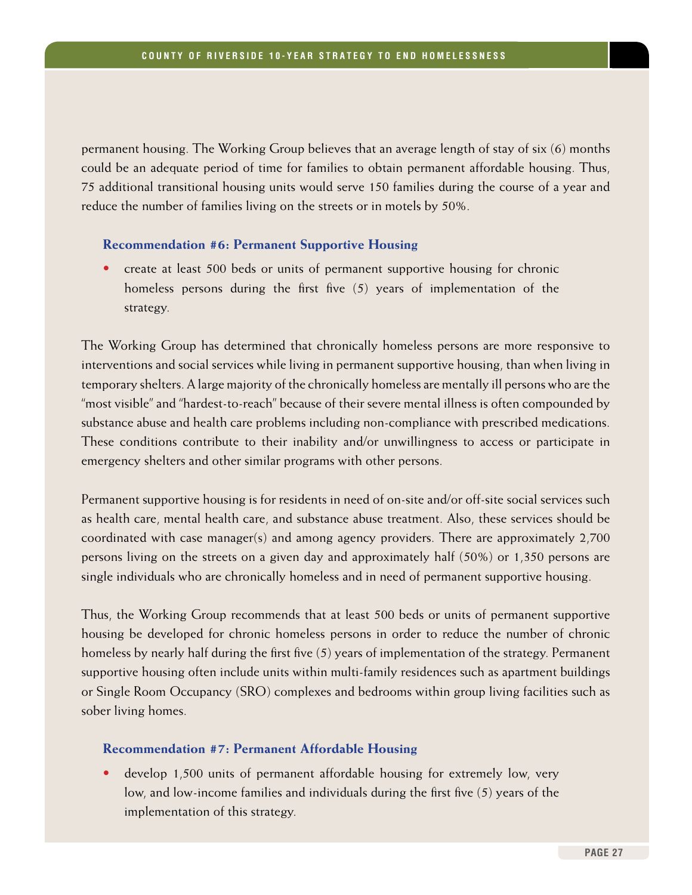permanent housing. The Working Group believes that an average length of stay of six (6) months could be an adequate period of time for families to obtain permanent affordable housing. Thus, 75 additional transitional housing units would serve 150 families during the course of a year and reduce the number of families living on the streets or in motels by 50%.

### Recommendation #6: Permanent Supportive Housing

- create at least 500 beds or units of permanent supportive housing for chronic homeless persons during the first five (5) years of implementation of the strategy.

The Working Group has determined that chronically homeless persons are more responsive to interventions and social services while living in permanent supportive housing, than when living in temporary shelters. A large majority of the chronically homeless are mentally ill persons who are the "most visible" and "hardest-to-reach" because of their severe mental illness is often compounded by substance abuse and health care problems including non-compliance with prescribed medications. These conditions contribute to their inability and/or unwillingness to access or participate in emergency shelters and other similar programs with other persons.

Permanent supportive housing is for residents in need of on-site and/or off-site social services such as health care, mental health care, and substance abuse treatment. Also, these services should be coordinated with case manager(s) and among agency providers. There are approximately 2,700 persons living on the streets on a given day and approximately half (50%) or 1,350 persons are single individuals who are chronically homeless and in need of permanent supportive housing.

Thus, the Working Group recommends that at least 500 beds or units of permanent supportive housing be developed for chronic homeless persons in order to reduce the number of chronic homeless by nearly half during the first five (5) years of implementation of the strategy. Permanent supportive housing often include units within multi-family residences such as apartment buildings or Single Room Occupancy (SRO) complexes and bedrooms within group living facilities such as sober living homes.

### Recommendation #7: Permanent Affordable Housing

- develop 1,500 units of permanent affordable housing for extremely low, very low, and low-income families and individuals during the first five (5) years of the implementation of this strategy.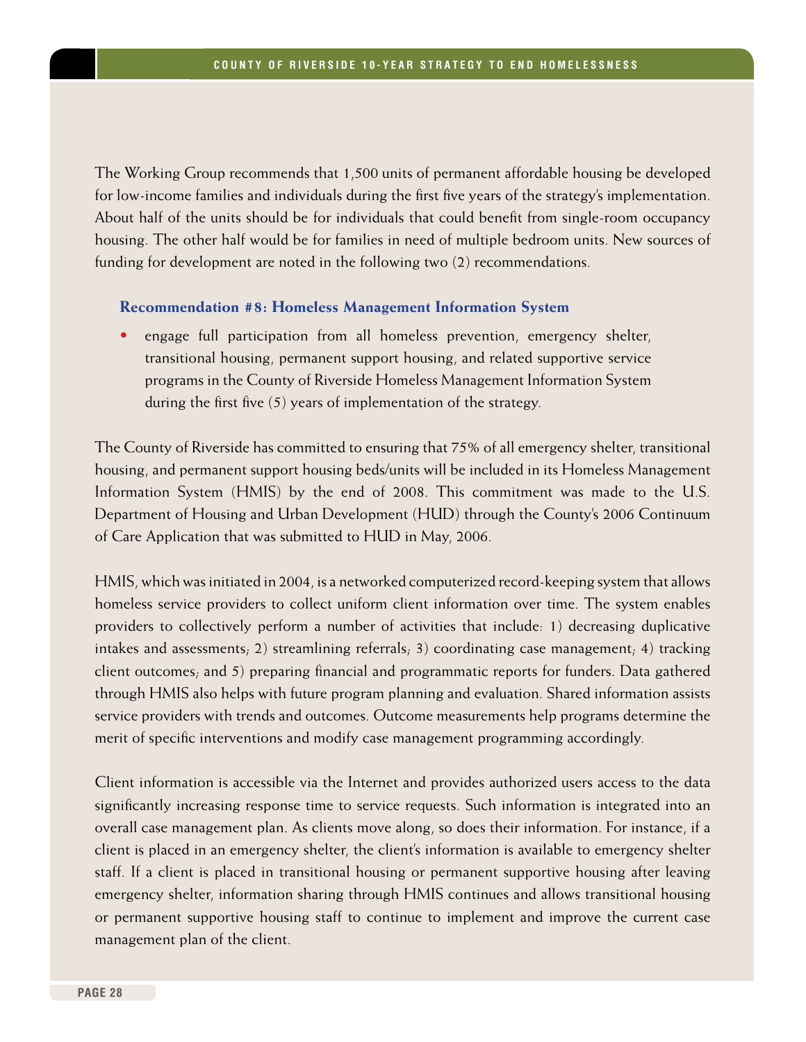The Working Group recommends that 1,500 units of permanent affordable housing be developed for low-income families and individuals during the first five years of the strategy's implementation. About half of the units should be for individuals that could benefit from single-room occupancy housing. The other half would be for families in need of multiple bedroom units. New sources of funding for development are noted in the following two (2) recommendations.

### Recommendation #8: Homeless Management Information System

- engage full participation from all homeless prevention, emergency shelter, transitional housing, permanent support housing, and related supportive service programs in the County of Riverside Homeless Management Information System during the first five (5) years of implementation of the strategy.

The County of Riverside has committed to ensuring that 75% of all emergency shelter, transitional housing, and permanent support housing beds/units will be included in its Homeless Management Information System (HMIS) by the end of 2008. This commitment was made to the U.S. Department of Housing and Urban Development (HUD) through the County's 2006 Continuum of Care Application that was submitted to HUD in May, 2006.

HMIS, which was initiated in 2004, is a networked computerized record-keeping system that allows homeless service providers to collect uniform client information over time. The system enables providers to collectively perform a number of activities that include: 1) decreasing duplicative intakes and assessments; 2) streamlining referrals; 3) coordinating case management; 4) tracking client outcomes; and 5) preparing financial and programmatic reports for funders. Data gathered through HMIS also helps with future program planning and evaluation. Shared information assists service providers with trends and outcomes. Outcome measurements help programs determine the merit of specific interventions and modify case management programming accordingly.

Client information is accessible via the Internet and provides authorized users access to the data significantly increasing response time to service requests. Such information is integrated into an overall case management plan. As clients move along, so does their information. For instance, if a client is placed in an emergency shelter, the client's information is available to emergency shelter staff. If a client is placed in transitional housing or permanent supportive housing after leaving emergency shelter, information sharing through HMIS continues and allows transitional housing or permanent supportive housing staff to continue to implement and improve the current case management plan of the client.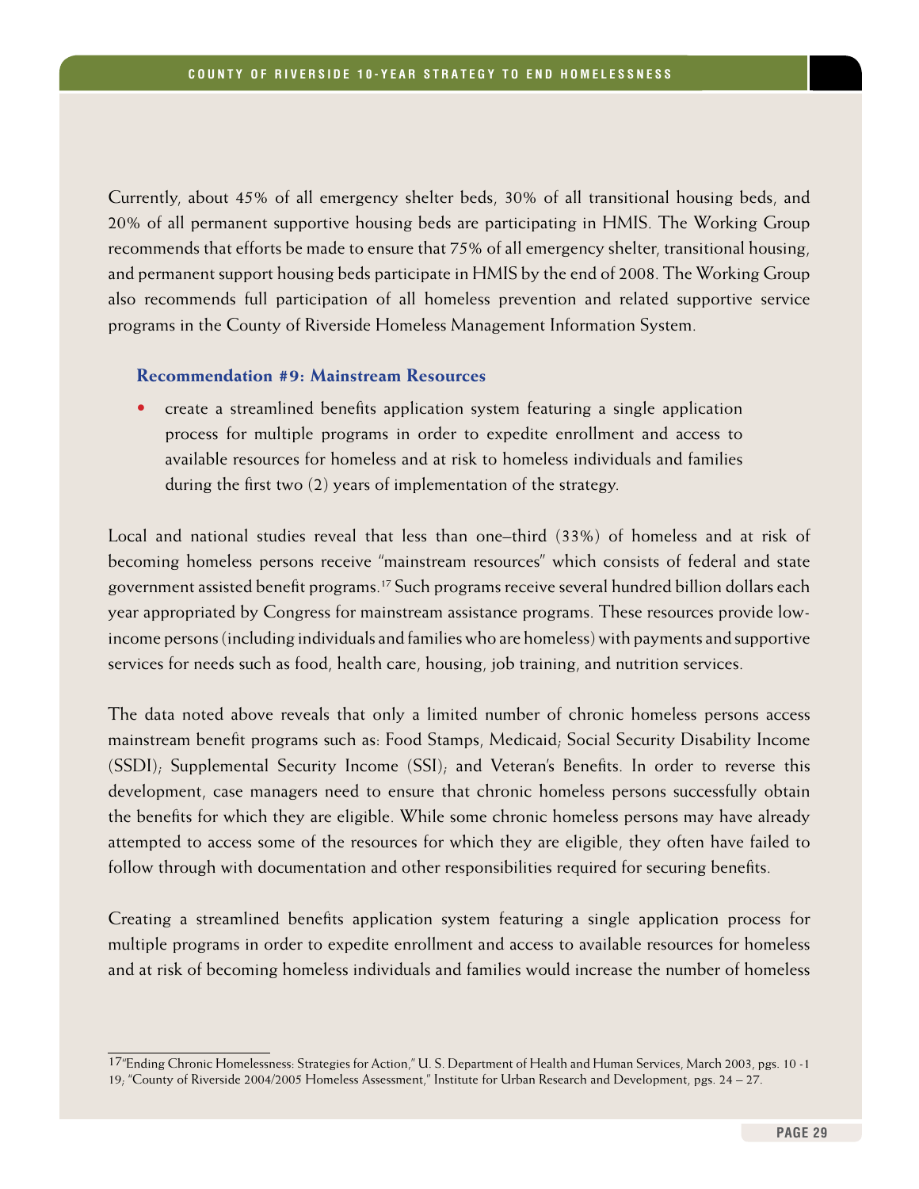Currently, about 45% of all emergency shelter beds, 30% of all transitional housing beds, and 20% of all permanent supportive housing beds are participating in HMIS. The Working Group recommends that efforts be made to ensure that 75% of all emergency shelter, transitional housing, and permanent support housing beds participate in HMIS by the end of 2008. The Working Group also recommends full participation of all homeless prevention and related supportive service programs in the County of Riverside Homeless Management Information System.

### Recommendation #9: Mainstream Resources

- create a streamlined benefits application system featuring a single application process for multiple programs in order to expedite enrollment and access to available resources for homeless and at risk to homeless individuals and families during the first two (2) years of implementation of the strategy.

Local and national studies reveal that less than one–third (33%) of homeless and at risk of becoming homeless persons receive "mainstream resources" which consists of federal and state government assisted benefit programs.[17] Such programs receive several hundred billion dollars each year appropriated by Congress for mainstream assistance programs. These resources provide low-income persons (including individuals and families who are homeless) with payments and supportive services for needs such as food, health care, housing, job training, and nutrition services.

The data noted above reveals that only a limited number of chronic homeless persons access mainstream benefit programs such as: Food Stamps, Medicaid; Social Security Disability Income (SSDI); Supplemental Security Income (SSI); and Veteran's Benefits. In order to reverse this development, case managers need to ensure that chronic homeless persons successfully obtain the benefits for which they are eligible. While some chronic homeless persons may have already attempted to access some of the resources for which they are eligible, they often have failed to follow through with documentation and other responsibilities required for securing benefits.

Creating a streamlined benefits application system featuring a single application process for multiple programs in order to expedite enrollment and access to available resources for homeless and at risk of becoming homeless individuals and families would increase the number of homeless

---

[17] "Ending Chronic Homelessness: Strategies for Action," U. S. Department of Health and Human Services, March 2003, pgs. 10 -1 19; "County of Riverside 2004/2005 Homeless Assessment," Institute for Urban Research and Development, pgs. 24 – 27.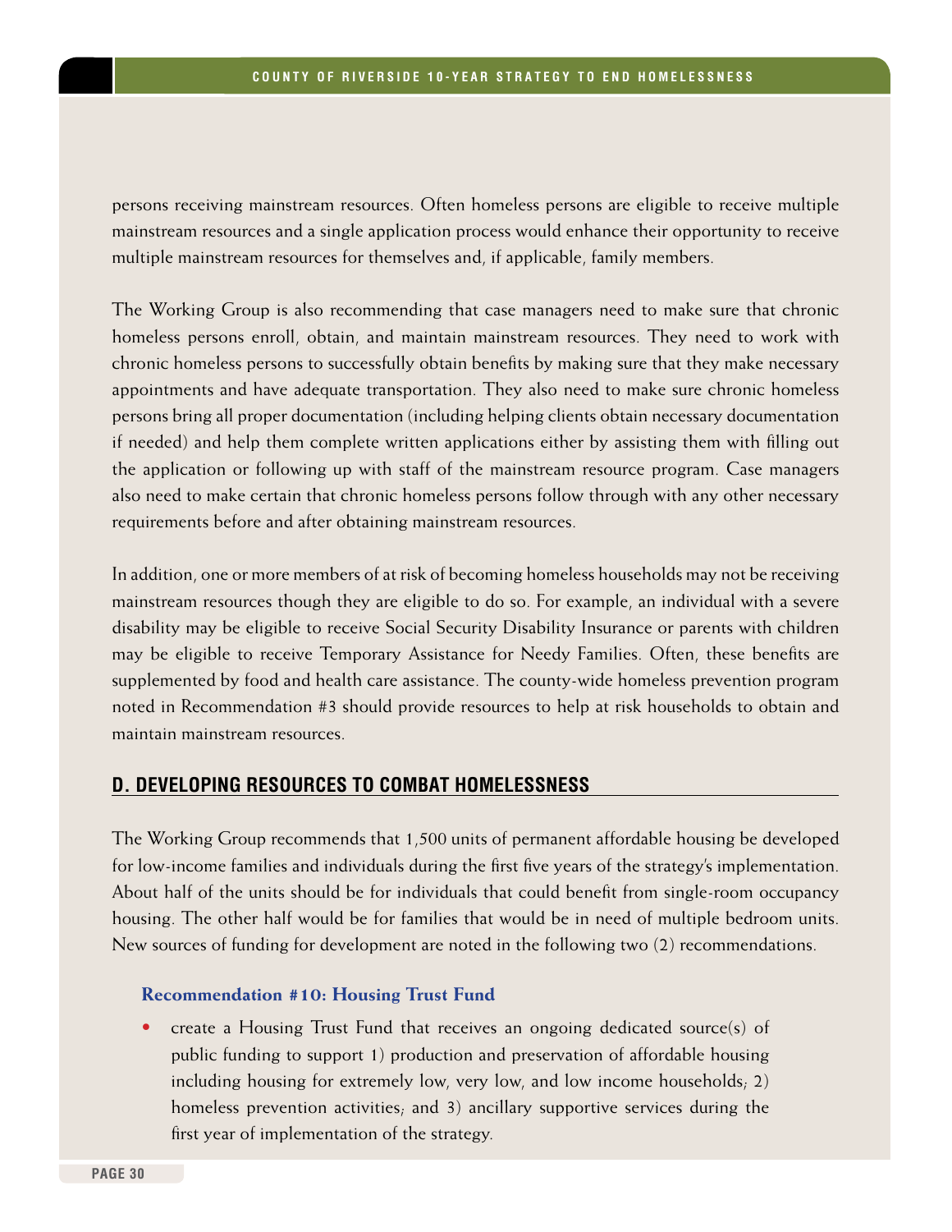persons receiving mainstream resources. Often homeless persons are eligible to receive multiple mainstream resources and a single application process would enhance their opportunity to receive multiple mainstream resources for themselves and, if applicable, family members.

The Working Group is also recommending that case managers need to make sure that chronic homeless persons enroll, obtain, and maintain mainstream resources. They need to work with chronic homeless persons to successfully obtain benefits by making sure that they make necessary appointments and have adequate transportation. They also need to make sure chronic homeless persons bring all proper documentation (including helping clients obtain necessary documentation if needed) and help them complete written applications either by assisting them with filling out the application or following up with staff of the mainstream resource program. Case managers also need to make certain that chronic homeless persons follow through with any other necessary requirements before and after obtaining mainstream resources.

In addition, one or more members of at risk of becoming homeless households may not be receiving mainstream resources though they are eligible to do so. For example, an individual with a severe disability may be eligible to receive Social Security Disability Insurance or parents with children may be eligible to receive Temporary Assistance for Needy Families. Often, these benefits are supplemented by food and health care assistance. The county-wide homeless prevention program noted in Recommendation #3 should provide resources to help at risk households to obtain and maintain mainstream resources.

## D. DEVELOPING RESOURCES TO COMBAT HOMELESSNESS

The Working Group recommends that 1,500 units of permanent affordable housing be developed for low-income families and individuals during the first five years of the strategy's implementation. About half of the units should be for individuals that could benefit from single-room occupancy housing. The other half would be for families that would be in need of multiple bedroom units. New sources of funding for development are noted in the following two (2) recommendations.

### Recommendation #10: Housing Trust Fund

- create a Housing Trust Fund that receives an ongoing dedicated source(s) of public funding to support 1) production and preservation of affordable housing including housing for extremely low, very low, and low income households; 2) homeless prevention activities; and 3) ancillary supportive services during the first year of implementation of the strategy.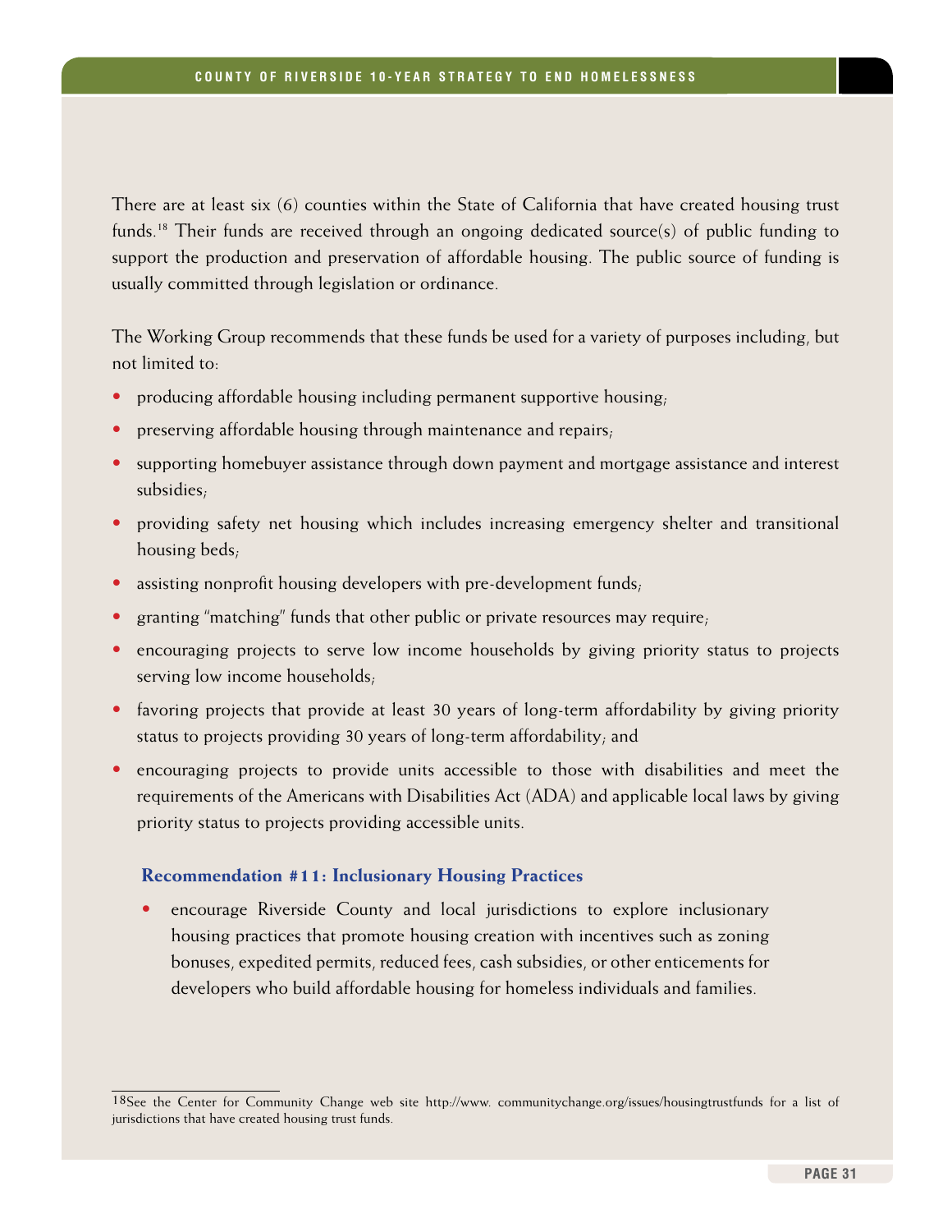There are at least six (6) counties within the State of California that have created housing trust funds.[18] Their funds are received through an ongoing dedicated source(s) of public funding to support the production and preservation of affordable housing. The public source of funding is usually committed through legislation or ordinance.

The Working Group recommends that these funds be used for a variety of purposes including, but not limited to:

- producing affordable housing including permanent supportive housing;
- preserving affordable housing through maintenance and repairs;
- supporting homebuyer assistance through down payment and mortgage assistance and interest subsidies;
- providing safety net housing which includes increasing emergency shelter and transitional housing beds;
- assisting nonprofit housing developers with pre-development funds;
- granting "matching" funds that other public or private resources may require;
- encouraging projects to serve low income households by giving priority status to projects serving low income households;
- favoring projects that provide at least 30 years of long-term affordability by giving priority status to projects providing 30 years of long-term affordability; and
- encouraging projects to provide units accessible to those with disabilities and meet the requirements of the Americans with Disabilities Act (ADA) and applicable local laws by giving priority status to projects providing accessible units.

### Recommendation #11: Inclusionary Housing Practices

- encourage Riverside County and local jurisdictions to explore inclusionary housing practices that promote housing creation with incentives such as zoning bonuses, expedited permits, reduced fees, cash subsidies, or other enticements for developers who build affordable housing for homeless individuals and families.

---

18See the Center for Community Change web site http://www. communitychange.org/issues/housingtrustfunds for a list of jurisdictions that have created housing trust funds.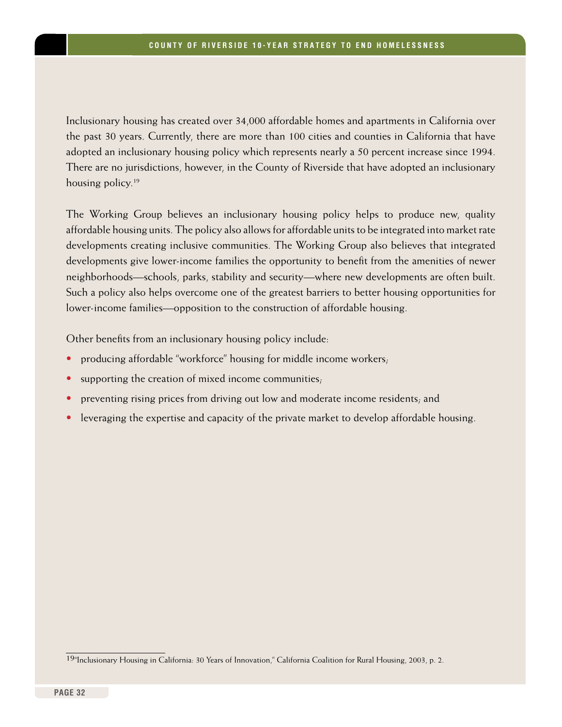Inclusionary housing has created over 34,000 affordable homes and apartments in California over the past 30 years. Currently, there are more than 100 cities and counties in California that have adopted an inclusionary housing policy which represents nearly a 50 percent increase since 1994. There are no jurisdictions, however, in the County of Riverside that have adopted an inclusionary housing policy.[19]

The Working Group believes an inclusionary housing policy helps to produce new, quality affordable housing units. The policy also allows for affordable units to be integrated into market rate developments creating inclusive communities. The Working Group also believes that integrated developments give lower-income families the opportunity to benefit from the amenities of newer neighborhoods—schools, parks, stability and security—where new developments are often built. Such a policy also helps overcome one of the greatest barriers to better housing opportunities for lower-income families—opposition to the construction of affordable housing.

Other benefits from an inclusionary housing policy include:

- producing affordable "workforce" housing for middle income workers;
- supporting the creation of mixed income communities;
- preventing rising prices from driving out low and moderate income residents; and
- leveraging the expertise and capacity of the private market to develop affordable housing.

[19] "Inclusionary Housing in California: 30 Years of Innovation," California Coalition for Rural Housing, 2003, p. 2.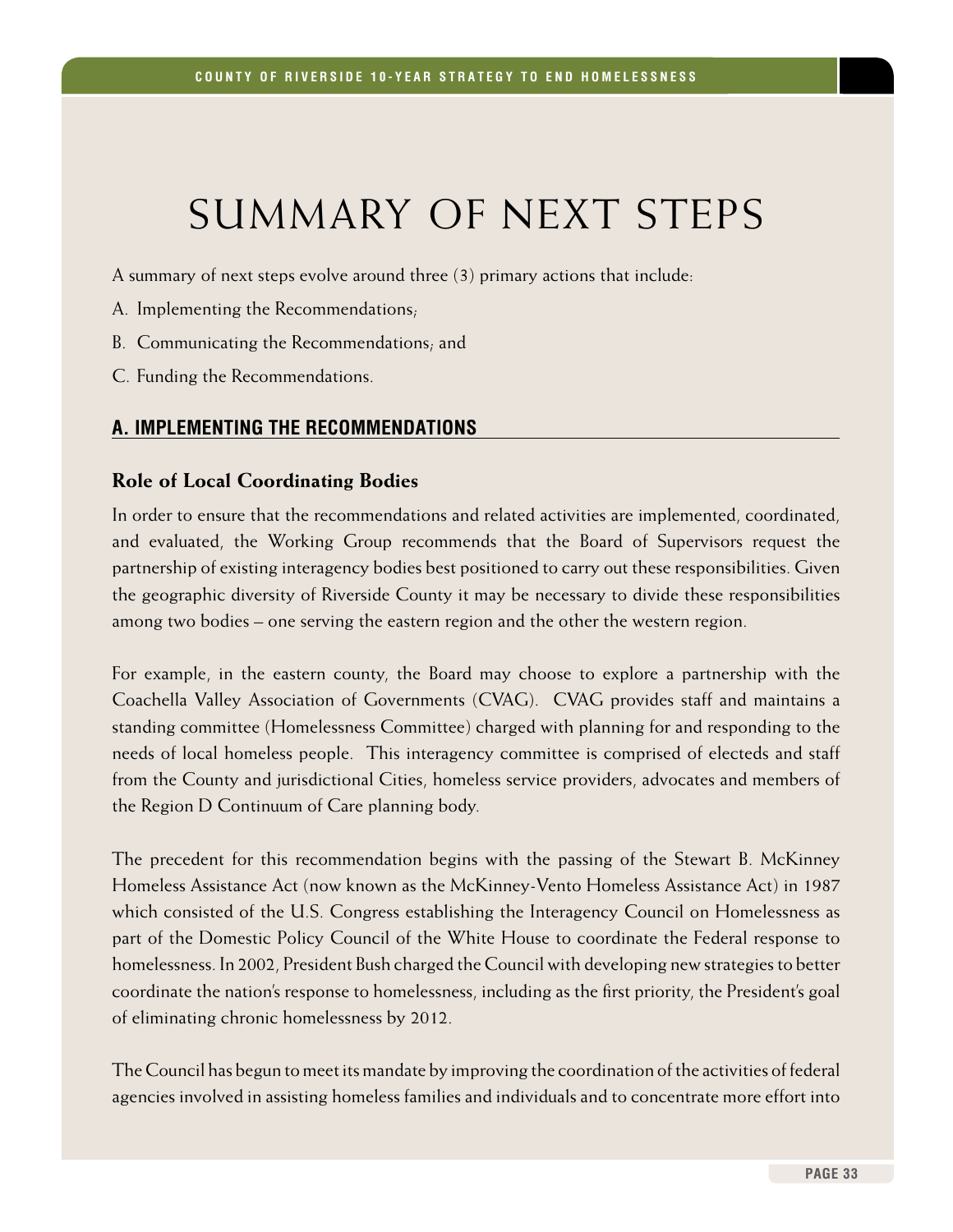# SUMMARY OF NEXT STEPS

A summary of next steps evolve around three (3) primary actions that include:

A. Implementing the Recommendations;

B. Communicating the Recommendations; and

C. Funding the Recommendations.

## A. IMPLEMENTING THE RECOMMENDATIONS

### Role of Local Coordinating Bodies

In order to ensure that the recommendations and related activities are implemented, coordinated, and evaluated, the Working Group recommends that the Board of Supervisors request the partnership of existing interagency bodies best positioned to carry out these responsibilities. Given the geographic diversity of Riverside County it may be necessary to divide these responsibilities among two bodies – one serving the eastern region and the other the western region.

For example, in the eastern county, the Board may choose to explore a partnership with the Coachella Valley Association of Governments (CVAG). CVAG provides staff and maintains a standing committee (Homelessness Committee) charged with planning for and responding to the needs of local homeless people. This interagency committee is comprised of electeds and staff from the County and jurisdictional Cities, homeless service providers, advocates and members of the Region D Continuum of Care planning body.

The precedent for this recommendation begins with the passing of the Stewart B. McKinney Homeless Assistance Act (now known as the McKinney-Vento Homeless Assistance Act) in 1987 which consisted of the U.S. Congress establishing the Interagency Council on Homelessness as part of the Domestic Policy Council of the White House to coordinate the Federal response to homelessness. In 2002, President Bush charged the Council with developing new strategies to better coordinate the nation's response to homelessness, including as the first priority, the President's goal of eliminating chronic homelessness by 2012.

The Council has begun to meet its mandate by improving the coordination of the activities of federal agencies involved in assisting homeless families and individuals and to concentrate more effort into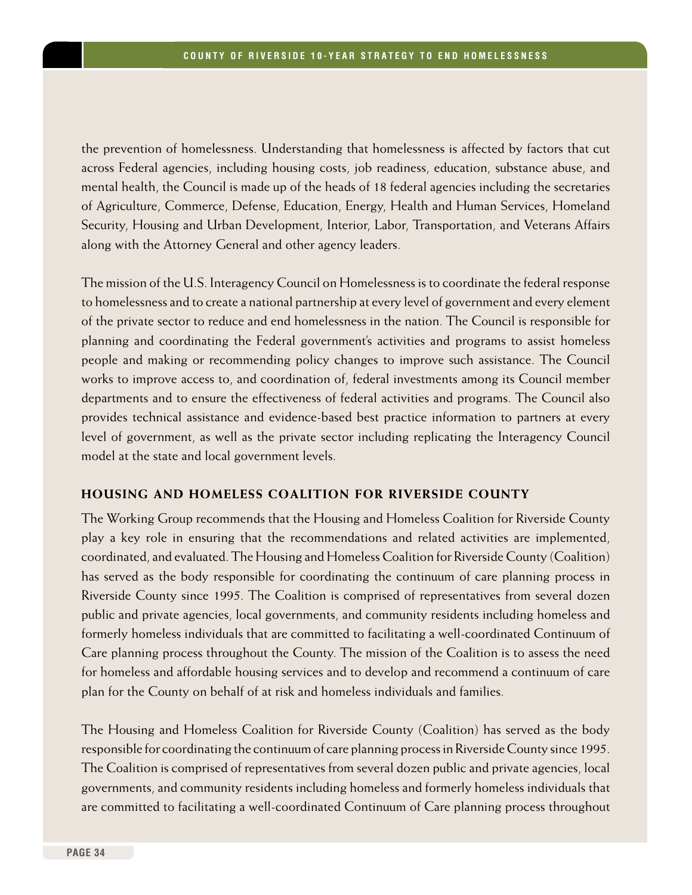the prevention of homelessness. Understanding that homelessness is affected by factors that cut across Federal agencies, including housing costs, job readiness, education, substance abuse, and mental health, the Council is made up of the heads of 18 federal agencies including the secretaries of Agriculture, Commerce, Defense, Education, Energy, Health and Human Services, Homeland Security, Housing and Urban Development, Interior, Labor, Transportation, and Veterans Affairs along with the Attorney General and other agency leaders.

The mission of the U.S. Interagency Council on Homelessness is to coordinate the federal response to homelessness and to create a national partnership at every level of government and every element of the private sector to reduce and end homelessness in the nation. The Council is responsible for planning and coordinating the Federal government's activities and programs to assist homeless people and making or recommending policy changes to improve such assistance. The Council works to improve access to, and coordination of, federal investments among its Council member departments and to ensure the effectiveness of federal activities and programs. The Council also provides technical assistance and evidence-based best practice information to partners at every level of government, as well as the private sector including replicating the Interagency Council model at the state and local government levels.

## HOUSING AND HOMELESS COALITION FOR RIVERSIDE COUNTY

The Working Group recommends that the Housing and Homeless Coalition for Riverside County play a key role in ensuring that the recommendations and related activities are implemented, coordinated, and evaluated. The Housing and Homeless Coalition for Riverside County (Coalition) has served as the body responsible for coordinating the continuum of care planning process in Riverside County since 1995. The Coalition is comprised of representatives from several dozen public and private agencies, local governments, and community residents including homeless and formerly homeless individuals that are committed to facilitating a well-coordinated Continuum of Care planning process throughout the County. The mission of the Coalition is to assess the need for homeless and affordable housing services and to develop and recommend a continuum of care plan for the County on behalf of at risk and homeless individuals and families.

The Housing and Homeless Coalition for Riverside County (Coalition) has served as the body responsible for coordinating the continuum of care planning process in Riverside County since 1995. The Coalition is comprised of representatives from several dozen public and private agencies, local governments, and community residents including homeless and formerly homeless individuals that are committed to facilitating a well-coordinated Continuum of Care planning process throughout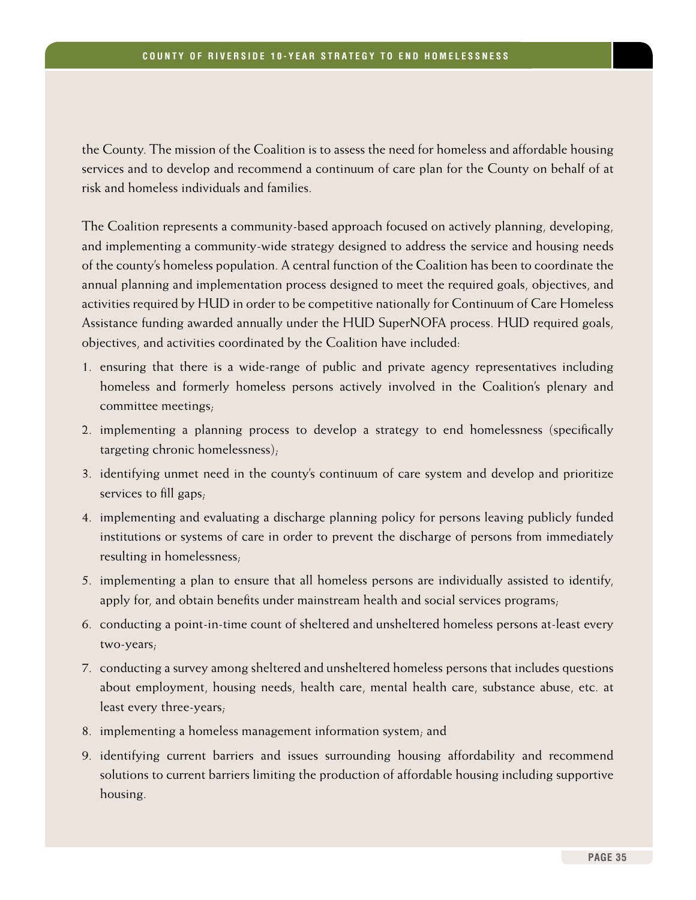the County. The mission of the Coalition is to assess the need for homeless and affordable housing services and to develop and recommend a continuum of care plan for the County on behalf of at risk and homeless individuals and families.

The Coalition represents a community-based approach focused on actively planning, developing, and implementing a community-wide strategy designed to address the service and housing needs of the county's homeless population. A central function of the Coalition has been to coordinate the annual planning and implementation process designed to meet the required goals, objectives, and activities required by HUD in order to be competitive nationally for Continuum of Care Homeless Assistance funding awarded annually under the HUD SuperNOFA process. HUD required goals, objectives, and activities coordinated by the Coalition have included:

1. ensuring that there is a wide-range of public and private agency representatives including homeless and formerly homeless persons actively involved in the Coalition's plenary and committee meetings;
2. implementing a planning process to develop a strategy to end homelessness (specifically targeting chronic homelessness);
3. identifying unmet need in the county's continuum of care system and develop and prioritize services to fill gaps;
4. implementing and evaluating a discharge planning policy for persons leaving publicly funded institutions or systems of care in order to prevent the discharge of persons from immediately resulting in homelessness;
5. implementing a plan to ensure that all homeless persons are individually assisted to identify, apply for, and obtain benefits under mainstream health and social services programs;
6. conducting a point-in-time count of sheltered and unsheltered homeless persons at-least every two-years;
7. conducting a survey among sheltered and unsheltered homeless persons that includes questions about employment, housing needs, health care, mental health care, substance abuse, etc. at least every three-years;
8. implementing a homeless management information system; and
9. identifying current barriers and issues surrounding housing affordability and recommend solutions to current barriers limiting the production of affordable housing including supportive housing.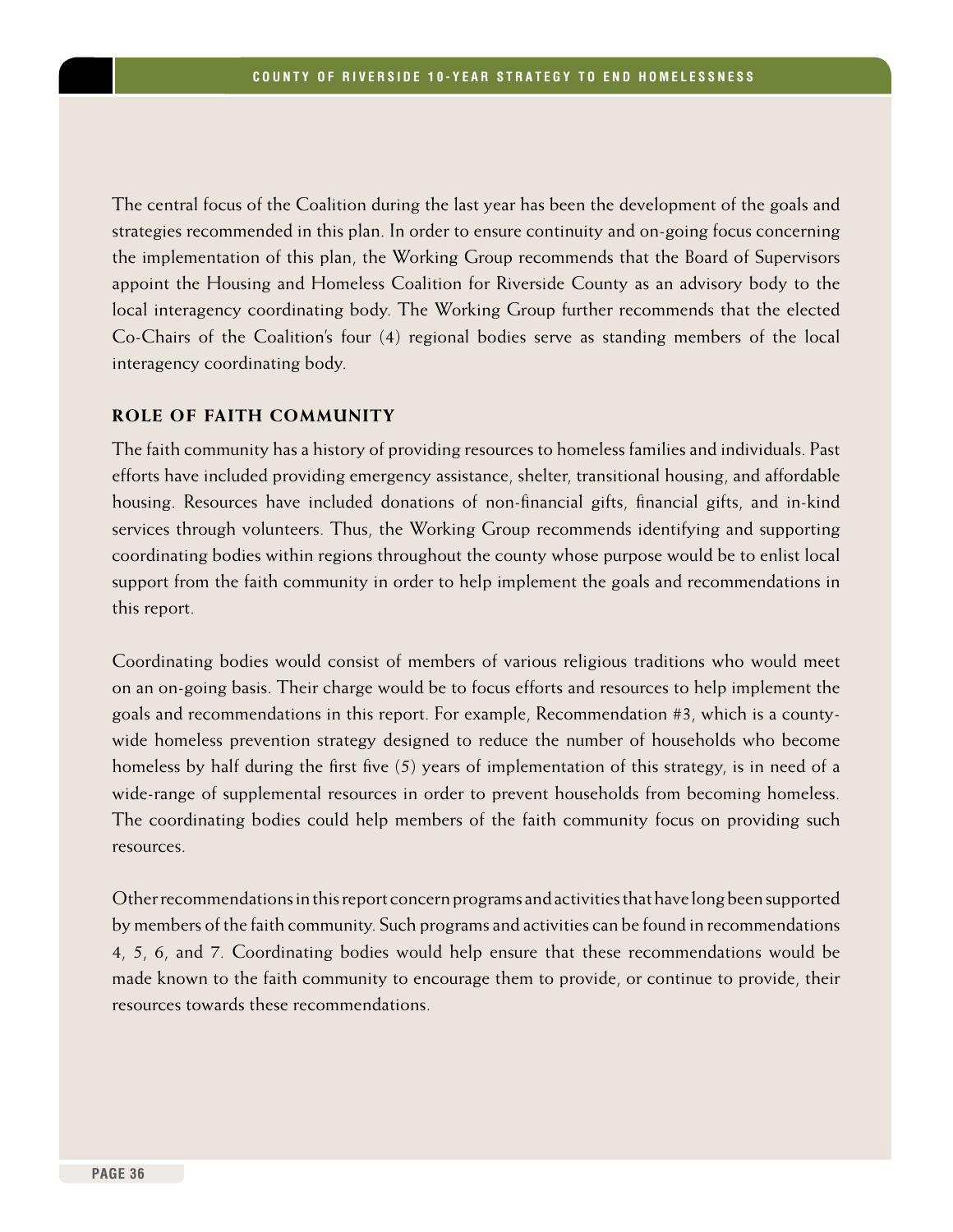The central focus of the Coalition during the last year has been the development of the goals and strategies recommended in this plan. In order to ensure continuity and on-going focus concerning the implementation of this plan, the Working Group recommends that the Board of Supervisors appoint the Housing and Homeless Coalition for Riverside County as an advisory body to the local interagency coordinating body. The Working Group further recommends that the elected Co-Chairs of the Coalition's four (4) regional bodies serve as standing members of the local interagency coordinating body.

## ROLE OF FAITH COMMUNITY

The faith community has a history of providing resources to homeless families and individuals. Past efforts have included providing emergency assistance, shelter, transitional housing, and affordable housing. Resources have included donations of non-financial gifts, financial gifts, and in-kind services through volunteers. Thus, the Working Group recommends identifying and supporting coordinating bodies within regions throughout the county whose purpose would be to enlist local support from the faith community in order to help implement the goals and recommendations in this report.

Coordinating bodies would consist of members of various religious traditions who would meet on an on-going basis. Their charge would be to focus efforts and resources to help implement the goals and recommendations in this report. For example, Recommendation #3, which is a county-wide homeless prevention strategy designed to reduce the number of households who become homeless by half during the first five (5) years of implementation of this strategy, is in need of a wide-range of supplemental resources in order to prevent households from becoming homeless. The coordinating bodies could help members of the faith community focus on providing such resources.

Other recommendations in this report concern programs and activities that have long been supported by members of the faith community. Such programs and activities can be found in recommendations 4, 5, 6, and 7. Coordinating bodies would help ensure that these recommendations would be made known to the faith community to encourage them to provide, or continue to provide, their resources towards these recommendations.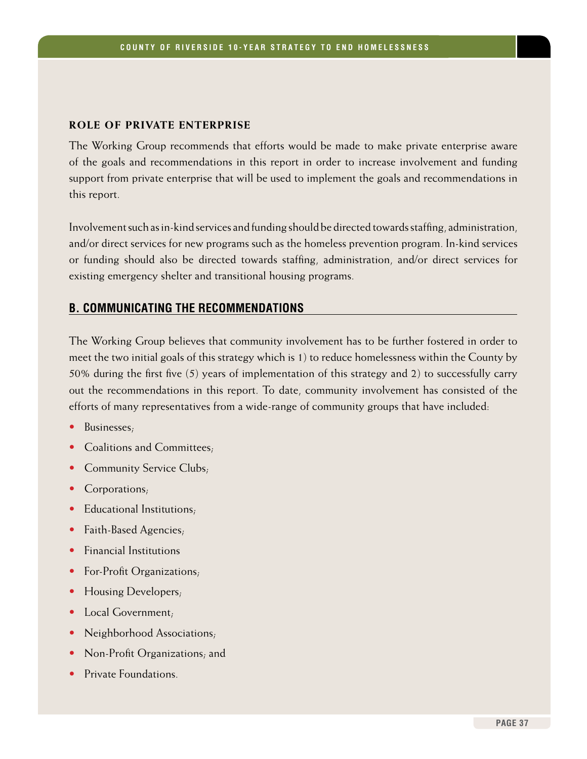### ROLE OF PRIVATE ENTERPRISE

The Working Group recommends that efforts would be made to make private enterprise aware of the goals and recommendations in this report in order to increase involvement and funding support from private enterprise that will be used to implement the goals and recommendations in this report.

Involvement such as in-kind services and funding should be directed towards staffing, administration, and/or direct services for new programs such as the homeless prevention program. In-kind services or funding should also be directed towards staffing, administration, and/or direct services for existing emergency shelter and transitional housing programs.

## B. COMMUNICATING THE RECOMMENDATIONS

The Working Group believes that community involvement has to be further fostered in order to meet the two initial goals of this strategy which is 1) to reduce homelessness within the County by 50% during the first five (5) years of implementation of this strategy and 2) to successfully carry out the recommendations in this report. To date, community involvement has consisted of the efforts of many representatives from a wide-range of community groups that have included:

- Businesses;
- Coalitions and Committees;
- Community Service Clubs;
- Corporations;
- Educational Institutions;
- Faith-Based Agencies;
- Financial Institutions
- For-Profit Organizations;
- Housing Developers;
- Local Government;
- Neighborhood Associations;
- Non-Profit Organizations; and
- Private Foundations.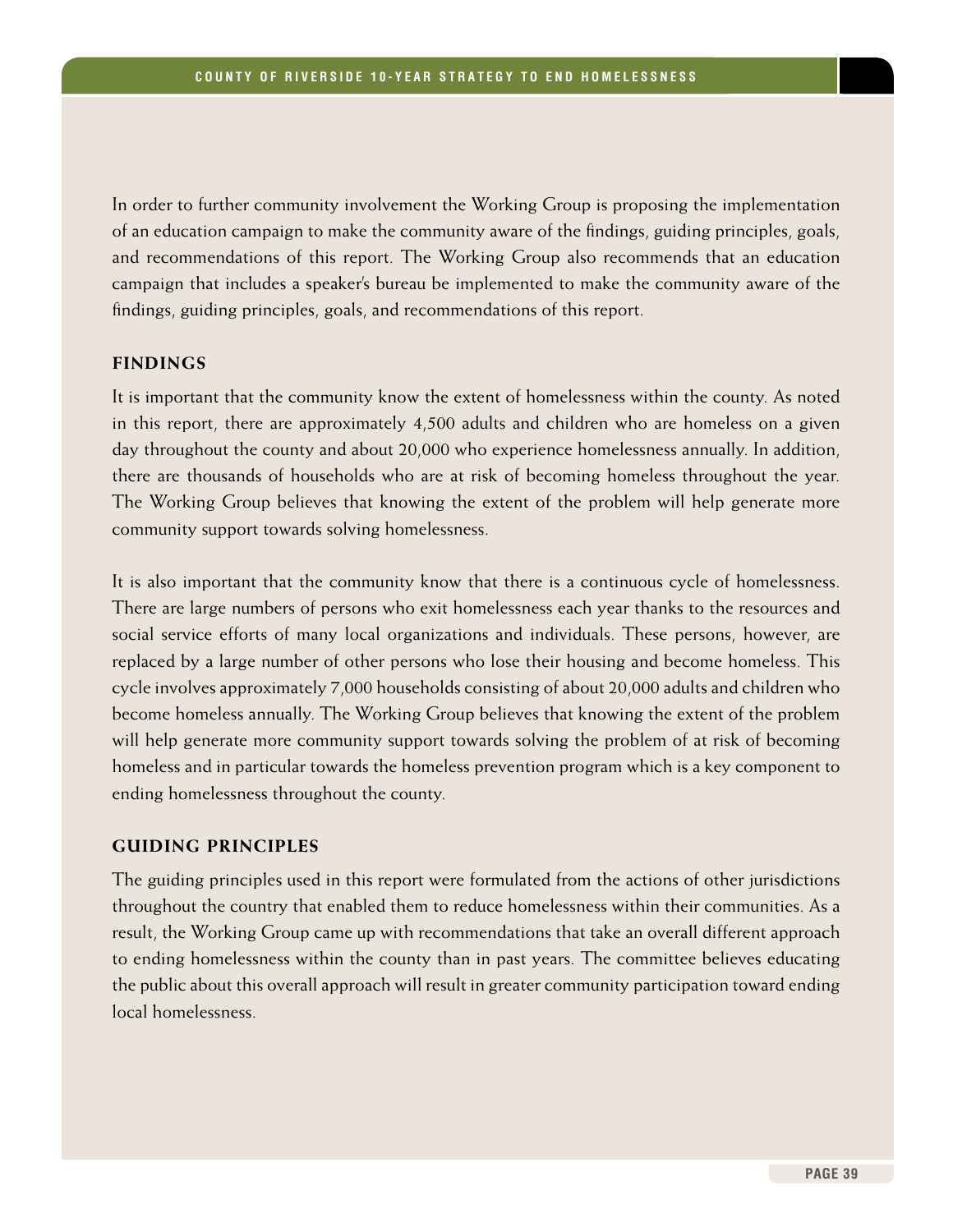In order to further community involvement the Working Group is proposing the implementation of an education campaign to make the community aware of the findings, guiding principles, goals, and recommendations of this report. The Working Group also recommends that an education campaign that includes a speaker's bureau be implemented to make the community aware of the findings, guiding principles, goals, and recommendations of this report.

### FINDINGS

It is important that the community know the extent of homelessness within the county. As noted in this report, there are approximately 4,500 adults and children who are homeless on a given day throughout the county and about 20,000 who experience homelessness annually. In addition, there are thousands of households who are at risk of becoming homeless throughout the year. The Working Group believes that knowing the extent of the problem will help generate more community support towards solving homelessness.

It is also important that the community know that there is a continuous cycle of homelessness. There are large numbers of persons who exit homelessness each year thanks to the resources and social service efforts of many local organizations and individuals. These persons, however, are replaced by a large number of other persons who lose their housing and become homeless. This cycle involves approximately 7,000 households consisting of about 20,000 adults and children who become homeless annually. The Working Group believes that knowing the extent of the problem will help generate more community support towards solving the problem of at risk of becoming homeless and in particular towards the homeless prevention program which is a key component to ending homelessness throughout the county.

### GUIDING PRINCIPLES

The guiding principles used in this report were formulated from the actions of other jurisdictions throughout the country that enabled them to reduce homelessness within their communities. As a result, the Working Group came up with recommendations that take an overall different approach to ending homelessness within the county than in past years. The committee believes educating the public about this overall approach will result in greater community participation toward ending local homelessness.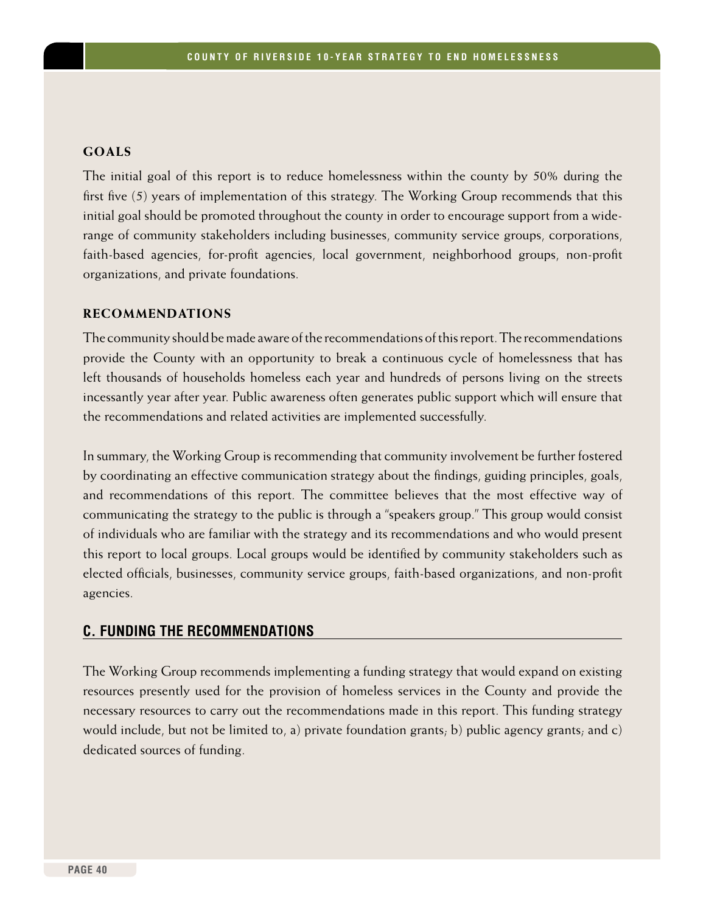### GOALS

The initial goal of this report is to reduce homelessness within the county by 50% during the first five (5) years of implementation of this strategy. The Working Group recommends that this initial goal should be promoted throughout the county in order to encourage support from a wide-range of community stakeholders including businesses, community service groups, corporations, faith-based agencies, for-profit agencies, local government, neighborhood groups, non-profit organizations, and private foundations.

### RECOMMENDATIONS

The community should be made aware of the recommendations of this report. The recommendations provide the County with an opportunity to break a continuous cycle of homelessness that has left thousands of households homeless each year and hundreds of persons living on the streets incessantly year after year. Public awareness often generates public support which will ensure that the recommendations and related activities are implemented successfully.

In summary, the Working Group is recommending that community involvement be further fostered by coordinating an effective communication strategy about the findings, guiding principles, goals, and recommendations of this report. The committee believes that the most effective way of communicating the strategy to the public is through a "speakers group." This group would consist of individuals who are familiar with the strategy and its recommendations and who would present this report to local groups. Local groups would be identified by community stakeholders such as elected officials, businesses, community service groups, faith-based organizations, and non-profit agencies.

## C. FUNDING THE RECOMMENDATIONS

The Working Group recommends implementing a funding strategy that would expand on existing resources presently used for the provision of homeless services in the County and provide the necessary resources to carry out the recommendations made in this report. This funding strategy would include, but not be limited to, a) private foundation grants; b) public agency grants; and c) dedicated sources of funding.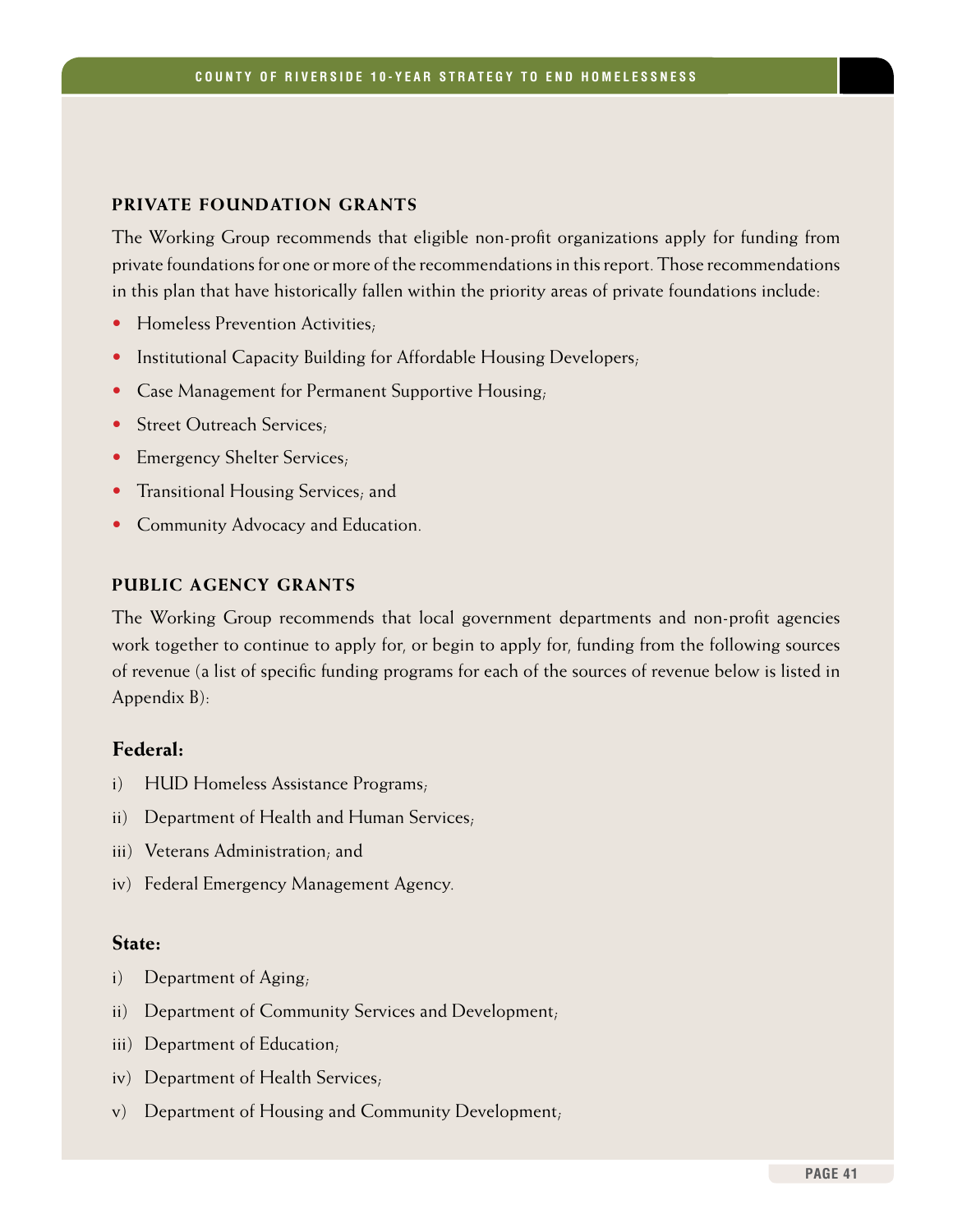### PRIVATE FOUNDATION GRANTS

The Working Group recommends that eligible non-profit organizations apply for funding from private foundations for one or more of the recommendations in this report. Those recommendations in this plan that have historically fallen within the priority areas of private foundations include:

- Homeless Prevention Activities;
- Institutional Capacity Building for Affordable Housing Developers;
- Case Management for Permanent Supportive Housing;
- Street Outreach Services;
- Emergency Shelter Services;
- Transitional Housing Services; and
- Community Advocacy and Education.

### PUBLIC AGENCY GRANTS

The Working Group recommends that local government departments and non-profit agencies work together to continue to apply for, or begin to apply for, funding from the following sources of revenue (a list of specific funding programs for each of the sources of revenue below is listed in Appendix B):

#### Federal:

i) HUD Homeless Assistance Programs;

ii) Department of Health and Human Services;

iii) Veterans Administration; and

iv) Federal Emergency Management Agency.

#### State:

i) Department of Aging;

ii) Department of Community Services and Development;

iii) Department of Education;

iv) Department of Health Services;

v) Department of Housing and Community Development;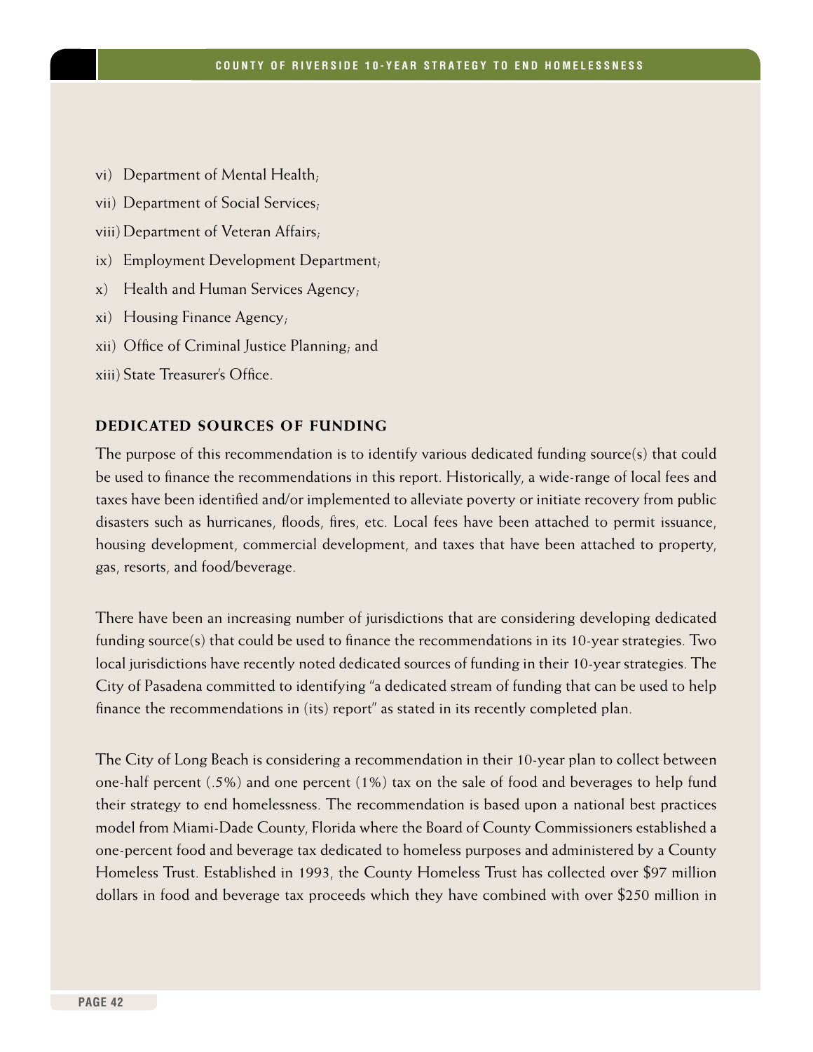vi) Department of Mental Health;

vii) Department of Social Services;

viii) Department of Veteran Affairs;

ix) Employment Development Department;

x) Health and Human Services Agency;

xi) Housing Finance Agency;

xii) Office of Criminal Justice Planning; and

xiii) State Treasurer's Office.

### DEDICATED SOURCES OF FUNDING

The purpose of this recommendation is to identify various dedicated funding source(s) that could be used to finance the recommendations in this report. Historically, a wide-range of local fees and taxes have been identified and/or implemented to alleviate poverty or initiate recovery from public disasters such as hurricanes, floods, fires, etc. Local fees have been attached to permit issuance, housing development, commercial development, and taxes that have been attached to property, gas, resorts, and food/beverage.

There have been an increasing number of jurisdictions that are considering developing dedicated funding source(s) that could be used to finance the recommendations in its 10-year strategies. Two local jurisdictions have recently noted dedicated sources of funding in their 10-year strategies. The City of Pasadena committed to identifying "a dedicated stream of funding that can be used to help finance the recommendations in (its) report" as stated in its recently completed plan.

The City of Long Beach is considering a recommendation in their 10-year plan to collect between one-half percent (.5%) and one percent (1%) tax on the sale of food and beverages to help fund their strategy to end homelessness. The recommendation is based upon a national best practices model from Miami-Dade County, Florida where the Board of County Commissioners established a one-percent food and beverage tax dedicated to homeless purposes and administered by a County Homeless Trust. Established in 1993, the County Homeless Trust has collected over $97 million dollars in food and beverage tax proceeds which they have combined with over $250 million in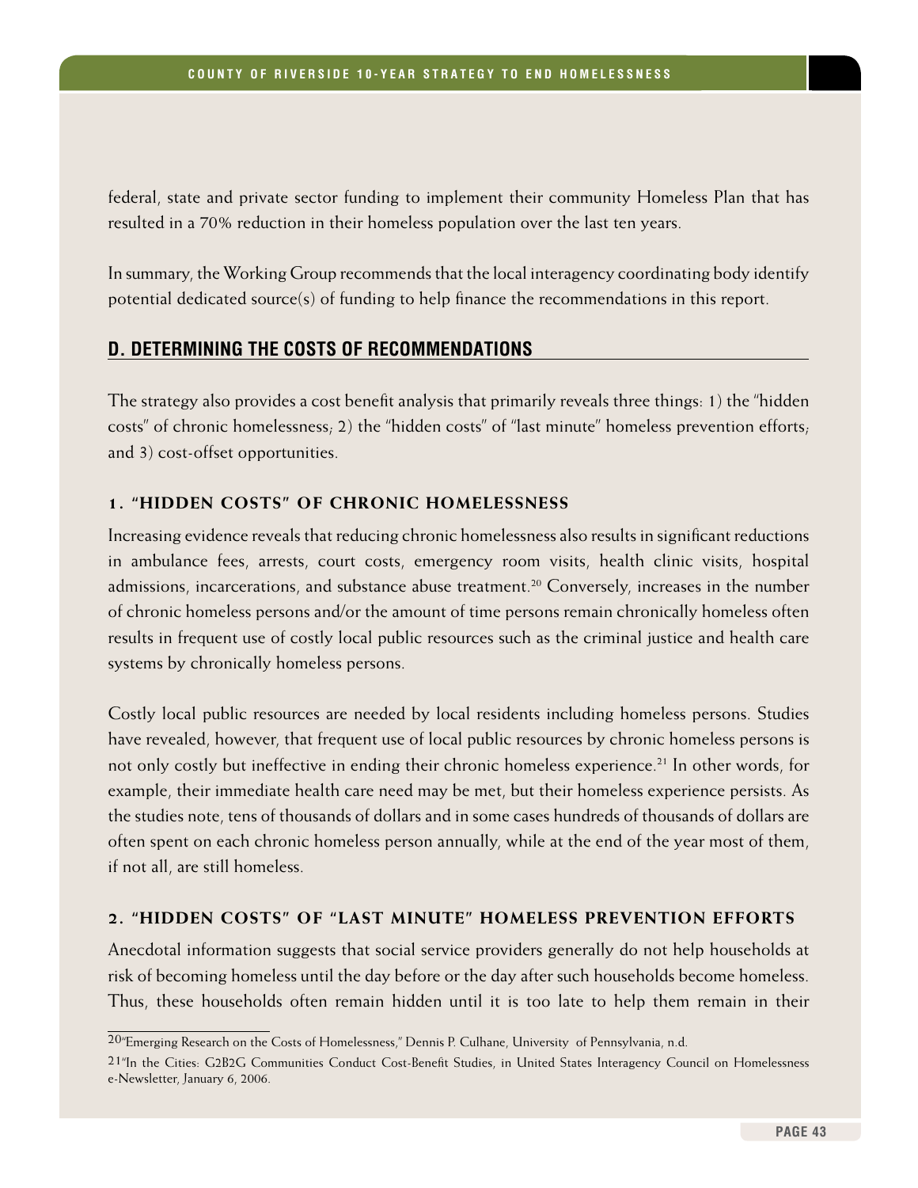federal, state and private sector funding to implement their community Homeless Plan that has resulted in a 70% reduction in their homeless population over the last ten years.

In summary, the Working Group recommends that the local interagency coordinating body identify potential dedicated source(s) of funding to help finance the recommendations in this report.

## D. DETERMINING THE COSTS OF RECOMMENDATIONS

The strategy also provides a cost benefit analysis that primarily reveals three things: 1) the "hidden costs" of chronic homelessness; 2) the "hidden costs" of "last minute" homeless prevention efforts; and 3) cost-offset opportunities.

### 1. "HIDDEN COSTS" OF CHRONIC HOMELESSNESS

Increasing evidence reveals that reducing chronic homelessness also results in significant reductions in ambulance fees, arrests, court costs, emergency room visits, health clinic visits, hospital admissions, incarcerations, and substance abuse treatment.[20] Conversely, increases in the number of chronic homeless persons and/or the amount of time persons remain chronically homeless often results in frequent use of costly local public resources such as the criminal justice and health care systems by chronically homeless persons.

Costly local public resources are needed by local residents including homeless persons. Studies have revealed, however, that frequent use of local public resources by chronic homeless persons is not only costly but ineffective in ending their chronic homeless experience.[21] In other words, for example, their immediate health care need may be met, but their homeless experience persists. As the studies note, tens of thousands of dollars and in some cases hundreds of thousands of dollars are often spent on each chronic homeless person annually, while at the end of the year most of them, if not all, are still homeless.

### 2. "HIDDEN COSTS" OF "LAST MINUTE" HOMELESS PREVENTION EFFORTS

Anecdotal information suggests that social service providers generally do not help households at risk of becoming homeless until the day before or the day after such households become homeless. Thus, these households often remain hidden until it is too late to help them remain in their

---

[20] "Emerging Research on the Costs of Homelessness," Dennis P. Culhane, University of Pennsylvania, n.d.

[21] "In the Cities: G2B2G Communities Conduct Cost-Benefit Studies, in United States Interagency Council on Homelessness e-Newsletter, January 6, 2006.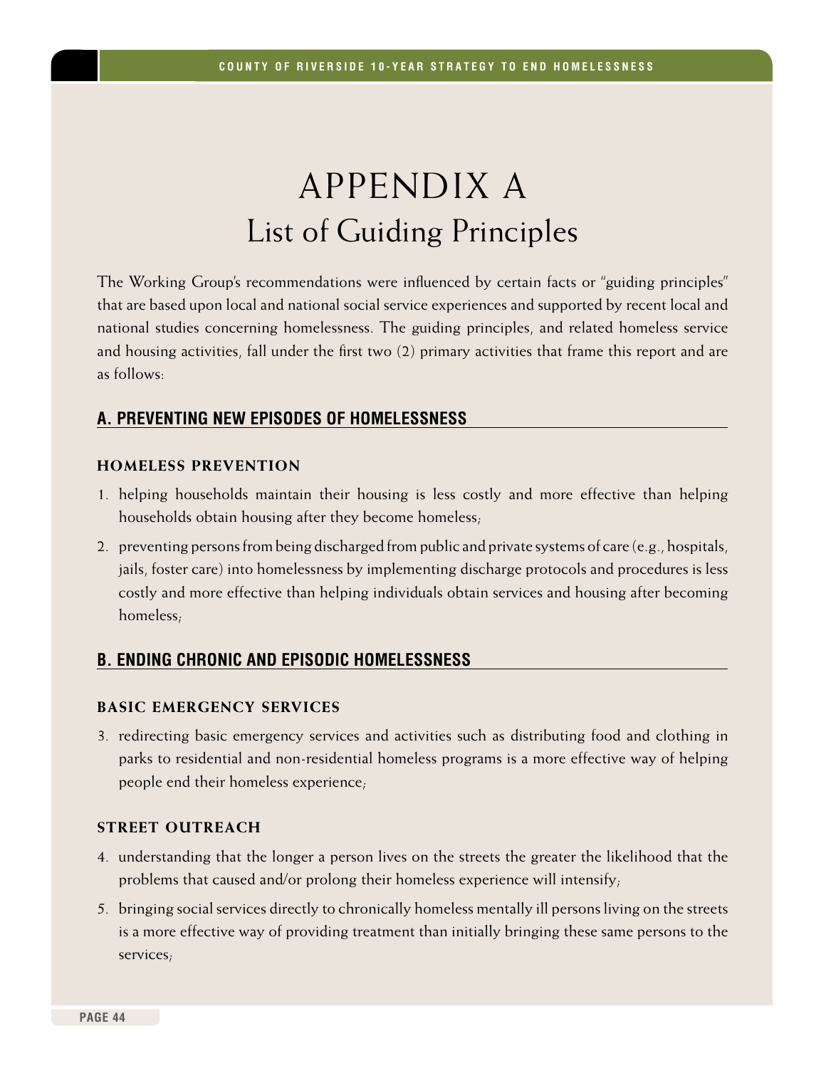# APPENDIX A
## List of Guiding Principles

The Working Group's recommendations were influenced by certain facts or "guiding principles" that are based upon local and national social service experiences and supported by recent local and national studies concerning homelessness. The guiding principles, and related homeless service and housing activities, fall under the first two (2) primary activities that frame this report and are as follows:

## A. PREVENTING NEW EPISODES OF HOMELESSNESS

### HOMELESS PREVENTION

1. helping households maintain their housing is less costly and more effective than helping households obtain housing after they become homeless;
2. preventing persons from being discharged from public and private systems of care (e.g., hospitals, jails, foster care) into homelessness by implementing discharge protocols and procedures is less costly and more effective than helping individuals obtain services and housing after becoming homeless;

## B. ENDING CHRONIC AND EPISODIC HOMELESSNESS

### BASIC EMERGENCY SERVICES

3. redirecting basic emergency services and activities such as distributing food and clothing in parks to residential and non-residential homeless programs is a more effective way of helping people end their homeless experience;

### STREET OUTREACH

4. understanding that the longer a person lives on the streets the greater the likelihood that the problems that caused and/or prolong their homeless experience will intensify;
5. bringing social services directly to chronically homeless mentally ill persons living on the streets is a more effective way of providing treatment than initially bringing these same persons to the services;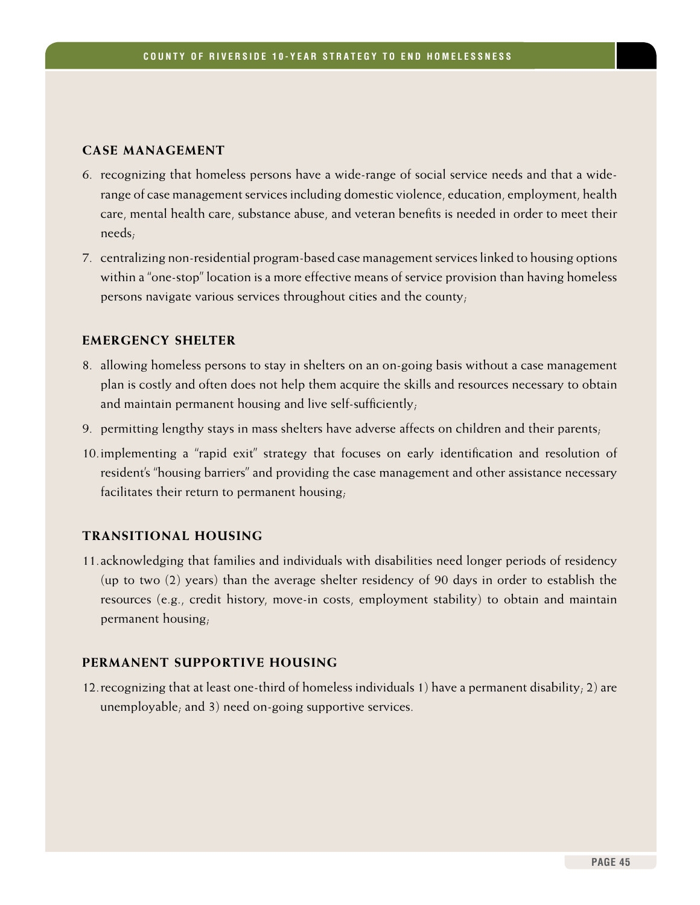### CASE MANAGEMENT

6. recognizing that homeless persons have a wide-range of social service needs and that a wide-range of case management services including domestic violence, education, employment, health care, mental health care, substance abuse, and veteran benefits is needed in order to meet their needs;
7. centralizing non-residential program-based case management services linked to housing options within a "one-stop" location is a more effective means of service provision than having homeless persons navigate various services throughout cities and the county;

### EMERGENCY SHELTER

8. allowing homeless persons to stay in shelters on an on-going basis without a case management plan is costly and often does not help them acquire the skills and resources necessary to obtain and maintain permanent housing and live self-sufficiently;
9. permitting lengthy stays in mass shelters have adverse affects on children and their parents;
10. implementing a "rapid exit" strategy that focuses on early identification and resolution of resident's "housing barriers" and providing the case management and other assistance necessary facilitates their return to permanent housing;

### TRANSITIONAL HOUSING

11. acknowledging that families and individuals with disabilities need longer periods of residency (up to two (2) years) than the average shelter residency of 90 days in order to establish the resources (e.g., credit history, move-in costs, employment stability) to obtain and maintain permanent housing;

### PERMANENT SUPPORTIVE HOUSING

12. recognizing that at least one-third of homeless individuals 1) have a permanent disability; 2) are unemployable; and 3) need on-going supportive services.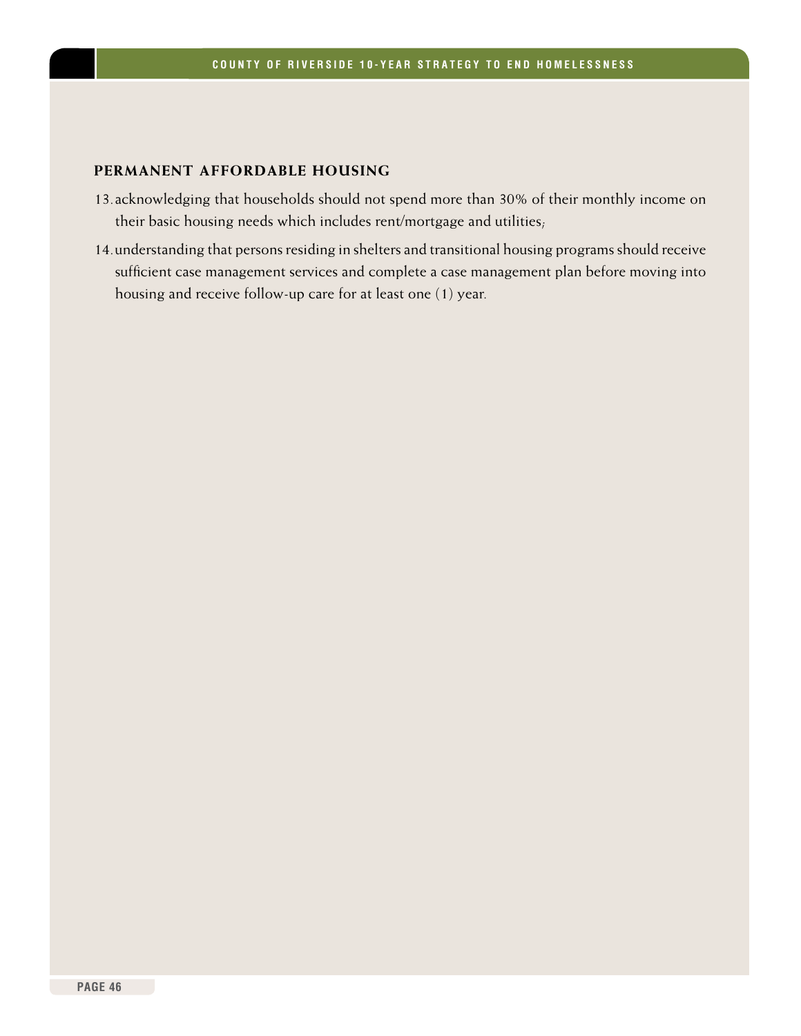### PERMANENT AFFORDABLE HOUSING

13. acknowledging that households should not spend more than 30% of their monthly income on their basic housing needs which includes rent/mortgage and utilities;
14. understanding that persons residing in shelters and transitional housing programs should receive sufficient case management services and complete a case management plan before moving into housing and receive follow-up care for at least one (1) year.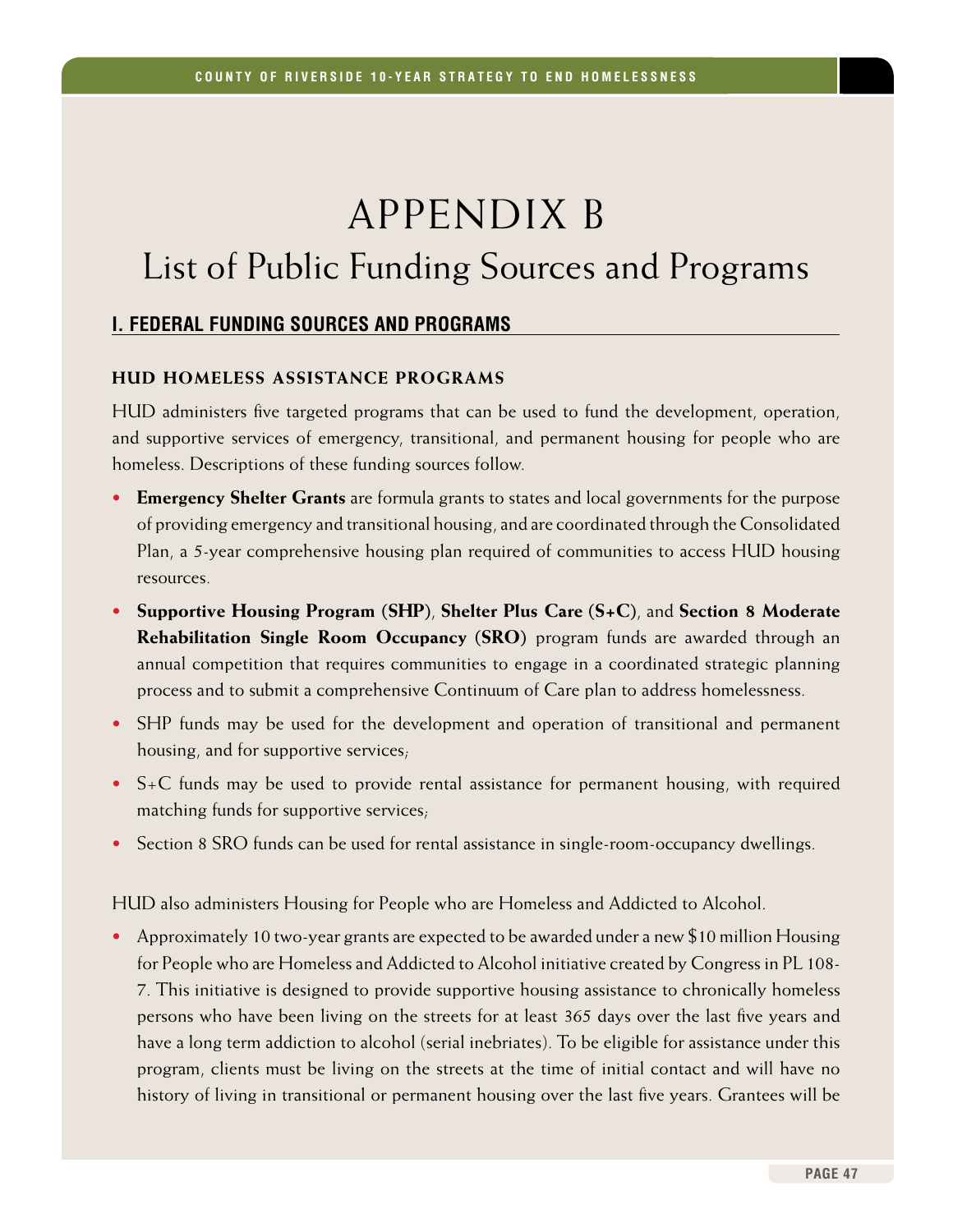# APPENDIX B

# List of Public Funding Sources and Programs

## I. FEDERAL FUNDING SOURCES AND PROGRAMS

### HUD HOMELESS ASSISTANCE PROGRAMS

HUD administers five targeted programs that can be used to fund the development, operation, and supportive services of emergency, transitional, and permanent housing for people who are homeless. Descriptions of these funding sources follow.

- **Emergency Shelter Grants** are formula grants to states and local governments for the purpose of providing emergency and transitional housing, and are coordinated through the Consolidated Plan, a 5-year comprehensive housing plan required of communities to access HUD housing resources.
- **Supportive Housing Program (SHP)**, **Shelter Plus Care (S+C)**, and **Section 8 Moderate Rehabilitation Single Room Occupancy (SRO)** program funds are awarded through an annual competition that requires communities to engage in a coordinated strategic planning process and to submit a comprehensive Continuum of Care plan to address homelessness.
- SHP funds may be used for the development and operation of transitional and permanent housing, and for supportive services;
- S+C funds may be used to provide rental assistance for permanent housing, with required matching funds for supportive services;
- Section 8 SRO funds can be used for rental assistance in single-room-occupancy dwellings.

HUD also administers Housing for People who are Homeless and Addicted to Alcohol.

- Approximately 10 two-year grants are expected to be awarded under a new $10 million Housing for People who are Homeless and Addicted to Alcohol initiative created by Congress in PL 108-7. This initiative is designed to provide supportive housing assistance to chronically homeless persons who have been living on the streets for at least 365 days over the last five years and have a long term addiction to alcohol (serial inebriates). To be eligible for assistance under this program, clients must be living on the streets at the time of initial contact and will have no history of living in transitional or permanent housing over the last five years. Grantees will be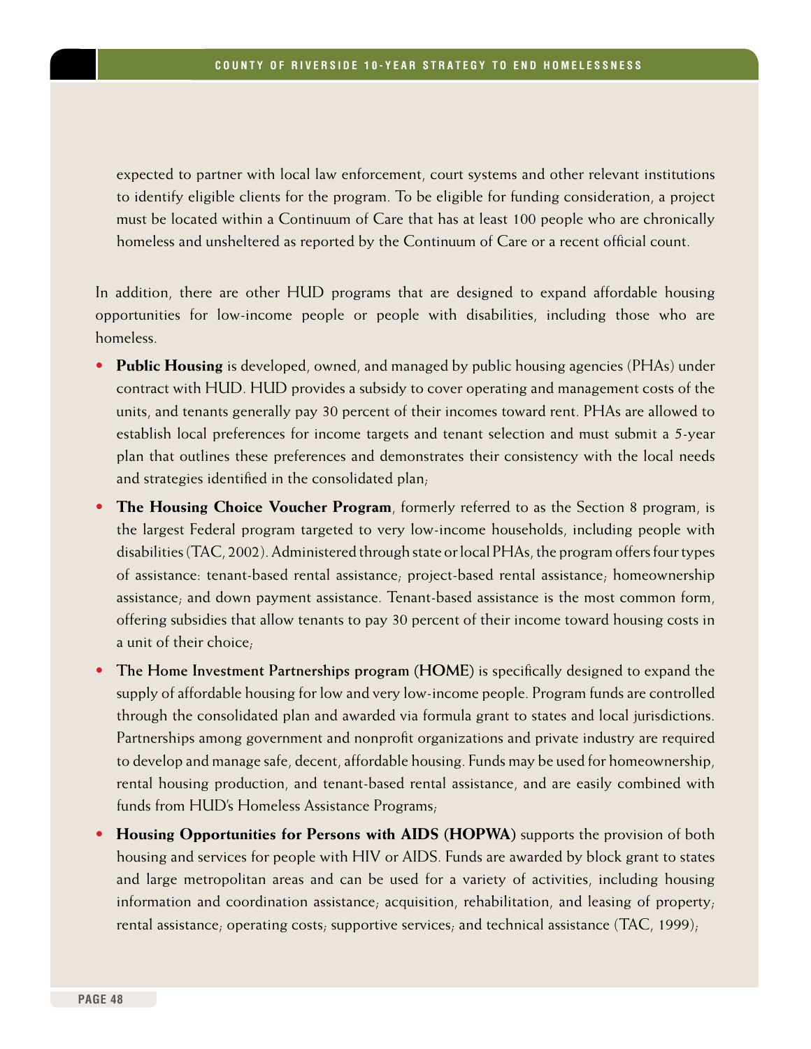expected to partner with local law enforcement, court systems and other relevant institutions to identify eligible clients for the program. To be eligible for funding consideration, a project must be located within a Continuum of Care that has at least 100 people who are chronically homeless and unsheltered as reported by the Continuum of Care or a recent official count.

In addition, there are other HUD programs that are designed to expand affordable housing opportunities for low-income people or people with disabilities, including those who are homeless.

- **Public Housing** is developed, owned, and managed by public housing agencies (PHAs) under contract with HUD. HUD provides a subsidy to cover operating and management costs of the units, and tenants generally pay 30 percent of their incomes toward rent. PHAs are allowed to establish local preferences for income targets and tenant selection and must submit a 5-year plan that outlines these preferences and demonstrates their consistency with the local needs and strategies identified in the consolidated plan;
- **The Housing Choice Voucher Program**, formerly referred to as the Section 8 program, is the largest Federal program targeted to very low-income households, including people with disabilities (TAC, 2002). Administered through state or local PHAs, the program offers four types of assistance: tenant-based rental assistance; project-based rental assistance; homeownership assistance; and down payment assistance. Tenant-based assistance is the most common form, offering subsidies that allow tenants to pay 30 percent of their income toward housing costs in a unit of their choice;
- **The Home Investment Partnerships program (HOME)** is specifically designed to expand the supply of affordable housing for low and very low-income people. Program funds are controlled through the consolidated plan and awarded via formula grant to states and local jurisdictions. Partnerships among government and nonprofit organizations and private industry are required to develop and manage safe, decent, affordable housing. Funds may be used for homeownership, rental housing production, and tenant-based rental assistance, and are easily combined with funds from HUD's Homeless Assistance Programs;
- **Housing Opportunities for Persons with AIDS (HOPWA)** supports the provision of both housing and services for people with HIV or AIDS. Funds are awarded by block grant to states and large metropolitan areas and can be used for a variety of activities, including housing information and coordination assistance; acquisition, rehabilitation, and leasing of property; rental assistance; operating costs; supportive services; and technical assistance (TAC, 1999);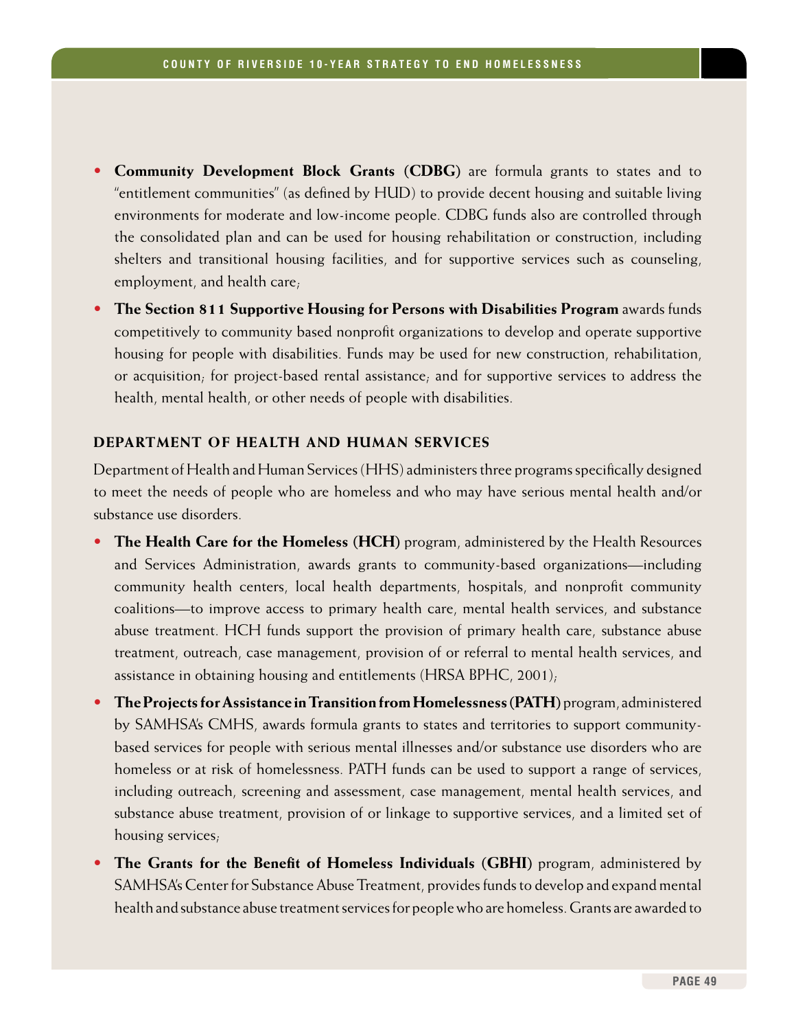- **Community Development Block Grants (CDBG)** are formula grants to states and to "entitlement communities" (as defined by HUD) to provide decent housing and suitable living environments for moderate and low-income people. CDBG funds also are controlled through the consolidated plan and can be used for housing rehabilitation or construction, including shelters and transitional housing facilities, and for supportive services such as counseling, employment, and health care;
- **The Section 811 Supportive Housing for Persons with Disabilities Program** awards funds competitively to community based nonprofit organizations to develop and operate supportive housing for people with disabilities. Funds may be used for new construction, rehabilitation, or acquisition; for project-based rental assistance; and for supportive services to address the health, mental health, or other needs of people with disabilities.

### DEPARTMENT OF HEALTH AND HUMAN SERVICES

Department of Health and Human Services (HHS) administers three programs specifically designed to meet the needs of people who are homeless and who may have serious mental health and/or substance use disorders.

- **The Health Care for the Homeless (HCH)** program, administered by the Health Resources and Services Administration, awards grants to community-based organizations—including community health centers, local health departments, hospitals, and nonprofit community coalitions—to improve access to primary health care, mental health services, and substance abuse treatment. HCH funds support the provision of primary health care, substance abuse treatment, outreach, case management, provision of or referral to mental health services, and assistance in obtaining housing and entitlements (HRSA BPHC, 2001);
- **The Projects for Assistance in Transition from Homelessness (PATH)** program, administered by SAMHSA's CMHS, awards formula grants to states and territories to support community-based services for people with serious mental illnesses and/or substance use disorders who are homeless or at risk of homelessness. PATH funds can be used to support a range of services, including outreach, screening and assessment, case management, mental health services, and substance abuse treatment, provision of or linkage to supportive services, and a limited set of housing services;
- **The Grants for the Benefit of Homeless Individuals (GBHI)** program, administered by SAMHSA's Center for Substance Abuse Treatment, provides funds to develop and expand mental health and substance abuse treatment services for people who are homeless. Grants are awarded to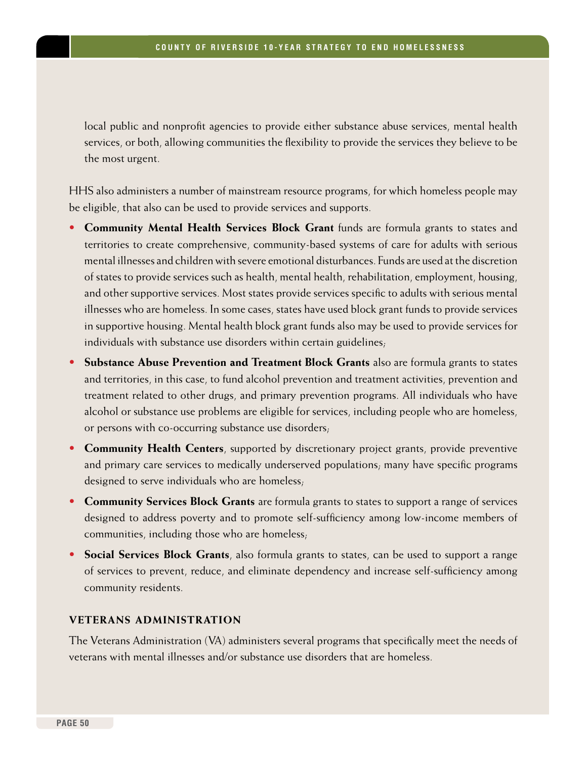local public and nonprofit agencies to provide either substance abuse services, mental health services, or both, allowing communities the flexibility to provide the services they believe to be the most urgent.

HHS also administers a number of mainstream resource programs, for which homeless people may be eligible, that also can be used to provide services and supports.

- **Community Mental Health Services Block Grant** funds are formula grants to states and territories to create comprehensive, community-based systems of care for adults with serious mental illnesses and children with severe emotional disturbances. Funds are used at the discretion of states to provide services such as health, mental health, rehabilitation, employment, housing, and other supportive services. Most states provide services specific to adults with serious mental illnesses who are homeless. In some cases, states have used block grant funds to provide services in supportive housing. Mental health block grant funds also may be used to provide services for individuals with substance use disorders within certain guidelines;
- **Substance Abuse Prevention and Treatment Block Grants** also are formula grants to states and territories, in this case, to fund alcohol prevention and treatment activities, prevention and treatment related to other drugs, and primary prevention programs. All individuals who have alcohol or substance use problems are eligible for services, including people who are homeless, or persons with co-occurring substance use disorders;
- **Community Health Centers**, supported by discretionary project grants, provide preventive and primary care services to medically underserved populations; many have specific programs designed to serve individuals who are homeless;
- **Community Services Block Grants** are formula grants to states to support a range of services designed to address poverty and to promote self-sufficiency among low-income members of communities, including those who are homeless;
- **Social Services Block Grants**, also formula grants to states, can be used to support a range of services to prevent, reduce, and eliminate dependency and increase self-sufficiency among community residents.

### VETERANS ADMINISTRATION

The Veterans Administration (VA) administers several programs that specifically meet the needs of veterans with mental illnesses and/or substance use disorders that are homeless.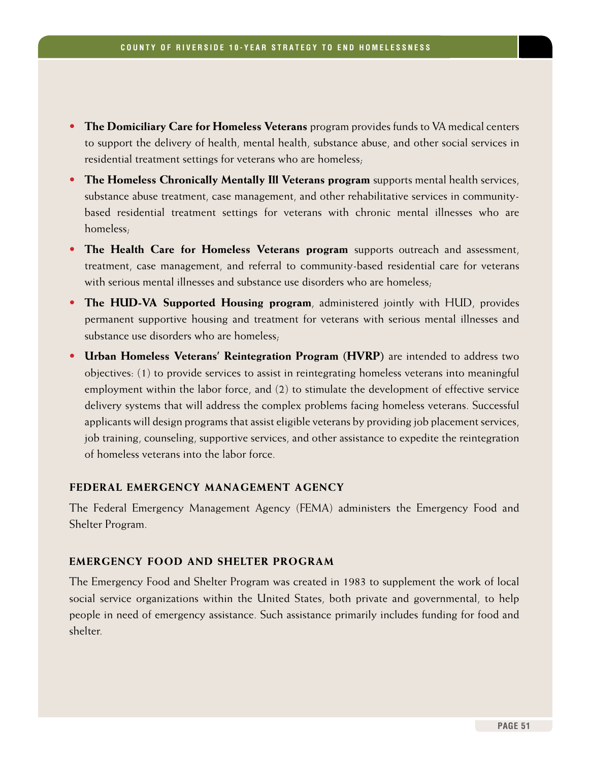- **The Domiciliary Care for Homeless Veterans** program provides funds to VA medical centers to support the delivery of health, mental health, substance abuse, and other social services in residential treatment settings for veterans who are homeless;
- **The Homeless Chronically Mentally Ill Veterans program** supports mental health services, substance abuse treatment, case management, and other rehabilitative services in community-based residential treatment settings for veterans with chronic mental illnesses who are homeless;
- **The Health Care for Homeless Veterans program** supports outreach and assessment, treatment, case management, and referral to community-based residential care for veterans with serious mental illnesses and substance use disorders who are homeless;
- **The HUD-VA Supported Housing program**, administered jointly with HUD, provides permanent supportive housing and treatment for veterans with serious mental illnesses and substance use disorders who are homeless;
- **Urban Homeless Veterans' Reintegration Program (HVRP)** are intended to address two objectives: (1) to provide services to assist in reintegrating homeless veterans into meaningful employment within the labor force, and (2) to stimulate the development of effective service delivery systems that will address the complex problems facing homeless veterans. Successful applicants will design programs that assist eligible veterans by providing job placement services, job training, counseling, supportive services, and other assistance to expedite the reintegration of homeless veterans into the labor force.

### FEDERAL EMERGENCY MANAGEMENT AGENCY

The Federal Emergency Management Agency (FEMA) administers the Emergency Food and Shelter Program.

### EMERGENCY FOOD AND SHELTER PROGRAM

The Emergency Food and Shelter Program was created in 1983 to supplement the work of local social service organizations within the United States, both private and governmental, to help people in need of emergency assistance. Such assistance primarily includes funding for food and shelter.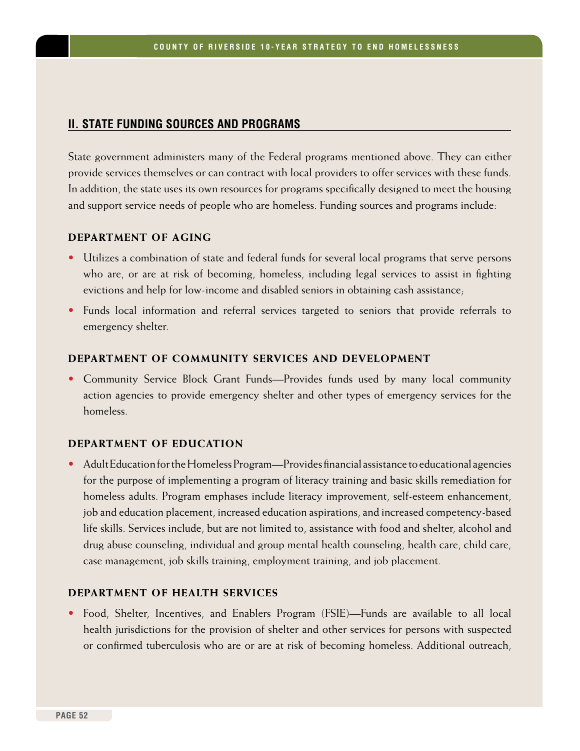## II. STATE FUNDING SOURCES AND PROGRAMS

State government administers many of the Federal programs mentioned above. They can either provide services themselves or can contract with local providers to offer services with these funds. In addition, the state uses its own resources for programs specifically designed to meet the housing and support service needs of people who are homeless. Funding sources and programs include:

### DEPARTMENT OF AGING

- Utilizes a combination of state and federal funds for several local programs that serve persons who are, or are at risk of becoming, homeless, including legal services to assist in fighting evictions and help for low-income and disabled seniors in obtaining cash assistance;
- Funds local information and referral services targeted to seniors that provide referrals to emergency shelter.

### DEPARTMENT OF COMMUNITY SERVICES AND DEVELOPMENT

- Community Service Block Grant Funds—Provides funds used by many local community action agencies to provide emergency shelter and other types of emergency services for the homeless.

### DEPARTMENT OF EDUCATION

- Adult Education for the Homeless Program—Provides financial assistance to educational agencies for the purpose of implementing a program of literacy training and basic skills remediation for homeless adults. Program emphases include literacy improvement, self-esteem enhancement, job and education placement, increased education aspirations, and increased competency-based life skills. Services include, but are not limited to, assistance with food and shelter, alcohol and drug abuse counseling, individual and group mental health counseling, health care, child care, case management, job skills training, employment training, and job placement.

### DEPARTMENT OF HEALTH SERVICES

- Food, Shelter, Incentives, and Enablers Program (FSIE)—Funds are available to all local health jurisdictions for the provision of shelter and other services for persons with suspected or confirmed tuberculosis who are or are at risk of becoming homeless. Additional outreach,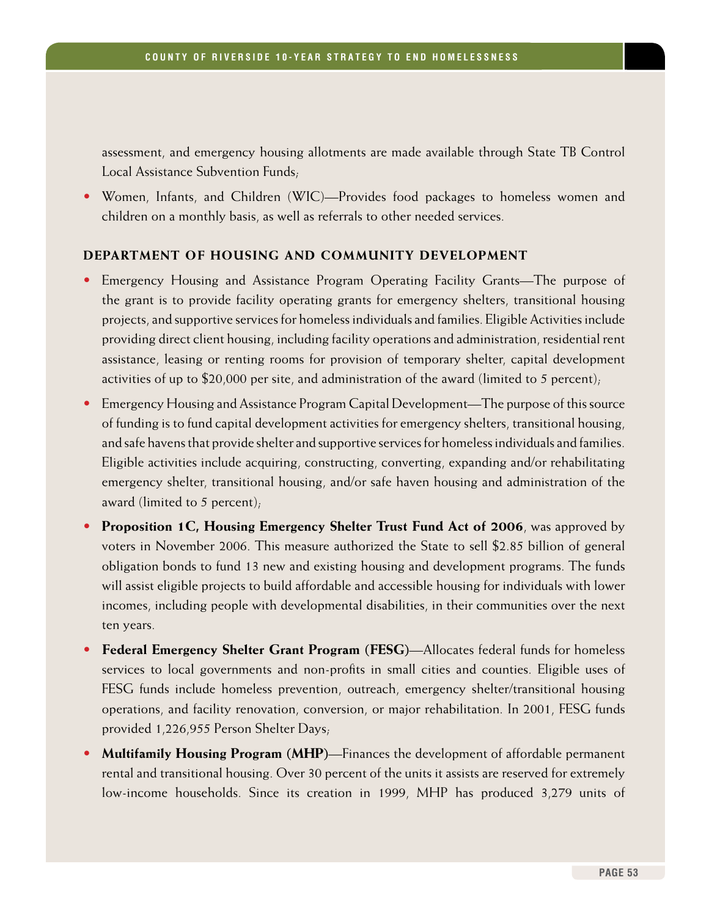assessment, and emergency housing allotments are made available through State TB Control Local Assistance Subvention Funds;

- Women, Infants, and Children (WIC)—Provides food packages to homeless women and children on a monthly basis, as well as referrals to other needed services.

### DEPARTMENT OF HOUSING AND COMMUNITY DEVELOPMENT

- Emergency Housing and Assistance Program Operating Facility Grants—The purpose of the grant is to provide facility operating grants for emergency shelters, transitional housing projects, and supportive services for homeless individuals and families. Eligible Activities include providing direct client housing, including facility operations and administration, residential rent assistance, leasing or renting rooms for provision of temporary shelter, capital development activities of up to $20,000 per site, and administration of the award (limited to 5 percent);
- Emergency Housing and Assistance Program Capital Development—The purpose of this source of funding is to fund capital development activities for emergency shelters, transitional housing, and safe havens that provide shelter and supportive services for homeless individuals and families. Eligible activities include acquiring, constructing, converting, expanding and/or rehabilitating emergency shelter, transitional housing, and/or safe haven housing and administration of the award (limited to 5 percent);
- **Proposition 1C, Housing Emergency Shelter Trust Fund Act of 2006**, was approved by voters in November 2006. This measure authorized the State to sell $2.85 billion of general obligation bonds to fund 13 new and existing housing and development programs. The funds will assist eligible projects to build affordable and accessible housing for individuals with lower incomes, including people with developmental disabilities, in their communities over the next ten years.
- **Federal Emergency Shelter Grant Program (FESG)**—Allocates federal funds for homeless services to local governments and non-profits in small cities and counties. Eligible uses of FESG funds include homeless prevention, outreach, emergency shelter/transitional housing operations, and facility renovation, conversion, or major rehabilitation. In 2001, FESG funds provided 1,226,955 Person Shelter Days;
- **Multifamily Housing Program (MHP)**—Finances the development of affordable permanent rental and transitional housing. Over 30 percent of the units it assists are reserved for extremely low-income households. Since its creation in 1999, MHP has produced 3,279 units of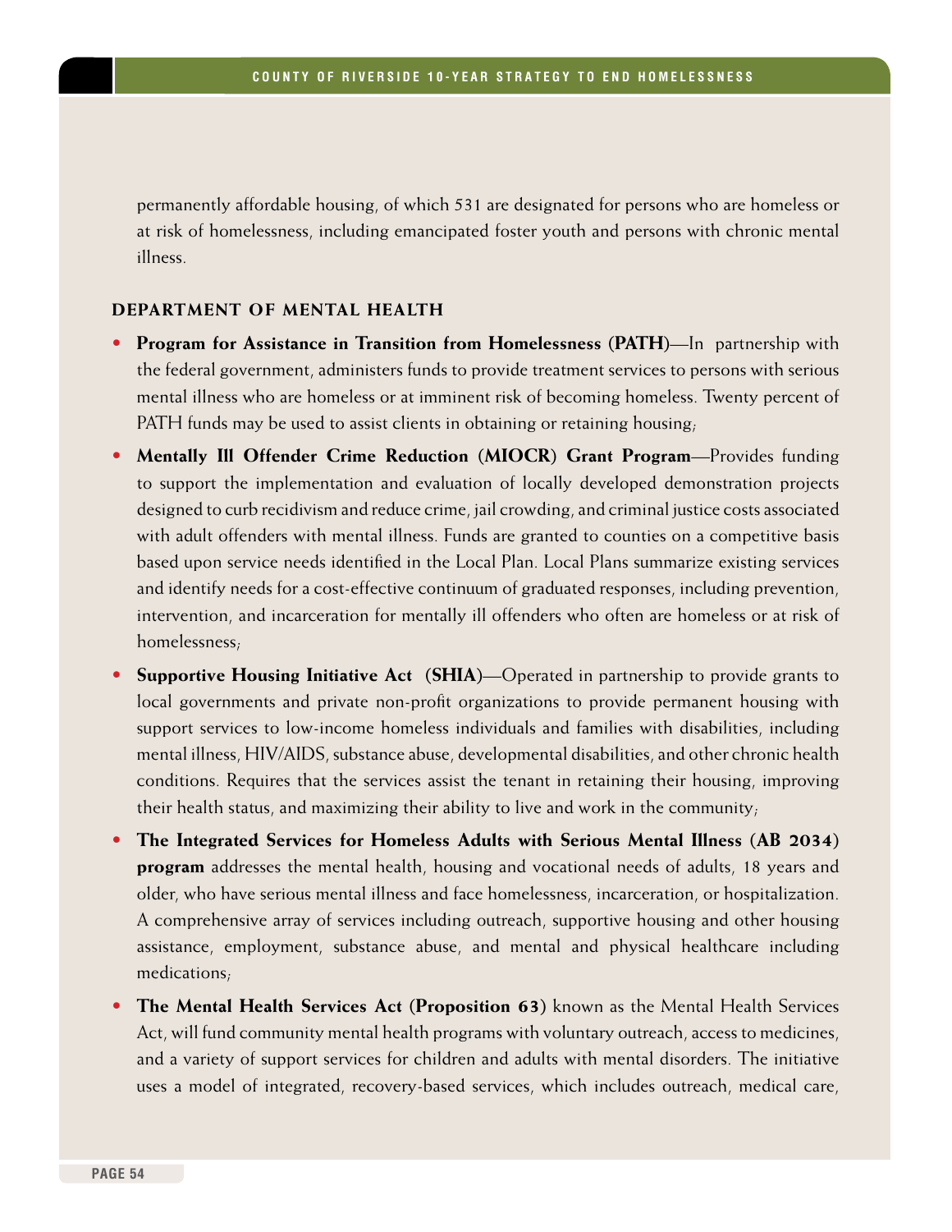permanently affordable housing, of which 531 are designated for persons who are homeless or at risk of homelessness, including emancipated foster youth and persons with chronic mental illness.

### DEPARTMENT OF MENTAL HEALTH

- **Program for Assistance in Transition from Homelessness (PATH)**—In partnership with the federal government, administers funds to provide treatment services to persons with serious mental illness who are homeless or at imminent risk of becoming homeless. Twenty percent of PATH funds may be used to assist clients in obtaining or retaining housing;
- **Mentally Ill Offender Crime Reduction (MIOCR) Grant Program**—Provides funding to support the implementation and evaluation of locally developed demonstration projects designed to curb recidivism and reduce crime, jail crowding, and criminal justice costs associated with adult offenders with mental illness. Funds are granted to counties on a competitive basis based upon service needs identified in the Local Plan. Local Plans summarize existing services and identify needs for a cost-effective continuum of graduated responses, including prevention, intervention, and incarceration for mentally ill offenders who often are homeless or at risk of homelessness;
- **Supportive Housing Initiative Act (SHIA)**—Operated in partnership to provide grants to local governments and private non-profit organizations to provide permanent housing with support services to low-income homeless individuals and families with disabilities, including mental illness, HIV/AIDS, substance abuse, developmental disabilities, and other chronic health conditions. Requires that the services assist the tenant in retaining their housing, improving their health status, and maximizing their ability to live and work in the community;
- **The Integrated Services for Homeless Adults with Serious Mental Illness (AB 2034) program** addresses the mental health, housing and vocational needs of adults, 18 years and older, who have serious mental illness and face homelessness, incarceration, or hospitalization. A comprehensive array of services including outreach, supportive housing and other housing assistance, employment, substance abuse, and mental and physical healthcare including medications;
- **The Mental Health Services Act (Proposition 63)** known as the Mental Health Services Act, will fund community mental health programs with voluntary outreach, access to medicines, and a variety of support services for children and adults with mental disorders. The initiative uses a model of integrated, recovery-based services, which includes outreach, medical care,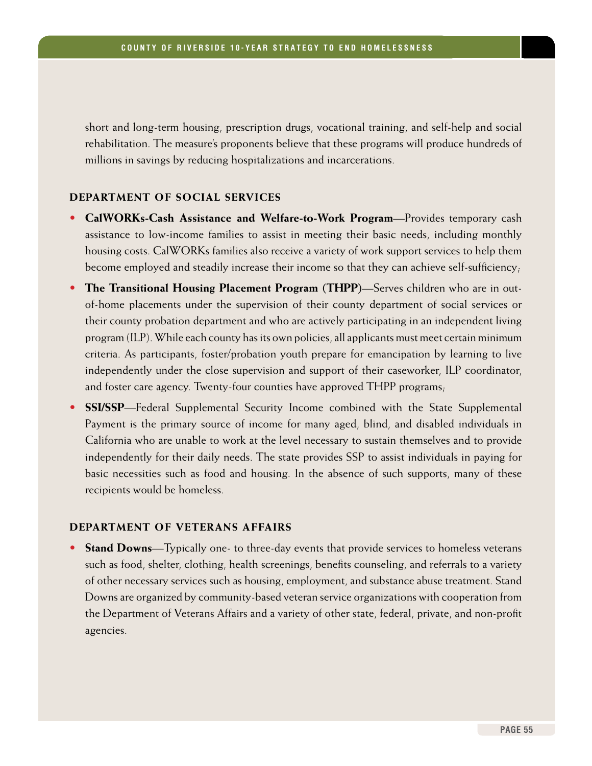short and long-term housing, prescription drugs, vocational training, and self-help and social rehabilitation. The measure's proponents believe that these programs will produce hundreds of millions in savings by reducing hospitalizations and incarcerations.

### DEPARTMENT OF SOCIAL SERVICES

- **CalWORKs-Cash Assistance and Welfare-to-Work Program**—Provides temporary cash assistance to low-income families to assist in meeting their basic needs, including monthly housing costs. CalWORKs families also receive a variety of work support services to help them become employed and steadily increase their income so that they can achieve self-sufficiency;
- **The Transitional Housing Placement Program (THPP)**—Serves children who are in out-of-home placements under the supervision of their county department of social services or their county probation department and who are actively participating in an independent living program (ILP). While each county has its own policies, all applicants must meet certain minimum criteria. As participants, foster/probation youth prepare for emancipation by learning to live independently under the close supervision and support of their caseworker, ILP coordinator, and foster care agency. Twenty-four counties have approved THPP programs;
- **SSI/SSP**—Federal Supplemental Security Income combined with the State Supplemental Payment is the primary source of income for many aged, blind, and disabled individuals in California who are unable to work at the level necessary to sustain themselves and to provide independently for their daily needs. The state provides SSP to assist individuals in paying for basic necessities such as food and housing. In the absence of such supports, many of these recipients would be homeless.

### DEPARTMENT OF VETERANS AFFAIRS

- **Stand Downs**—Typically one- to three-day events that provide services to homeless veterans such as food, shelter, clothing, health screenings, benefits counseling, and referrals to a variety of other necessary services such as housing, employment, and substance abuse treatment. Stand Downs are organized by community-based veteran service organizations with cooperation from the Department of Veterans Affairs and a variety of other state, federal, private, and non-profit agencies.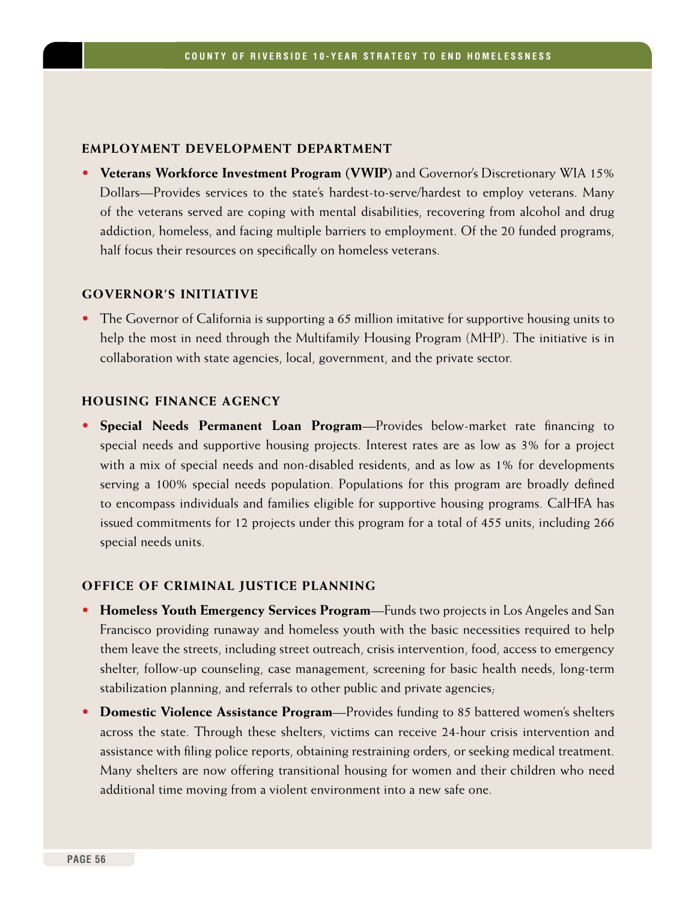### EMPLOYMENT DEVELOPMENT DEPARTMENT

- **Veterans Workforce Investment Program (VWIP)** and Governor's Discretionary WIA 15% Dollars—Provides services to the state's hardest-to-serve/hardest to employ veterans. Many of the veterans served are coping with mental disabilities, recovering from alcohol and drug addiction, homeless, and facing multiple barriers to employment. Of the 20 funded programs, half focus their resources on specifically on homeless veterans.

### GOVERNOR'S INITIATIVE

- The Governor of California is supporting a 65 million imitative for supportive housing units to help the most in need through the Multifamily Housing Program (MHP). The initiative is in collaboration with state agencies, local, government, and the private sector.

### HOUSING FINANCE AGENCY

- **Special Needs Permanent Loan Program**—Provides below-market rate financing to special needs and supportive housing projects. Interest rates are as low as 3% for a project with a mix of special needs and non-disabled residents, and as low as 1% for developments serving a 100% special needs population. Populations for this program are broadly defined to encompass individuals and families eligible for supportive housing programs. CalHFA has issued commitments for 12 projects under this program for a total of 455 units, including 266 special needs units.

### OFFICE OF CRIMINAL JUSTICE PLANNING

- **Homeless Youth Emergency Services Program**—Funds two projects in Los Angeles and San Francisco providing runaway and homeless youth with the basic necessities required to help them leave the streets, including street outreach, crisis intervention, food, access to emergency shelter, follow-up counseling, case management, screening for basic health needs, long-term stabilization planning, and referrals to other public and private agencies;
- **Domestic Violence Assistance Program**—Provides funding to 85 battered women's shelters across the state. Through these shelters, victims can receive 24-hour crisis intervention and assistance with filing police reports, obtaining restraining orders, or seeking medical treatment. Many shelters are now offering transitional housing for women and their children who need additional time moving from a violent environment into a new safe one.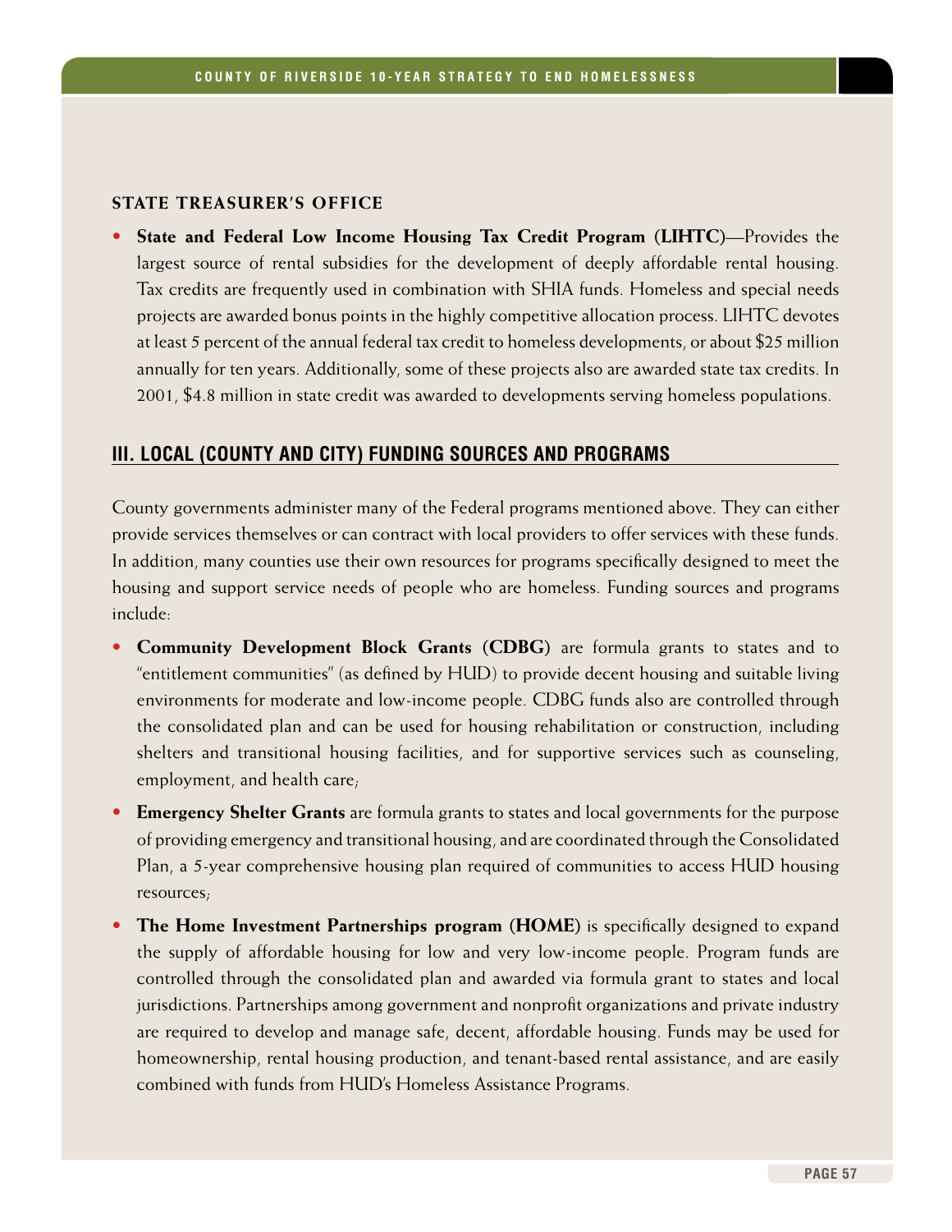### STATE TREASURER'S OFFICE

- **State and Federal Low Income Housing Tax Credit Program (LIHTC)**—Provides the largest source of rental subsidies for the development of deeply affordable rental housing. Tax credits are frequently used in combination with SHIA funds. Homeless and special needs projects are awarded bonus points in the highly competitive allocation process. LIHTC devotes at least 5 percent of the annual federal tax credit to homeless developments, or about $25 million annually for ten years. Additionally, some of these projects also are awarded state tax credits. In 2001, $4.8 million in state credit was awarded to developments serving homeless populations.

## III. LOCAL (COUNTY AND CITY) FUNDING SOURCES AND PROGRAMS

County governments administer many of the Federal programs mentioned above. They can either provide services themselves or can contract with local providers to offer services with these funds. In addition, many counties use their own resources for programs specifically designed to meet the housing and support service needs of people who are homeless. Funding sources and programs include:

- **Community Development Block Grants (CDBG)** are formula grants to states and to "entitlement communities" (as defined by HUD) to provide decent housing and suitable living environments for moderate and low-income people. CDBG funds also are controlled through the consolidated plan and can be used for housing rehabilitation or construction, including shelters and transitional housing facilities, and for supportive services such as counseling, employment, and health care;
- **Emergency Shelter Grants** are formula grants to states and local governments for the purpose of providing emergency and transitional housing, and are coordinated through the Consolidated Plan, a 5-year comprehensive housing plan required of communities to access HUD housing resources;
- **The Home Investment Partnerships program (HOME)** is specifically designed to expand the supply of affordable housing for low and very low-income people. Program funds are controlled through the consolidated plan and awarded via formula grant to states and local jurisdictions. Partnerships among government and nonprofit organizations and private industry are required to develop and manage safe, decent, affordable housing. Funds may be used for homeownership, rental housing production, and tenant-based rental assistance, and are easily combined with funds from HUD's Homeless Assistance Programs.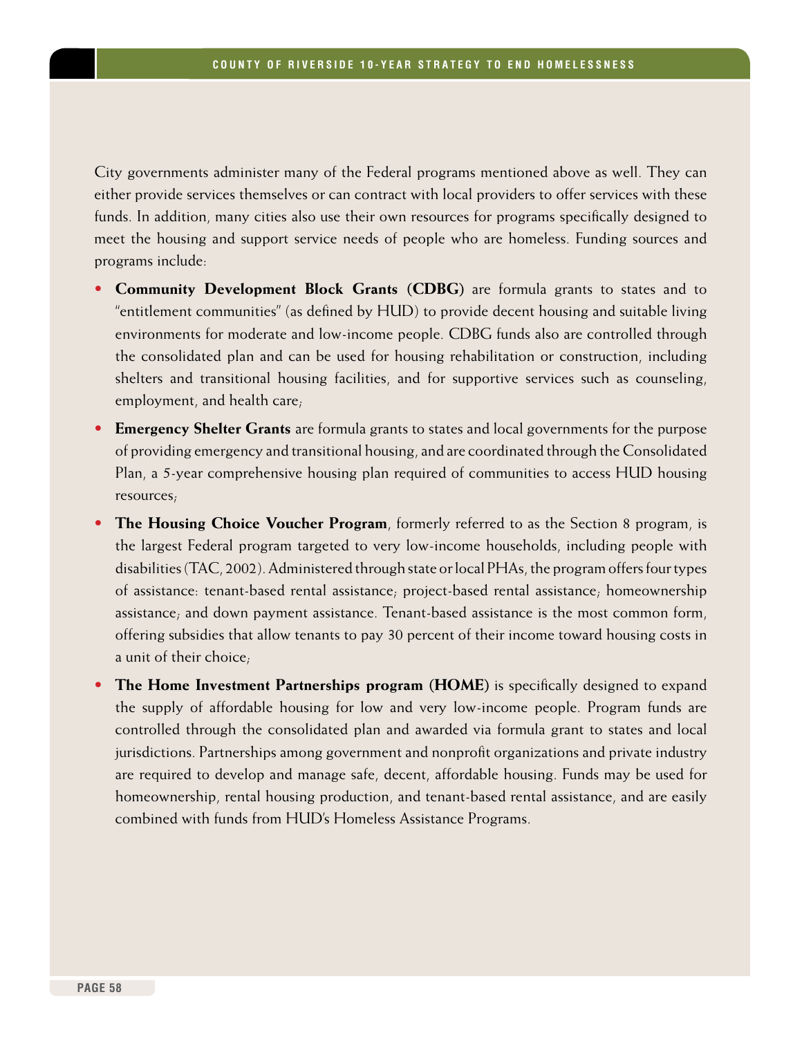City governments administer many of the Federal programs mentioned above as well. They can either provide services themselves or can contract with local providers to offer services with these funds. In addition, many cities also use their own resources for programs specifically designed to meet the housing and support service needs of people who are homeless. Funding sources and programs include:

- **Community Development Block Grants (CDBG)** are formula grants to states and to "entitlement communities" (as defined by HUD) to provide decent housing and suitable living environments for moderate and low-income people. CDBG funds also are controlled through the consolidated plan and can be used for housing rehabilitation or construction, including shelters and transitional housing facilities, and for supportive services such as counseling, employment, and health care;
- **Emergency Shelter Grants** are formula grants to states and local governments for the purpose of providing emergency and transitional housing, and are coordinated through the Consolidated Plan, a 5-year comprehensive housing plan required of communities to access HUD housing resources;
- **The Housing Choice Voucher Program**, formerly referred to as the Section 8 program, is the largest Federal program targeted to very low-income households, including people with disabilities (TAC, 2002). Administered through state or local PHAs, the program offers four types of assistance: tenant-based rental assistance; project-based rental assistance; homeownership assistance; and down payment assistance. Tenant-based assistance is the most common form, offering subsidies that allow tenants to pay 30 percent of their income toward housing costs in a unit of their choice;
- **The Home Investment Partnerships program (HOME)** is specifically designed to expand the supply of affordable housing for low and very low-income people. Program funds are controlled through the consolidated plan and awarded via formula grant to states and local jurisdictions. Partnerships among government and nonprofit organizations and private industry are required to develop and manage safe, decent, affordable housing. Funds may be used for homeownership, rental housing production, and tenant-based rental assistance, and are easily combined with funds from HUD's Homeless Assistance Programs.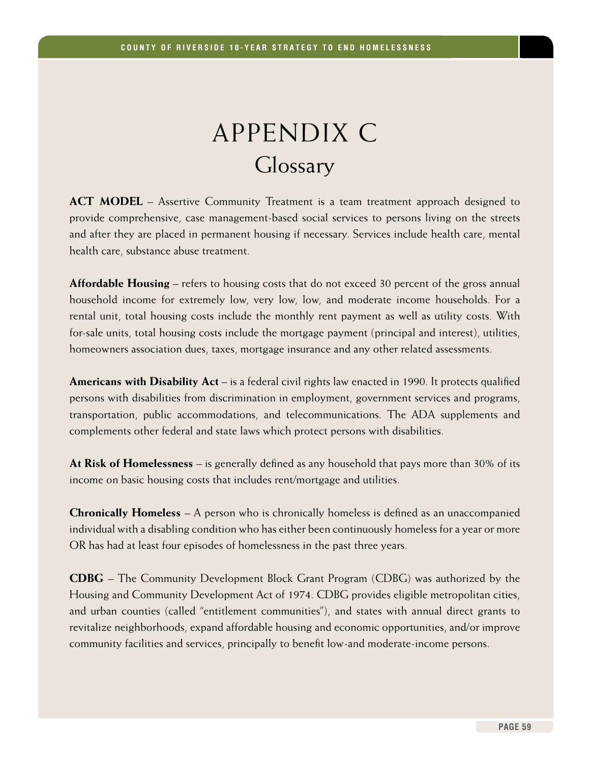# APPENDIX C
## Glossary

**ACT MODEL** – Assertive Community Treatment is a team treatment approach designed to provide comprehensive, case management-based social services to persons living on the streets and after they are placed in permanent housing if necessary. Services include health care, mental health care, substance abuse treatment.

**Affordable Housing** – refers to housing costs that do not exceed 30 percent of the gross annual household income for extremely low, very low, low, and moderate income households. For a rental unit, total housing costs include the monthly rent payment as well as utility costs. With for-sale units, total housing costs include the mortgage payment (principal and interest), utilities, homeowners association dues, taxes, mortgage insurance and any other related assessments.

**Americans with Disability Act** – is a federal civil rights law enacted in 1990. It protects qualified persons with disabilities from discrimination in employment, government services and programs, transportation, public accommodations, and telecommunications. The ADA supplements and complements other federal and state laws which protect persons with disabilities.

**At Risk of Homelessness** – is generally defined as any household that pays more than 30% of its income on basic housing costs that includes rent/mortgage and utilities.

**Chronically Homeless** – A person who is chronically homeless is defined as an unaccompanied individual with a disabling condition who has either been continuously homeless for a year or more OR has had at least four episodes of homelessness in the past three years.

**CDBG** – The Community Development Block Grant Program (CDBG) was authorized by the Housing and Community Development Act of 1974. CDBG provides eligible metropolitan cities, and urban counties (called "entitlement communities"), and states with annual direct grants to revitalize neighborhoods, expand affordable housing and economic opportunities, and/or improve community facilities and services, principally to benefit low-and moderate-income persons.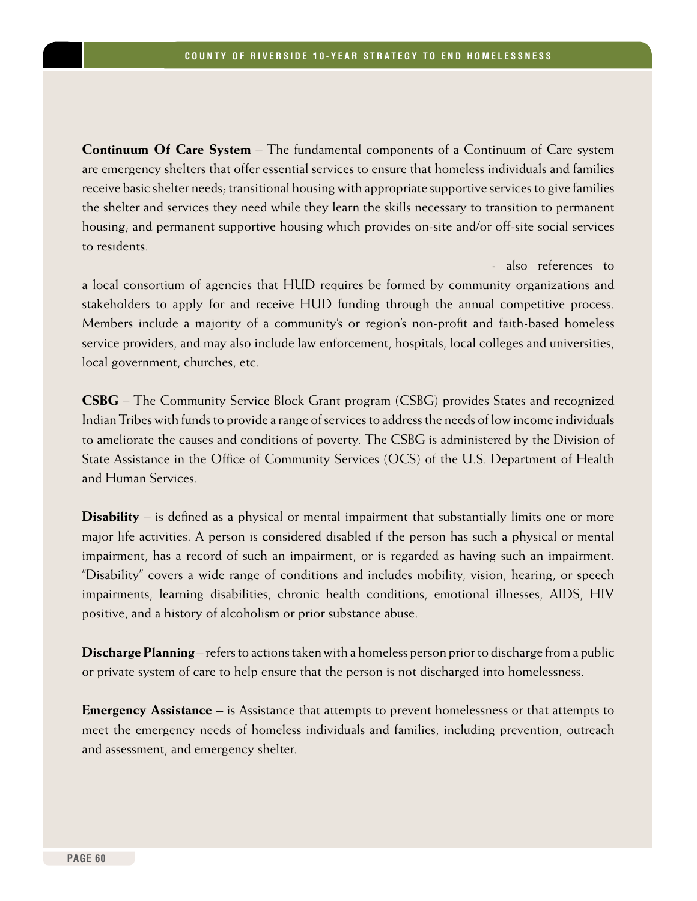**Continuum Of Care System** – The fundamental components of a Continuum of Care system are emergency shelters that offer essential services to ensure that homeless individuals and families receive basic shelter needs; transitional housing with appropriate supportive services to give families the shelter and services they need while they learn the skills necessary to transition to permanent housing; and permanent supportive housing which provides on-site and/or off-site social services to residents.

- also references to a local consortium of agencies that HUD requires be formed by community organizations and stakeholders to apply for and receive HUD funding through the annual competitive process. Members include a majority of a community's or region's non-profit and faith-based homeless service providers, and may also include law enforcement, hospitals, local colleges and universities, local government, churches, etc.

**CSBG** – The Community Service Block Grant program (CSBG) provides States and recognized Indian Tribes with funds to provide a range of services to address the needs of low income individuals to ameliorate the causes and conditions of poverty. The CSBG is administered by the Division of State Assistance in the Office of Community Services (OCS) of the U.S. Department of Health and Human Services.

**Disability** – is defined as a physical or mental impairment that substantially limits one or more major life activities. A person is considered disabled if the person has such a physical or mental impairment, has a record of such an impairment, or is regarded as having such an impairment. "Disability" covers a wide range of conditions and includes mobility, vision, hearing, or speech impairments, learning disabilities, chronic health conditions, emotional illnesses, AIDS, HIV positive, and a history of alcoholism or prior substance abuse.

**Discharge Planning** – refers to actions taken with a homeless person prior to discharge from a public or private system of care to help ensure that the person is not discharged into homelessness.

**Emergency Assistance** – is Assistance that attempts to prevent homelessness or that attempts to meet the emergency needs of homeless individuals and families, including prevention, outreach and assessment, and emergency shelter.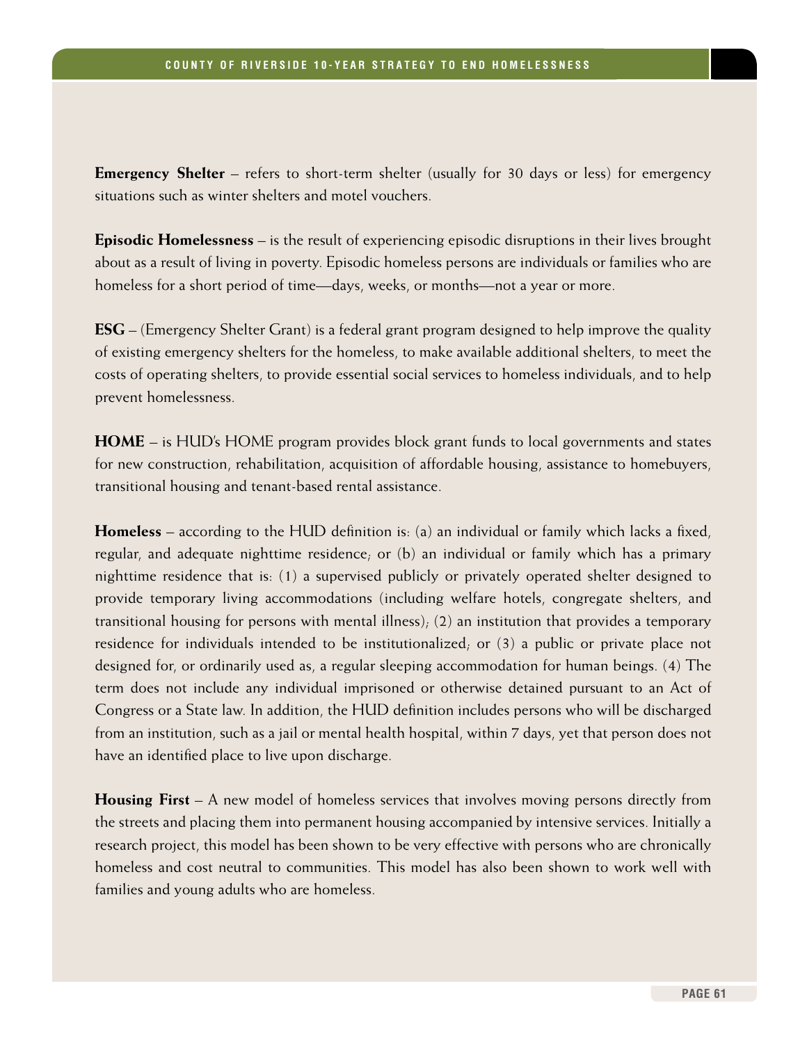**Emergency Shelter** – refers to short-term shelter (usually for 30 days or less) for emergency situations such as winter shelters and motel vouchers.

**Episodic Homelessness** – is the result of experiencing episodic disruptions in their lives brought about as a result of living in poverty. Episodic homeless persons are individuals or families who are homeless for a short period of time—days, weeks, or months—not a year or more.

**ESG** – (Emergency Shelter Grant) is a federal grant program designed to help improve the quality of existing emergency shelters for the homeless, to make available additional shelters, to meet the costs of operating shelters, to provide essential social services to homeless individuals, and to help prevent homelessness.

**HOME** – is HUD's HOME program provides block grant funds to local governments and states for new construction, rehabilitation, acquisition of affordable housing, assistance to homebuyers, transitional housing and tenant-based rental assistance.

**Homeless** – according to the HUD definition is: (a) an individual or family which lacks a fixed, regular, and adequate nighttime residence; or (b) an individual or family which has a primary nighttime residence that is: (1) a supervised publicly or privately operated shelter designed to provide temporary living accommodations (including welfare hotels, congregate shelters, and transitional housing for persons with mental illness); (2) an institution that provides a temporary residence for individuals intended to be institutionalized; or (3) a public or private place not designed for, or ordinarily used as, a regular sleeping accommodation for human beings. (4) The term does not include any individual imprisoned or otherwise detained pursuant to an Act of Congress or a State law. In addition, the HUD definition includes persons who will be discharged from an institution, such as a jail or mental health hospital, within 7 days, yet that person does not have an identified place to live upon discharge.

**Housing First** – A new model of homeless services that involves moving persons directly from the streets and placing them into permanent housing accompanied by intensive services. Initially a research project, this model has been shown to be very effective with persons who are chronically homeless and cost neutral to communities. This model has also been shown to work well with families and young adults who are homeless.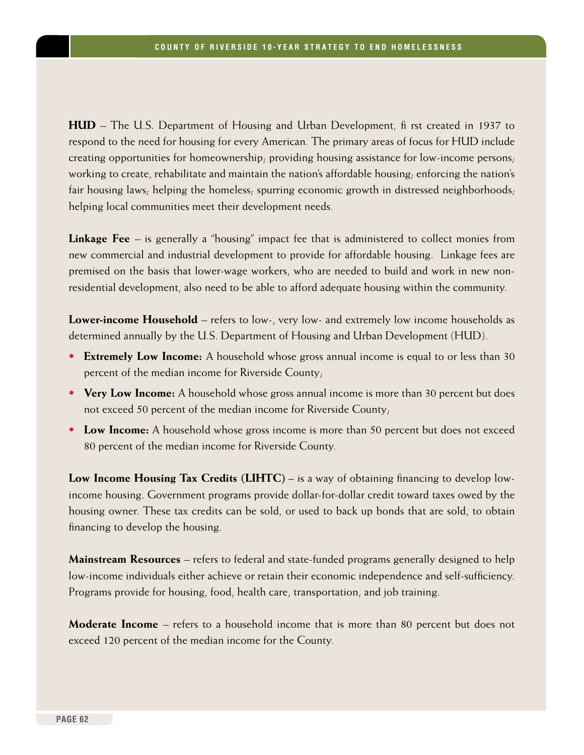**HUD** – The U.S. Department of Housing and Urban Development, first created in 1937 to respond to the need for housing for every American. The primary areas of focus for HUD include creating opportunities for homeownership; providing housing assistance for low-income persons; working to create, rehabilitate and maintain the nation's affordable housing; enforcing the nation's fair housing laws; helping the homeless; spurring economic growth in distressed neighborhoods; helping local communities meet their development needs.

**Linkage Fee** – is generally a "housing" impact fee that is administered to collect monies from new commercial and industrial development to provide for affordable housing. Linkage fees are premised on the basis that lower-wage workers, who are needed to build and work in new non-residential development, also need to be able to afford adequate housing within the community.

**Lower-income Household** – refers to low-, very low- and extremely low income households as determined annually by the U.S. Department of Housing and Urban Development (HUD).

- **Extremely Low Income:** A household whose gross annual income is equal to or less than 30 percent of the median income for Riverside County;
- **Very Low Income:** A household whose gross annual income is more than 30 percent but does not exceed 50 percent of the median income for Riverside County;
- **Low Income:** A household whose gross income is more than 50 percent but does not exceed 80 percent of the median income for Riverside County.

**Low Income Housing Tax Credits (LIHTC)** – is a way of obtaining financing to develop low-income housing. Government programs provide dollar-for-dollar credit toward taxes owed by the housing owner. These tax credits can be sold, or used to back up bonds that are sold, to obtain financing to develop the housing.

**Mainstream Resources** – refers to federal and state-funded programs generally designed to help low-income individuals either achieve or retain their economic independence and self-sufficiency. Programs provide for housing, food, health care, transportation, and job training.

**Moderate Income** – refers to a household income that is more than 80 percent but does not exceed 120 percent of the median income for the County.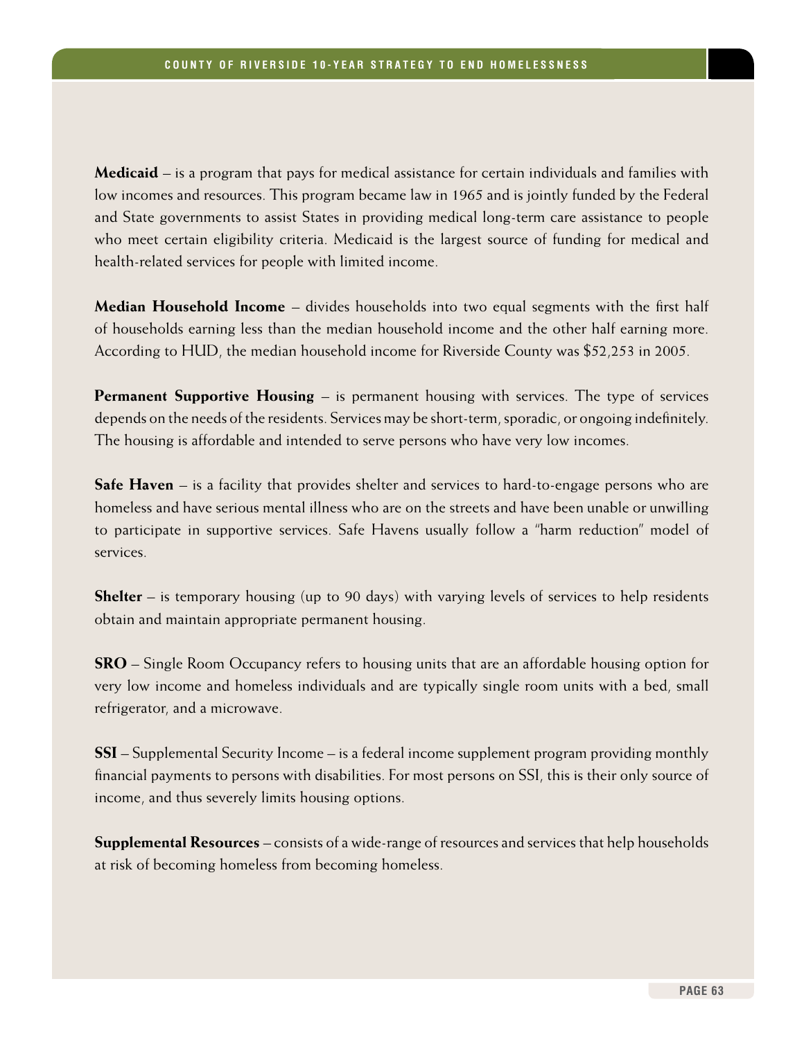**Medicaid** – is a program that pays for medical assistance for certain individuals and families with low incomes and resources. This program became law in 1965 and is jointly funded by the Federal and State governments to assist States in providing medical long-term care assistance to people who meet certain eligibility criteria. Medicaid is the largest source of funding for medical and health-related services for people with limited income.

**Median Household Income** – divides households into two equal segments with the first half of households earning less than the median household income and the other half earning more. According to HUD, the median household income for Riverside County was $52,253 in 2005.

**Permanent Supportive Housing** – is permanent housing with services. The type of services depends on the needs of the residents. Services may be short-term, sporadic, or ongoing indefinitely. The housing is affordable and intended to serve persons who have very low incomes.

**Safe Haven** – is a facility that provides shelter and services to hard-to-engage persons who are homeless and have serious mental illness who are on the streets and have been unable or unwilling to participate in supportive services. Safe Havens usually follow a "harm reduction" model of services.

**Shelter** – is temporary housing (up to 90 days) with varying levels of services to help residents obtain and maintain appropriate permanent housing.

**SRO** – Single Room Occupancy refers to housing units that are an affordable housing option for very low income and homeless individuals and are typically single room units with a bed, small refrigerator, and a microwave.

**SSI** – Supplemental Security Income – is a federal income supplement program providing monthly financial payments to persons with disabilities. For most persons on SSI, this is their only source of income, and thus severely limits housing options.

**Supplemental Resources** – consists of a wide-range of resources and services that help households at risk of becoming homeless from becoming homeless.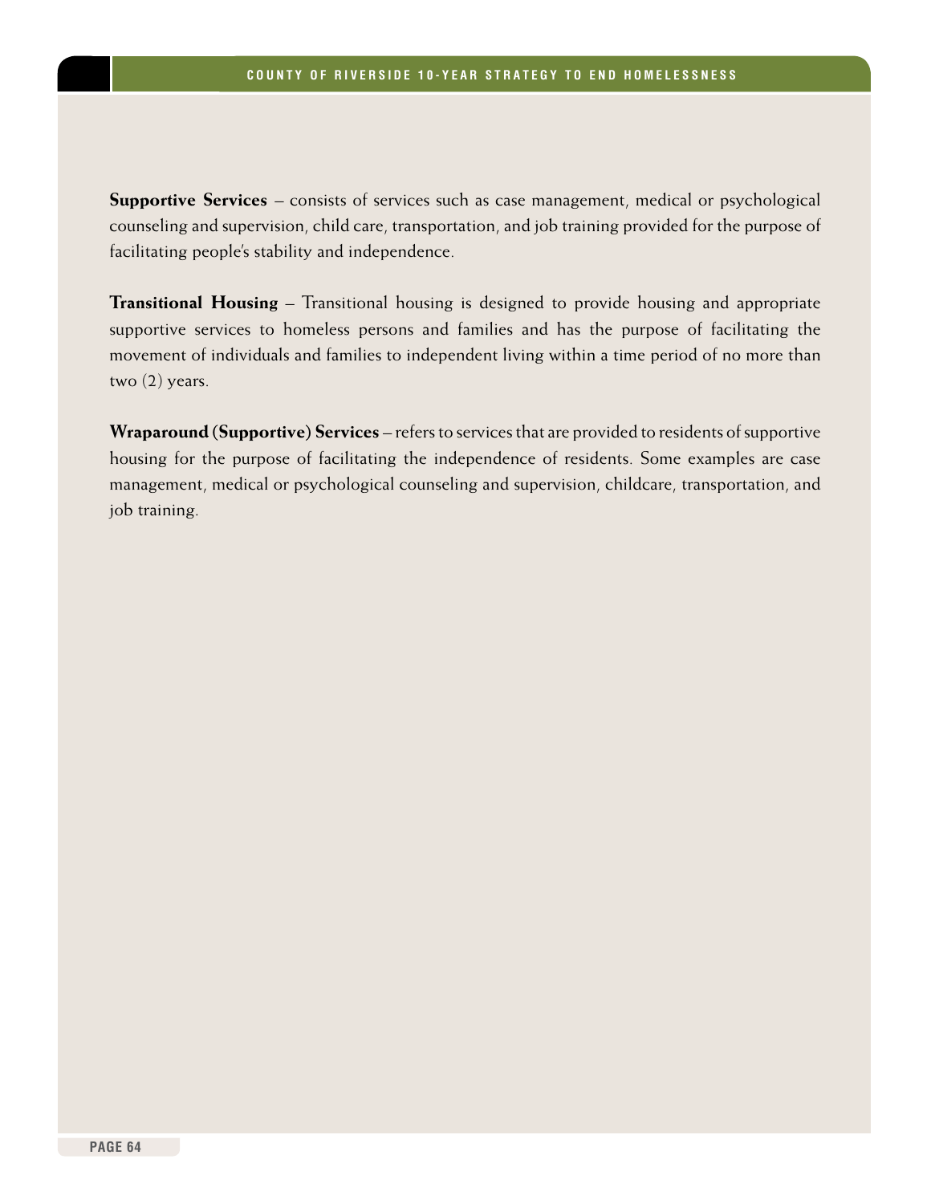**Supportive Services** – consists of services such as case management, medical or psychological counseling and supervision, child care, transportation, and job training provided for the purpose of facilitating people's stability and independence.

**Transitional Housing** – Transitional housing is designed to provide housing and appropriate supportive services to homeless persons and families and has the purpose of facilitating the movement of individuals and families to independent living within a time period of no more than two (2) years.

**Wraparound (Supportive) Services** – refers to services that are provided to residents of supportive housing for the purpose of facilitating the independence of residents. Some examples are case management, medical or psychological counseling and supervision, childcare, transportation, and job training.